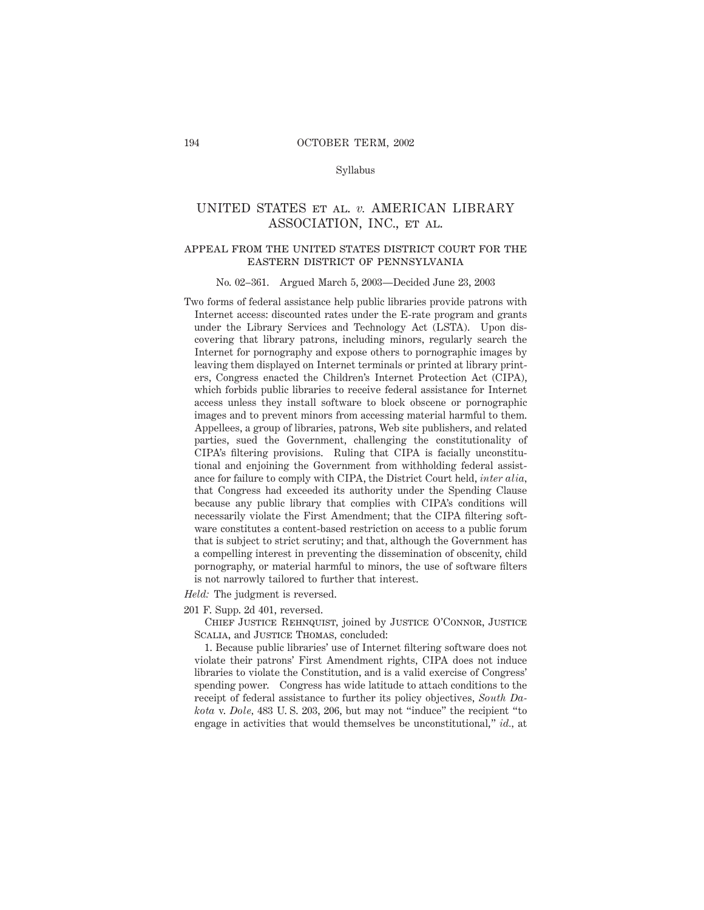Syllabus

# UNITED STATES ET AL. *v.* AMERICAN LIBRARY ASSOCIATION, INC., ET AL.

## APPEAL FROM THE UNITED STATES DISTRICT COURT FOR THE EASTERN DISTRICT OF PENNSYLVANIA

No. 02–361. Argued March 5, 2003—Decided June 23, 2003

Two forms of federal assistance help public libraries provide patrons with Internet access: discounted rates under the E-rate program and grants under the Library Services and Technology Act (LSTA). Upon discovering that library patrons, including minors, regularly search the Internet for pornography and expose others to pornographic images by leaving them displayed on Internet terminals or printed at library printers, Congress enacted the Children's Internet Protection Act (CIPA), which forbids public libraries to receive federal assistance for Internet access unless they install software to block obscene or pornographic images and to prevent minors from accessing material harmful to them. Appellees, a group of libraries, patrons, Web site publishers, and related parties, sued the Government, challenging the constitutionality of CIPA's filtering provisions. Ruling that CIPA is facially unconstitutional and enjoining the Government from withholding federal assistance for failure to comply with CIPA, the District Court held, *inter alia*, that Congress had exceeded its authority under the Spending Clause because any public library that complies with CIPA's conditions will necessarily violate the First Amendment; that the CIPA filtering software constitutes a content-based restriction on access to a public forum that is subject to strict scrutiny; and that, although the Government has a compelling interest in preventing the dissemination of obscenity, child pornography, or material harmful to minors, the use of software filters is not narrowly tailored to further that interest.

*Held:* The judgment is reversed.

201 F. Supp. 2d 401, reversed.

CHIEF JUSTICE REHNQUIST, joined by JUSTICE O'CONNOR, JUSTICE SCALIA, and JUSTICE THOMAS, concluded:

1. Because public libraries' use of Internet filtering software does not violate their patrons' First Amendment rights, CIPA does not induce libraries to violate the Constitution, and is a valid exercise of Congress' spending power. Congress has wide latitude to attach conditions to the receipt of federal assistance to further its policy objectives, *South Dakota* v. *Dole*, 483 U. S. 203, 206, but may not "induce" the recipient "to engage in activities that would themselves be unconstitutional," *id.*, at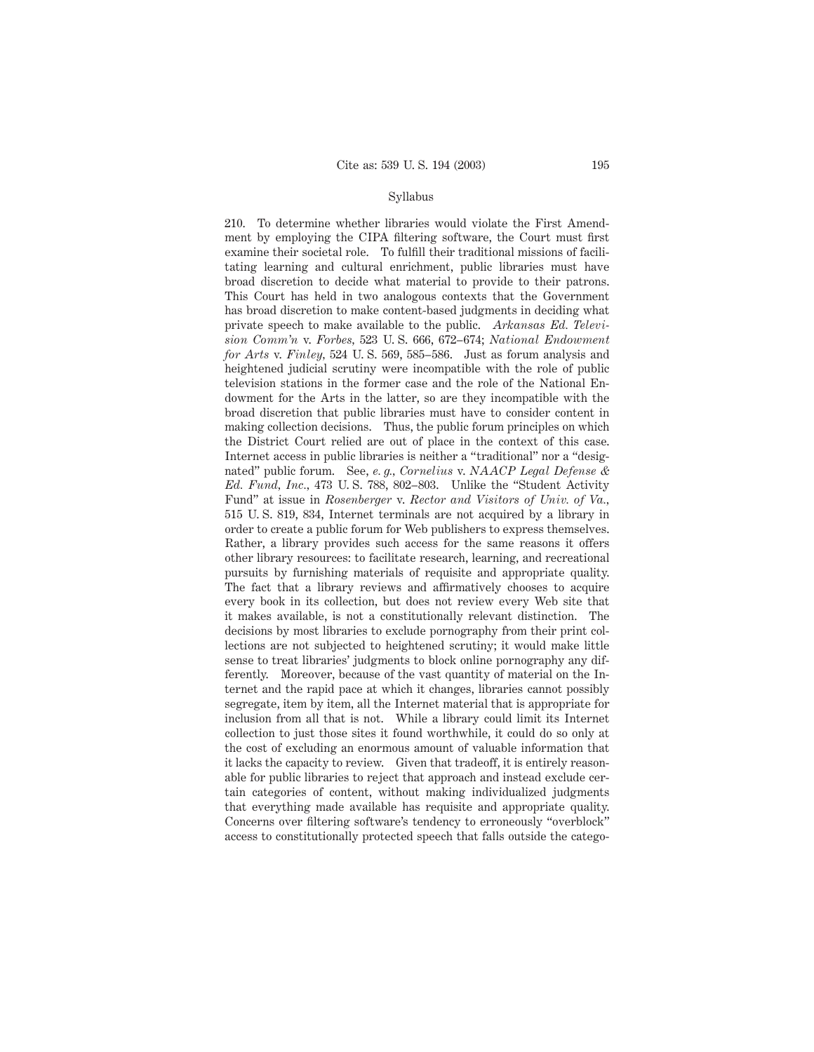210. To determine whether libraries would violate the First Amendment by employing the CIPA filtering software, the Court must first examine their societal role. To fulfill their traditional missions of facilitating learning and cultural enrichment, public libraries must have broad discretion to decide what material to provide to their patrons. This Court has held in two analogous contexts that the Government has broad discretion to make content-based judgments in deciding what private speech to make available to the public. *Arkansas Ed. Television Comm'n* v. *Forbes*, 523 U. S. 666, 672–674; *National Endowment for Arts* v. *Finley*, 524 U. S. 569, 585–586. Just as forum analysis and heightened judicial scrutiny were incompatible with the role of public television stations in the former case and the role of the National Endowment for the Arts in the latter, so are they incompatible with the broad discretion that public libraries must have to consider content in making collection decisions. Thus, the public forum principles on which the District Court relied are out of place in the context of this case. Internet access in public libraries is neither a "traditional" nor a "designated" public forum. See, *e. g.*, *Cornelius* v. *NAACP Legal Defense & Ed. Fund, Inc.*, 473 U. S. 788, 802–803. Unlike the "Student Activity Fund" at issue in *Rosenberger* v. *Rector and Visitors of Univ. of Va.*, 515 U. S. 819, 834, Internet terminals are not acquired by a library in order to create a public forum for Web publishers to express themselves. Rather, a library provides such access for the same reasons it offers other library resources: to facilitate research, learning, and recreational pursuits by furnishing materials of requisite and appropriate quality. The fact that a library reviews and affirmatively chooses to acquire every book in its collection, but does not review every Web site that it makes available, is not a constitutionally relevant distinction. The decisions by most libraries to exclude pornography from their print collections are not subjected to heightened scrutiny; it would make little sense to treat libraries' judgments to block online pornography any differently. Moreover, because of the vast quantity of material on the Internet and the rapid pace at which it changes, libraries cannot possibly segregate, item by item, all the Internet material that is appropriate for inclusion from all that is not. While a library could limit its Internet collection to just those sites it found worthwhile, it could do so only at the cost of excluding an enormous amount of valuable information that it lacks the capacity to review. Given that tradeoff, it is entirely reasonable for public libraries to reject that approach and instead exclude certain categories of content, without making individualized judgments that everything made available has requisite and appropriate quality. Concerns over filtering software's tendency to erroneously "overblock" access to constitutionally protected speech that falls outside the catego-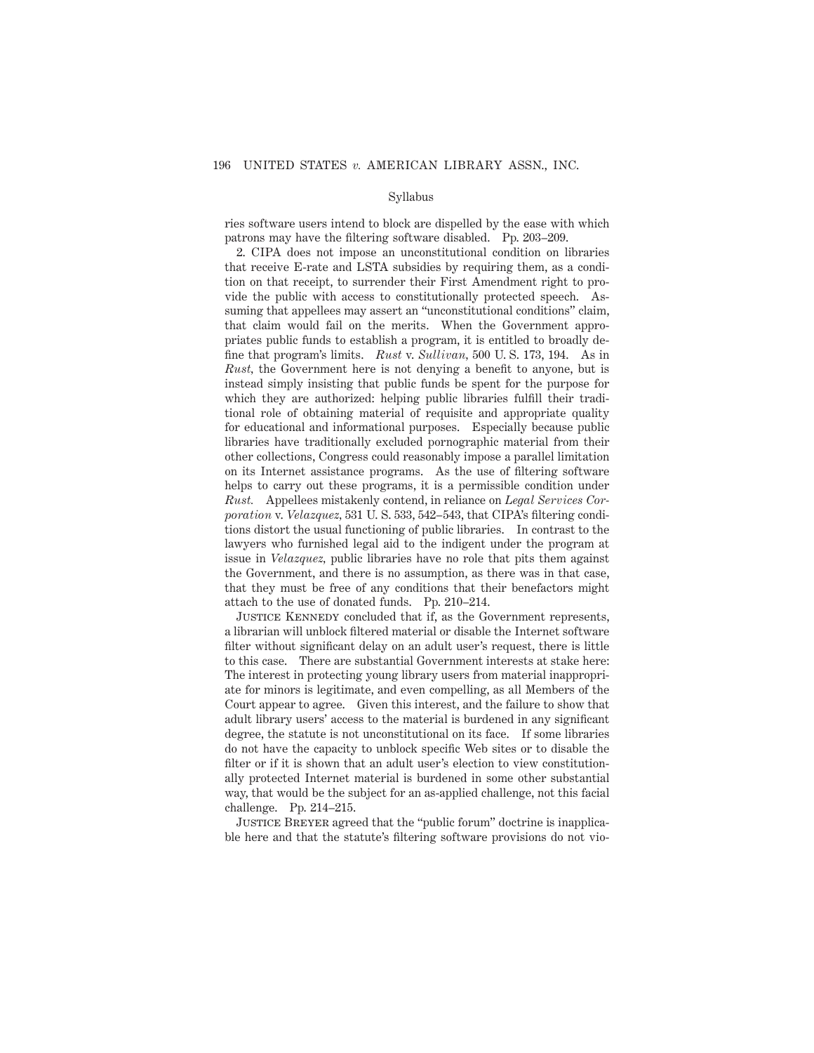ries software users intend to block are dispelled by the ease with which patrons may have the filtering software disabled. Pp. 203–209.

2. CIPA does not impose an unconstitutional condition on libraries that receive E-rate and LSTA subsidies by requiring them, as a condition on that receipt, to surrender their First Amendment right to provide the public with access to constitutionally protected speech. Assuming that appellees may assert an "unconstitutional conditions" claim, that claim would fail on the merits. When the Government appropriates public funds to establish a program, it is entitled to broadly define that program's limits. *Rust* v. *Sullivan,* 500 U. S. 173, 194. As in *Rust,* the Government here is not denying a benefit to anyone, but is instead simply insisting that public funds be spent for the purpose for which they are authorized: helping public libraries fulfill their traditional role of obtaining material of requisite and appropriate quality for educational and informational purposes. Especially because public libraries have traditionally excluded pornographic material from their other collections, Congress could reasonably impose a parallel limitation on its Internet assistance programs. As the use of filtering software helps to carry out these programs, it is a permissible condition under *Rust.* Appellees mistakenly contend, in reliance on *Legal Services Corporation* v. *Velazquez,* 531 U. S. 533, 542–543, that CIPA's filtering conditions distort the usual functioning of public libraries. In contrast to the lawyers who furnished legal aid to the indigent under the program at issue in *Velazquez,* public libraries have no role that pits them against the Government, and there is no assumption, as there was in that case, that they must be free of any conditions that their benefactors might attach to the use of donated funds. Pp. 210–214.

Justice Kennedy concluded that if, as the Government represents, a librarian will unblock filtered material or disable the Internet software filter without significant delay on an adult user's request, there is little to this case. There are substantial Government interests at stake here: The interest in protecting young library users from material inappropriate for minors is legitimate, and even compelling, as all Members of the Court appear to agree. Given this interest, and the failure to show that adult library users' access to the material is burdened in any significant degree, the statute is not unconstitutional on its face. If some libraries do not have the capacity to unblock specific Web sites or to disable the filter or if it is shown that an adult user's election to view constitutionally protected Internet material is burdened in some other substantial way, that would be the subject for an as-applied challenge, not this facial challenge. Pp. 214–215.

Justice Breyer agreed that the "public forum" doctrine is inapplicable here and that the statute's filtering software provisions do not vio-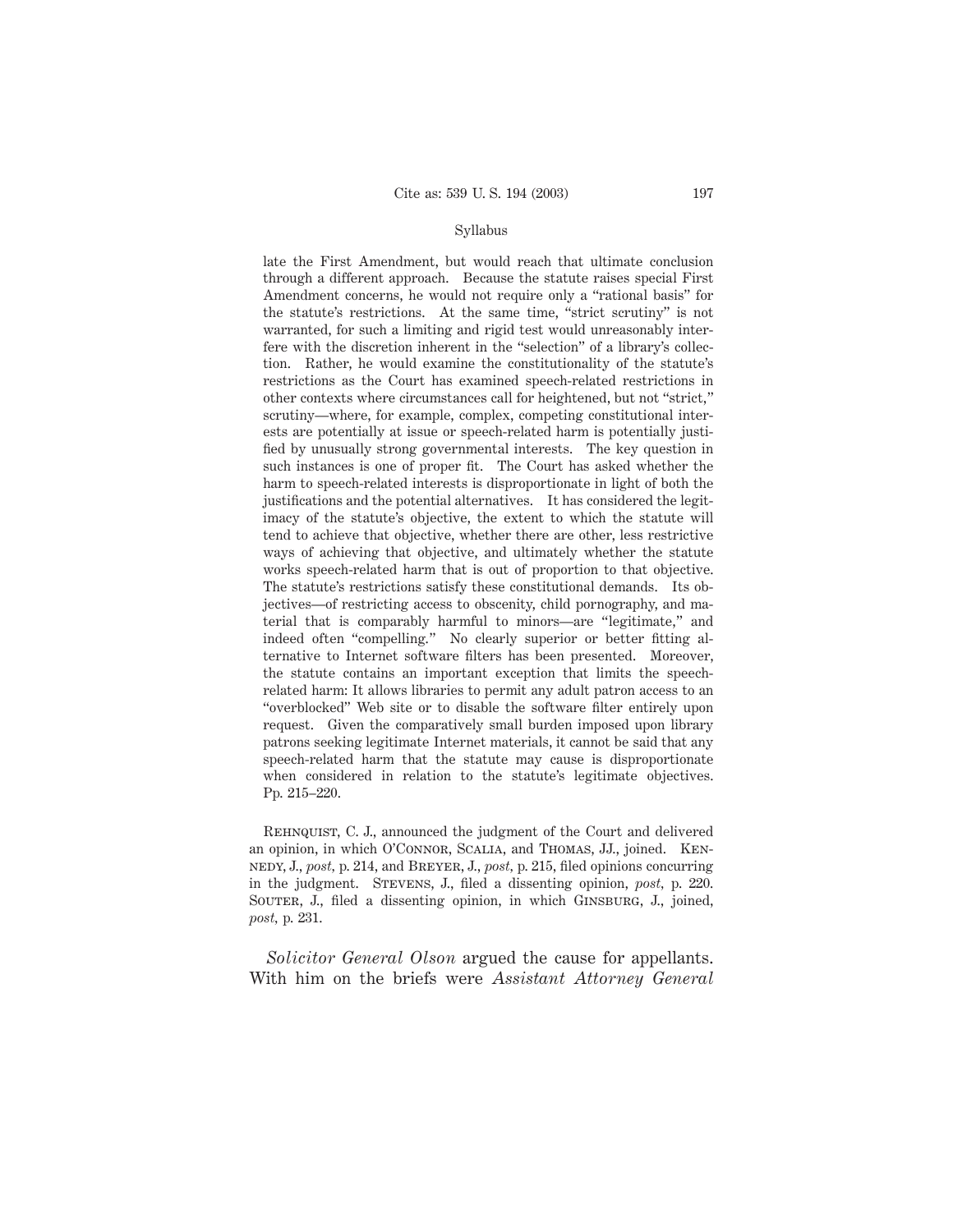late the First Amendment, but would reach that ultimate conclusion through a different approach. Because the statute raises special First Amendment concerns, he would not require only a "rational basis" for the statute's restrictions. At the same time, "strict scrutiny" is not warranted, for such a limiting and rigid test would unreasonably interfere with the discretion inherent in the "selection" of a library's collection. Rather, he would examine the constitutionality of the statute's restrictions as the Court has examined speech-related restrictions in other contexts where circumstances call for heightened, but not "strict," scrutiny—where, for example, complex, competing constitutional interests are potentially at issue or speech-related harm is potentially justified by unusually strong governmental interests. The key question in such instances is one of proper fit. The Court has asked whether the harm to speech-related interests is disproportionate in light of both the justifications and the potential alternatives. It has considered the legitimacy of the statute's objective, the extent to which the statute will tend to achieve that objective, whether there are other, less restrictive ways of achieving that objective, and ultimately whether the statute works speech-related harm that is out of proportion to that objective. The statute's restrictions satisfy these constitutional demands. Its objectives—of restricting access to obscenity, child pornography, and material that is comparably harmful to minors—are "legitimate," and indeed often "compelling." No clearly superior or better fitting alternative to Internet software filters has been presented. Moreover, the statute contains an important exception that limits the speech-related harm: It allows libraries to permit any adult patron access to an "overblocked" Web site or to disable the software filter entirely upon request. Given the comparatively small burden imposed upon library patrons seeking legitimate Internet materials, it cannot be said that any speech-related harm that the statute may cause is disproportionate when considered in relation to the statute's legitimate objectives. Pp. 215–220.

Rehnquist, C. J., announced the judgment of the Court and delivered an opinion, in which O'Connor, Scalia, and Thomas, JJ., joined. Kennedy, J., *post,* p. 214, and Breyer, J., *post,* p. 215, filed opinions concurring in the judgment. Stevens, J., filed a dissenting opinion, *post,* p. 220. Souter, J., filed a dissenting opinion, in which Ginsburg, J., joined, *post,* p. 231.

*Solicitor General Olson* argued the cause for appellants. With him on the briefs were *Assistant Attorney General*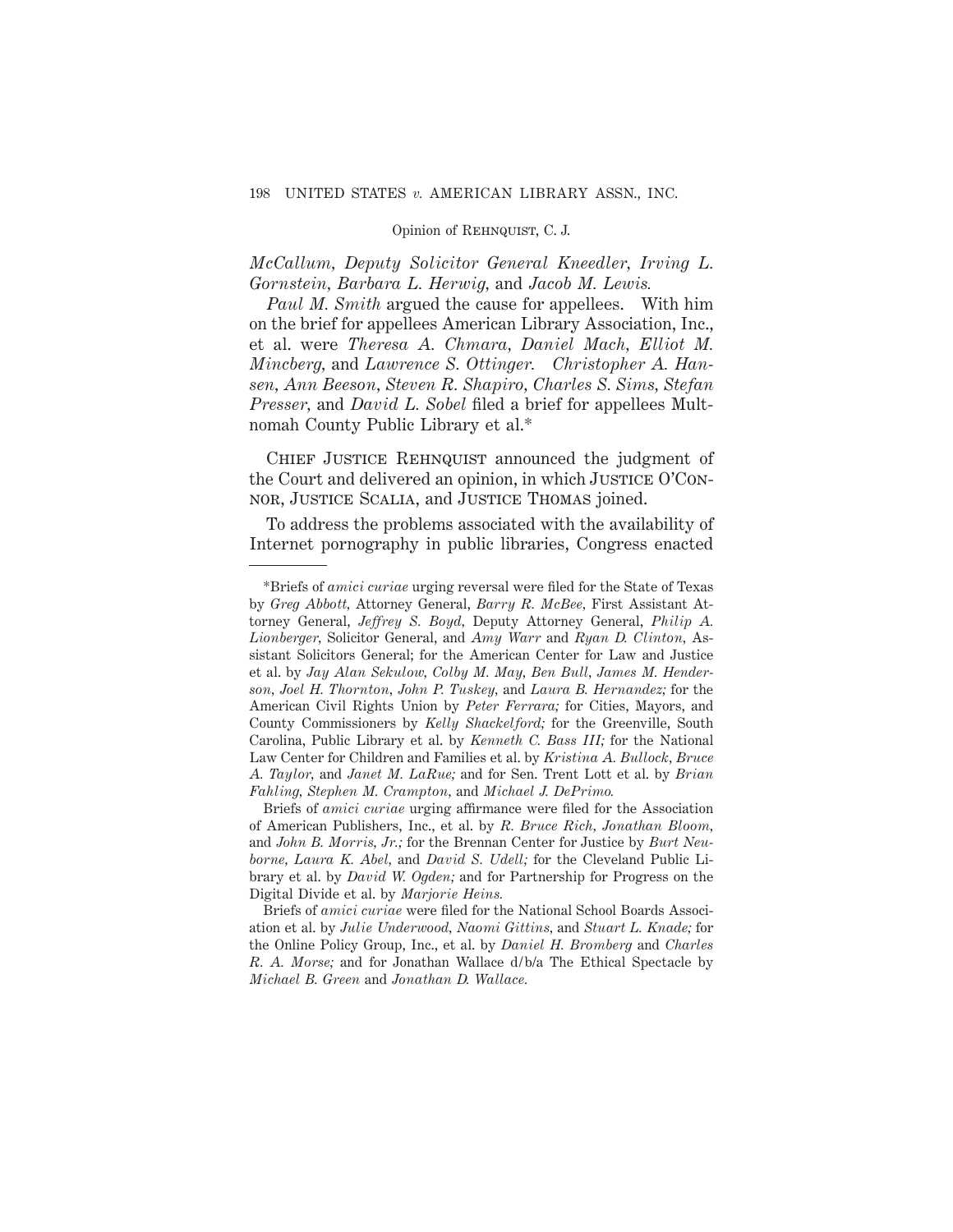*McCallum, Deputy Solicitor General Kneedler, Irving L. Gornstein, Barbara L. Herwig,* and *Jacob M. Lewis.*

*Paul M. Smith* argued the cause for appellees. With him on the brief for appellees American Library Association, Inc., et al. were *Theresa A. Chmara, Daniel Mach, Elliot M. Mincberg,* and *Lawrence S. Ottinger. Christopher A. Hansen, Ann Beeson, Steven R. Shapiro, Charles S. Sims, Stefan Presser,* and *David L. Sobel* filed a brief for appellees Multnomah County Public Library et al.*

Chief Justice Rehnquist announced the judgment of the Court and delivered an opinion, in which Justice O'Connor, Justice Scalia, and Justice Thomas joined.

To address the problems associated with the availability of Internet pornography in public libraries, Congress enacted

---

*Briefs of *amici curiae* urging reversal were filed for the State of Texas by *Greg Abbott,* Attorney General, *Barry R. McBee,* First Assistant Attorney General, *Jeffrey S. Boyd,* Deputy Attorney General, *Philip A. Lionberger,* Solicitor General, and *Amy Warr* and *Ryan D. Clinton,* Assistant Solicitors General; for the American Center for Law and Justice et al. by *Jay Alan Sekulow, Colby M. May, Ben Bull, James M. Henderson, Joel H. Thornton, John P. Tuskey,* and *Laura B. Hernandez;* for the American Civil Rights Union by *Peter Ferrara;* for Cities, Mayors, and County Commissioners by *Kelly Shackelford;* for the Greenville, South Carolina, Public Library et al. by *Kenneth C. Bass III;* for the National Law Center for Children and Families et al. by *Kristina A. Bullock, Bruce A. Taylor,* and *Janet M. LaRue;* and for Sen. Trent Lott et al. by *Brian Fahling, Stephen M. Crampton,* and *Michael J. DePrimo.*

Briefs of *amici curiae* urging affirmance were filed for the Association of American Publishers, Inc., et al. by *R. Bruce Rich, Jonathan Bloom,* and *John B. Morris, Jr.;* for the Brennan Center for Justice by *Burt Neuborne, Laura K. Abel,* and *David S. Udell;* for the Cleveland Public Library et al. by *David W. Ogden;* and for Partnership for Progress on the Digital Divide et al. by *Marjorie Heins.*

Briefs of *amici curiae* were filed for the National School Boards Association et al. by *Julie Underwood, Naomi Gittins,* and *Stuart L. Knade;* for the Online Policy Group, Inc., et al. by *Daniel H. Bromberg* and *Charles R. A. Morse;* and for Jonathan Wallace d/b/a The Ethical Spectacle by *Michael B. Green* and *Jonathan D. Wallace.*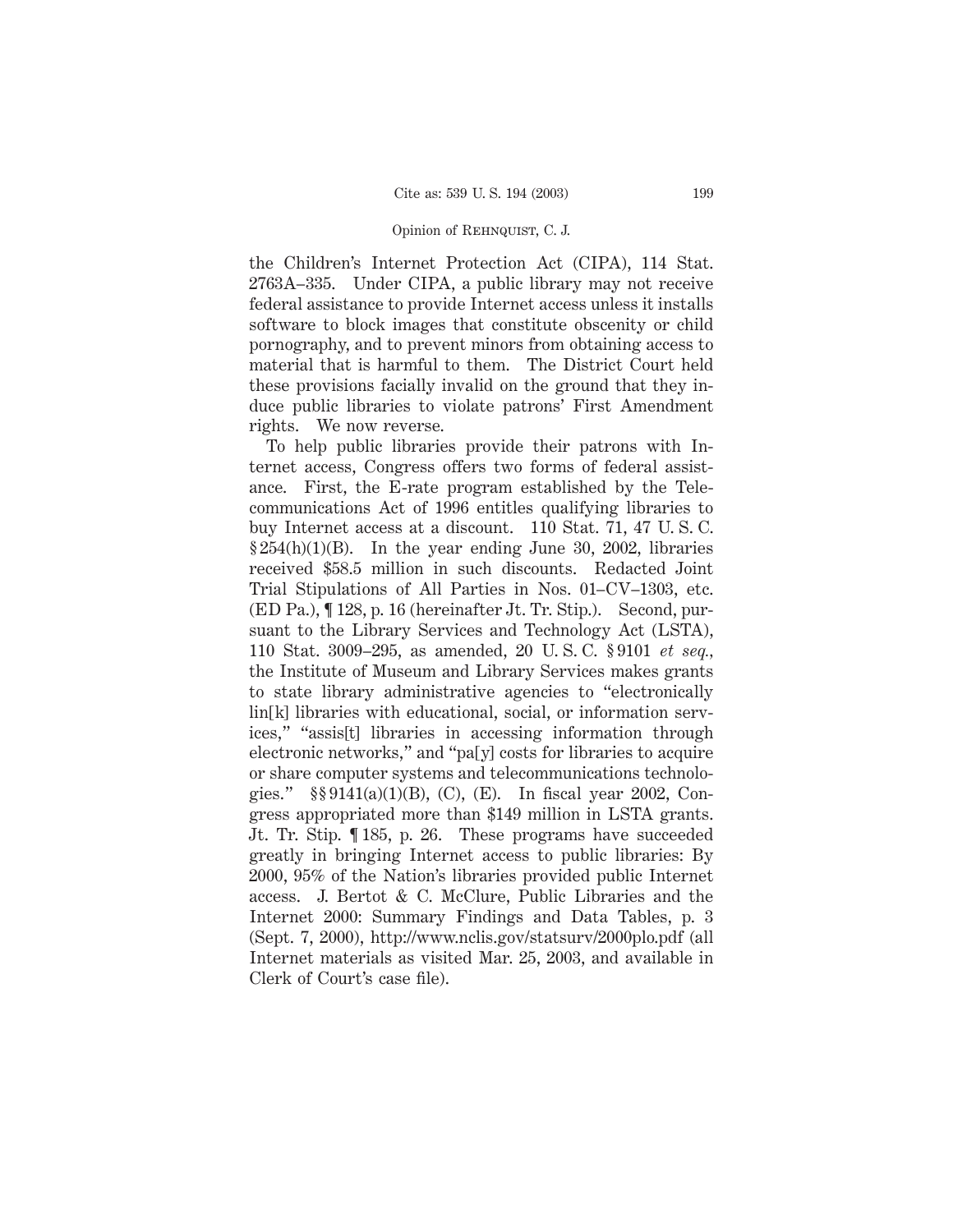the Children's Internet Protection Act (CIPA), 114 Stat. 2763A–335. Under CIPA, a public library may not receive federal assistance to provide Internet access unless it installs software to block images that constitute obscenity or child pornography, and to prevent minors from obtaining access to material that is harmful to them. The District Court held these provisions facially invalid on the ground that they induce public libraries to violate patrons' First Amendment rights. We now reverse.

To help public libraries provide their patrons with Internet access, Congress offers two forms of federal assistance. First, the E-rate program established by the Telecommunications Act of 1996 entitles qualifying libraries to buy Internet access at a discount. 110 Stat. 71, 47 U. S. C. § 254(h)(1)(B). In the year ending June 30, 2002, libraries received $58.5 million in such discounts. Redacted Joint Trial Stipulations of All Parties in Nos. 01–CV–1303, etc. (ED Pa.), ¶ 128, p. 16 (hereinafter Jt. Tr. Stip.). Second, pursuant to the Library Services and Technology Act (LSTA), 110 Stat. 3009–295, as amended, 20 U. S. C. § 9101 *et seq.*, the Institute of Museum and Library Services makes grants to state library administrative agencies to "electronically lin[k] libraries with educational, social, or information services," "assis[t] libraries in accessing information through electronic networks," and "pa[y] costs for libraries to acquire or share computer systems and telecommunications technologies." §§ 9141(a)(1)(B), (C), (E). In fiscal year 2002, Congress appropriated more than $149 million in LSTA grants. Jt. Tr. Stip. ¶ 185, p. 26. These programs have succeeded greatly in bringing Internet access to public libraries: By 2000, 95% of the Nation's libraries provided public Internet access. J. Bertot & C. McClure, Public Libraries and the Internet 2000: Summary Findings and Data Tables, p. 3 (Sept. 7, 2000), http://www.nclis.gov/statsurv/2000plo.pdf (all Internet materials as visited Mar. 25, 2003, and available in Clerk of Court's case file).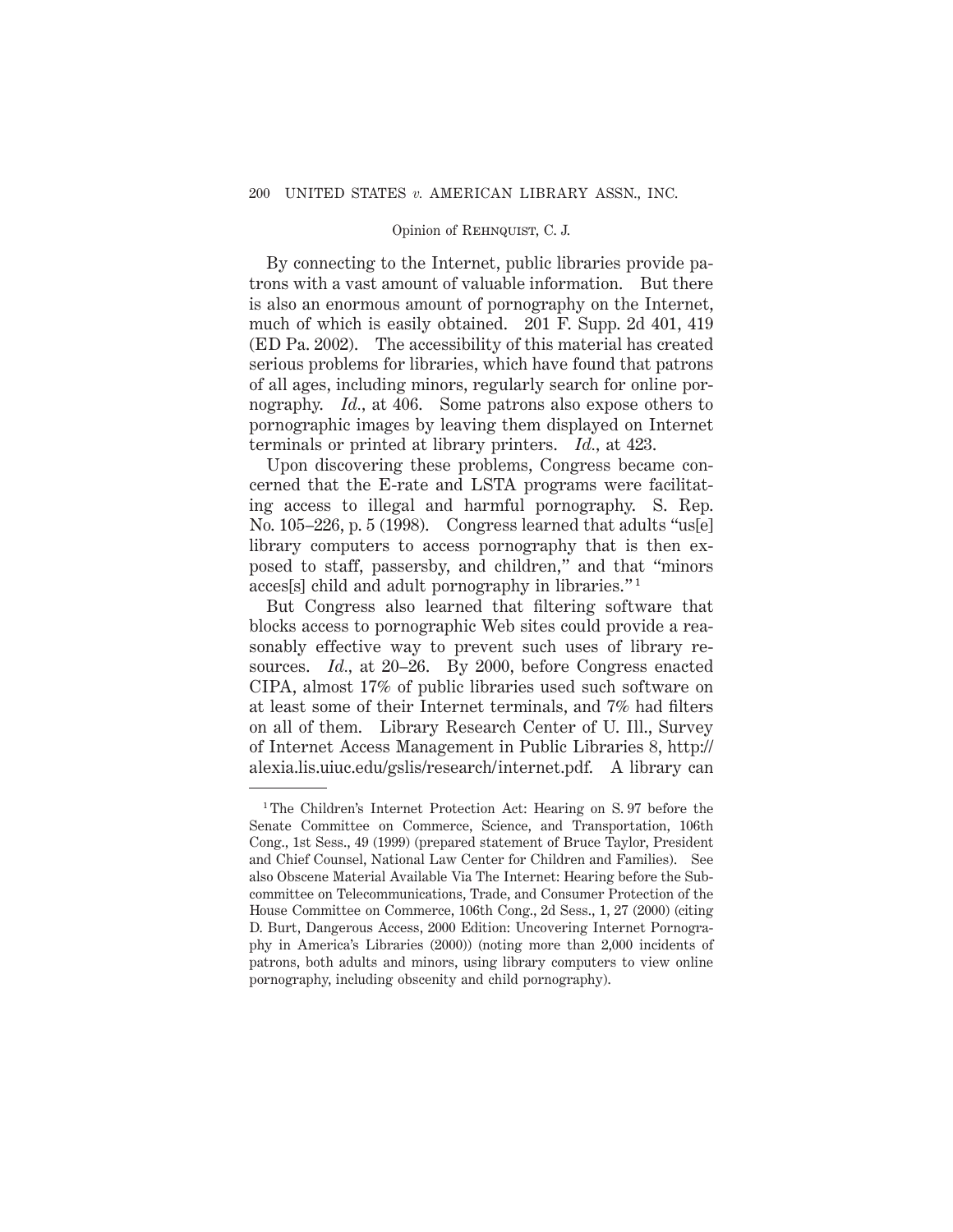By connecting to the Internet, public libraries provide patrons with a vast amount of valuable information. But there is also an enormous amount of pornography on the Internet, much of which is easily obtained. 201 F. Supp. 2d 401, 419 (ED Pa. 2002). The accessibility of this material has created serious problems for libraries, which have found that patrons of all ages, including minors, regularly search for online pornography. *Id.*, at 406. Some patrons also expose others to pornographic images by leaving them displayed on Internet terminals or printed at library printers. *Id.*, at 423.

Upon discovering these problems, Congress became concerned that the E-rate and LSTA programs were facilitating access to illegal and harmful pornography. S. Rep. No. 105–226, p. 5 (1998). Congress learned that adults "us[e] library computers to access pornography that is then exposed to staff, passersby, and children," and that "minors acces[s] child and adult pornography in libraries."[1]

But Congress also learned that filtering software that blocks access to pornographic Web sites could provide a reasonably effective way to prevent such uses of library resources. *Id.*, at 20–26. By 2000, before Congress enacted CIPA, almost 17% of public libraries used such software on at least some of their Internet terminals, and 7% had filters on all of them. Library Research Center of U. Ill., Survey of Internet Access Management in Public Libraries 8, http://alexia.lis.uiuc.edu/gslis/research/internet.pdf. A library can

---

[1] The Children's Internet Protection Act: Hearing on S. 97 before the Senate Committee on Commerce, Science, and Transportation, 106th Cong., 1st Sess., 49 (1999) (prepared statement of Bruce Taylor, President and Chief Counsel, National Law Center for Children and Families). See also Obscene Material Available Via The Internet: Hearing before the Subcommittee on Telecommunications, Trade, and Consumer Protection of the House Committee on Commerce, 106th Cong., 2d Sess., 1, 27 (2000) (citing D. Burt, Dangerous Access, 2000 Edition: Uncovering Internet Pornography in America's Libraries (2000)) (noting more than 2,000 incidents of patrons, both adults and minors, using library computers to view online pornography, including obscenity and child pornography).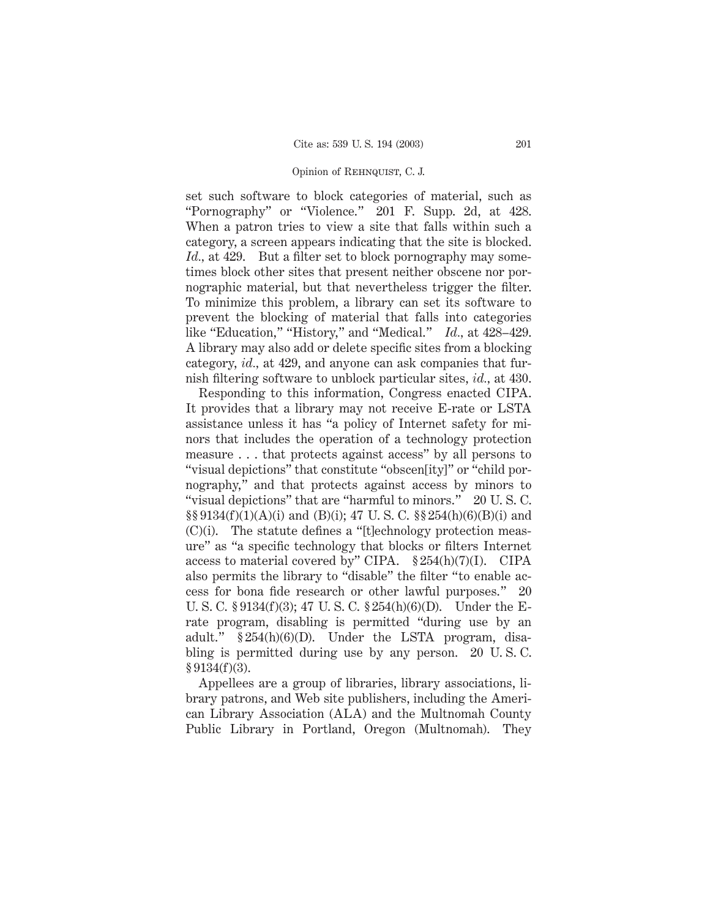set such software to block categories of material, such as "Pornography" or "Violence." 201 F. Supp. 2d, at 428. When a patron tries to view a site that falls within such a category, a screen appears indicating that the site is blocked. *Id.*, at 429. But a filter set to block pornography may sometimes block other sites that present neither obscene nor pornographic material, but that nevertheless trigger the filter. To minimize this problem, a library can set its software to prevent the blocking of material that falls into categories like "Education," "History," and "Medical." *Id.*, at 428–429. A library may also add or delete specific sites from a blocking category, *id.*, at 429, and anyone can ask companies that furnish filtering software to unblock particular sites, *id.*, at 430.

Responding to this information, Congress enacted CIPA. It provides that a library may not receive E-rate or LSTA assistance unless it has "a policy of Internet safety for minors that includes the operation of a technology protection measure . . . that protects against access" by all persons to "visual depictions" that constitute "obscen[ity]" or "child pornography," and that protects against access by minors to "visual depictions" that are "harmful to minors." 20 U. S. C. §§ 9134(f)(1)(A)(i) and (B)(i); 47 U. S. C. §§ 254(h)(6)(B)(i) and (C)(i). The statute defines a "[t]echnology protection measure" as "a specific technology that blocks or filters Internet access to material covered by" CIPA. § 254(h)(7)(I). CIPA also permits the library to "disable" the filter "to enable access for bona fide research or other lawful purposes." 20 U. S. C. § 9134(f)(3); 47 U. S. C. § 254(h)(6)(D). Under the E-rate program, disabling is permitted "during use by an adult." § 254(h)(6)(D). Under the LSTA program, disabling is permitted during use by any person. 20 U. S. C. § 9134(f)(3).

Appellees are a group of libraries, library associations, library patrons, and Web site publishers, including the American Library Association (ALA) and the Multnomah County Public Library in Portland, Oregon (Multnomah). They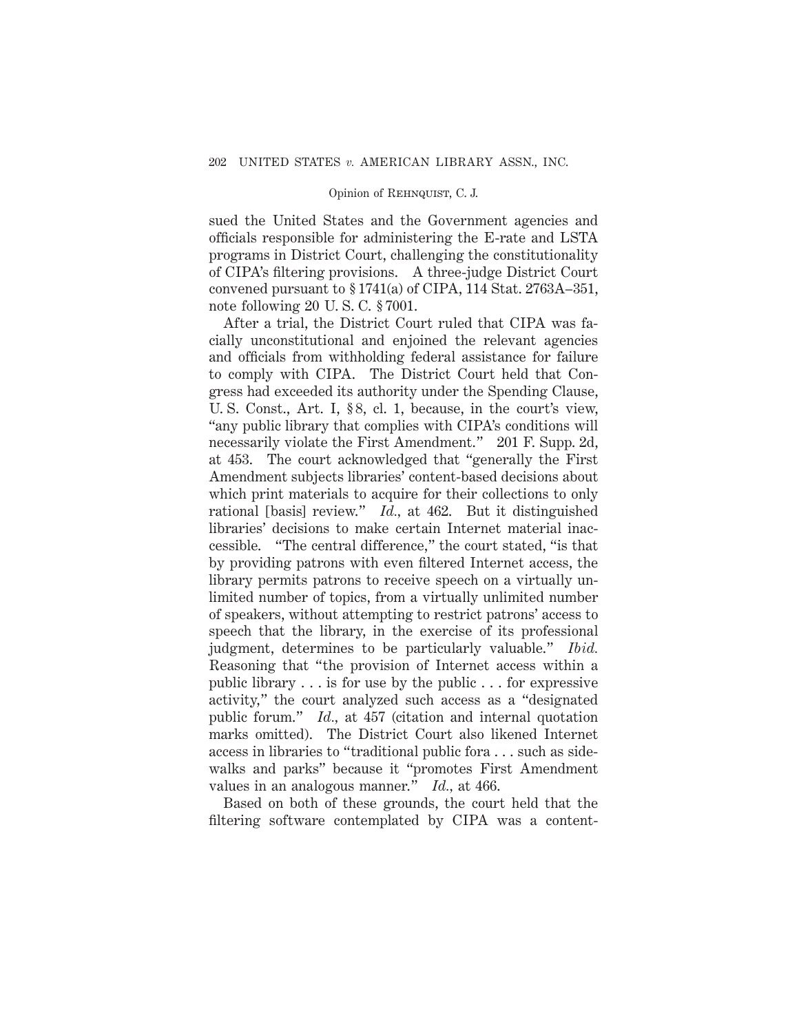sued the United States and the Government agencies and officials responsible for administering the E-rate and LSTA programs in District Court, challenging the constitutionality of CIPA's filtering provisions. A three-judge District Court convened pursuant to § 1741(a) of CIPA, 114 Stat. 2763A–351, note following 20 U. S. C. § 7001.

After a trial, the District Court ruled that CIPA was facially unconstitutional and enjoined the relevant agencies and officials from withholding federal assistance for failure to comply with CIPA. The District Court held that Congress had exceeded its authority under the Spending Clause, U. S. Const., Art. I, § 8, cl. 1, because, in the court's view, "any public library that complies with CIPA's conditions will necessarily violate the First Amendment." 201 F. Supp. 2d, at 453. The court acknowledged that "generally the First Amendment subjects libraries' content-based decisions about which print materials to acquire for their collections to only rational [basis] review." *Id.*, at 462. But it distinguished libraries' decisions to make certain Internet material inaccessible. "The central difference," the court stated, "is that by providing patrons with even filtered Internet access, the library permits patrons to receive speech on a virtually unlimited number of topics, from a virtually unlimited number of speakers, without attempting to restrict patrons' access to speech that the library, in the exercise of its professional judgment, determines to be particularly valuable." *Ibid.* Reasoning that "the provision of Internet access within a public library . . . is for use by the public . . . for expressive activity," the court analyzed such access as a "designated public forum." *Id.*, at 457 (citation and internal quotation marks omitted). The District Court also likened Internet access in libraries to "traditional public fora . . . such as sidewalks and parks" because it "promotes First Amendment values in an analogous manner." *Id.*, at 466.

Based on both of these grounds, the court held that the filtering software contemplated by CIPA was a content-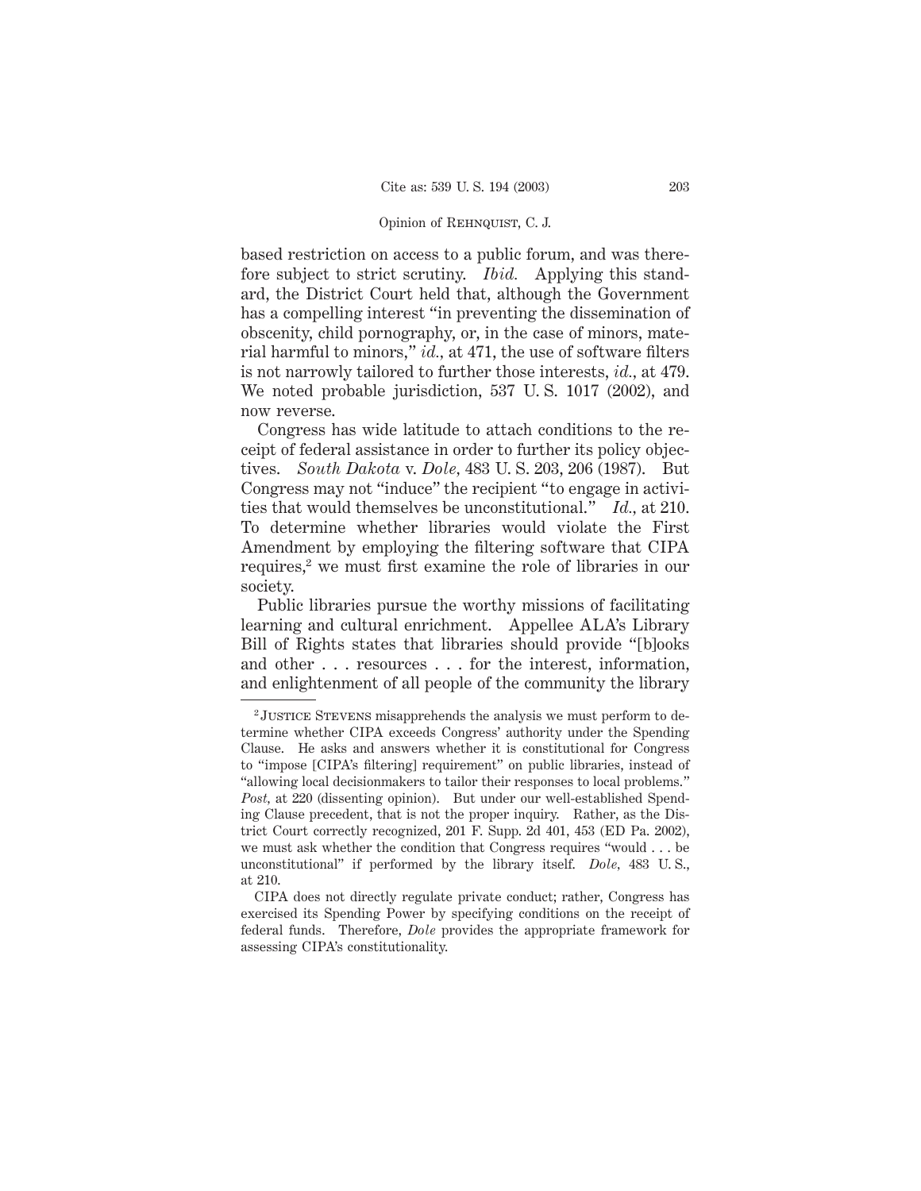based restriction on access to a public forum, and was therefore subject to strict scrutiny. *Ibid.* Applying this standard, the District Court held that, although the Government has a compelling interest "in preventing the dissemination of obscenity, child pornography, or, in the case of minors, material harmful to minors," *id.,* at 471, the use of software filters is not narrowly tailored to further those interests, *id.,* at 479. We noted probable jurisdiction, 537 U. S. 1017 (2002), and now reverse.

Congress has wide latitude to attach conditions to the receipt of federal assistance in order to further its policy objectives. *South Dakota* v. *Dole*, 483 U. S. 203, 206 (1987). But Congress may not "induce" the recipient "to engage in activities that would themselves be unconstitutional." *Id.,* at 210. To determine whether libraries would violate the First Amendment by employing the filtering software that CIPA requires,[2] we must first examine the role of libraries in our society.

Public libraries pursue the worthy missions of facilitating learning and cultural enrichment. Appellee ALA's Library Bill of Rights states that libraries should provide "[b]ooks and other . . . resources . . . for the interest, information, and enlightenment of all people of the community the library

---

[2] JUSTICE STEVENS misapprehends the analysis we must perform to determine whether CIPA exceeds Congress' authority under the Spending Clause. He asks and answers whether it is constitutional for Congress to "impose [CIPA's filtering] requirement" on public libraries, instead of "allowing local decisionmakers to tailor their responses to local problems." *Post,* at 220 (dissenting opinion). But under our well-established Spending Clause precedent, that is not the proper inquiry. Rather, as the District Court correctly recognized, 201 F. Supp. 2d 401, 453 (ED Pa. 2002), we must ask whether the condition that Congress requires "would . . . be unconstitutional" if performed by the library itself. *Dole,* 483 U. S., at 210.

CIPA does not directly regulate private conduct; rather, Congress has exercised its Spending Power by specifying conditions on the receipt of federal funds. Therefore, *Dole* provides the appropriate framework for assessing CIPA's constitutionality.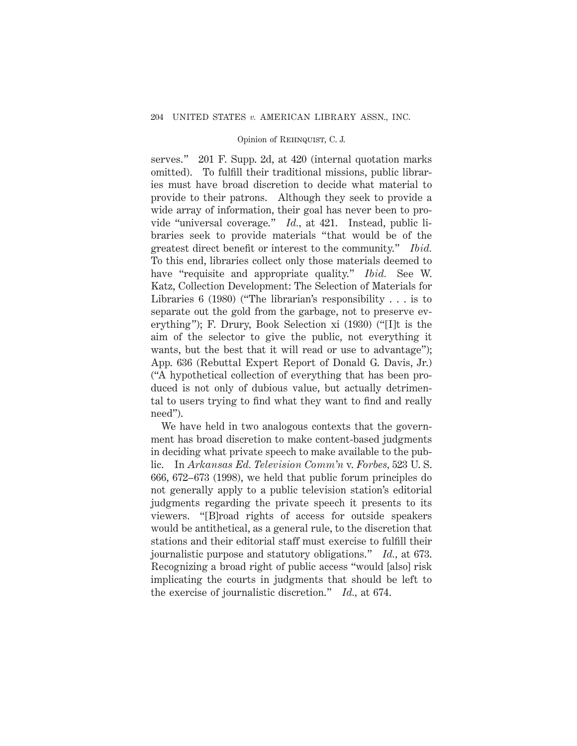serves." 201 F. Supp. 2d, at 420 (internal quotation marks omitted). To fulfill their traditional missions, public libraries must have broad discretion to decide what material to provide to their patrons. Although they seek to provide a wide array of information, their goal has never been to provide "universal coverage." *Id.*, at 421. Instead, public libraries seek to provide materials "that would be of the greatest direct benefit or interest to the community." *Ibid.* To this end, libraries collect only those materials deemed to have "requisite and appropriate quality." *Ibid.* See W. Katz, Collection Development: The Selection of Materials for Libraries 6 (1980) ("The librarian's responsibility . . . is to separate out the gold from the garbage, not to preserve everything"); F. Drury, Book Selection xi (1930) ("[I]t is the aim of the selector to give the public, not everything it wants, but the best that it will read or use to advantage"); App. 636 (Rebuttal Expert Report of Donald G. Davis, Jr.) ("A hypothetical collection of everything that has been produced is not only of dubious value, but actually detrimental to users trying to find what they want to find and really need").

We have held in two analogous contexts that the government has broad discretion to make content-based judgments in deciding what private speech to make available to the public. In *Arkansas Ed. Television Comm'n* v. *Forbes*, 523 U. S. 666, 672–673 (1998), we held that public forum principles do not generally apply to a public television station's editorial judgments regarding the private speech it presents to its viewers. "[B]road rights of access for outside speakers would be antithetical, as a general rule, to the discretion that stations and their editorial staff must exercise to fulfill their journalistic purpose and statutory obligations." *Id.*, at 673. Recognizing a broad right of public access "would [also] risk implicating the courts in judgments that should be left to the exercise of journalistic discretion." *Id.*, at 674.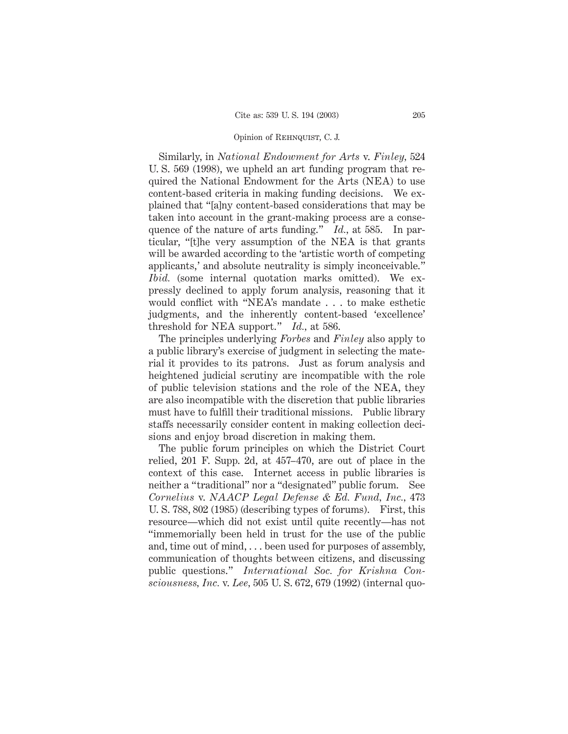Similarly, in *National Endowment for Arts* v. *Finley*, 524 U. S. 569 (1998), we upheld an art funding program that required the National Endowment for the Arts (NEA) to use content-based criteria in making funding decisions. We explained that "[a]ny content-based considerations that may be taken into account in the grant-making process are a consequence of the nature of arts funding." *Id.*, at 585. In particular, "[t]he very assumption of the NEA is that grants will be awarded according to the 'artistic worth of competing applicants,' and absolute neutrality is simply inconceivable." *Ibid.* (some internal quotation marks omitted). We expressly declined to apply forum analysis, reasoning that it would conflict with "NEA's mandate . . . to make esthetic judgments, and the inherently content-based 'excellence' threshold for NEA support." *Id.*, at 586.

The principles underlying *Forbes* and *Finley* also apply to a public library's exercise of judgment in selecting the material it provides to its patrons. Just as forum analysis and heightened judicial scrutiny are incompatible with the role of public television stations and the role of the NEA, they are also incompatible with the discretion that public libraries must have to fulfill their traditional missions. Public library staffs necessarily consider content in making collection decisions and enjoy broad discretion in making them.

The public forum principles on which the District Court relied, 201 F. Supp. 2d, at 457–470, are out of place in the context of this case. Internet access in public libraries is neither a "traditional" nor a "designated" public forum. See *Cornelius* v. *NAACP Legal Defense & Ed. Fund, Inc.*, 473 U. S. 788, 802 (1985) (describing types of forums). First, this resource—which did not exist until quite recently—has not "immemorially been held in trust for the use of the public and, time out of mind, . . . been used for purposes of assembly, communication of thoughts between citizens, and discussing public questions." *International Soc. for Krishna Consciousness, Inc.* v. *Lee*, 505 U. S. 672, 679 (1992) (internal quo-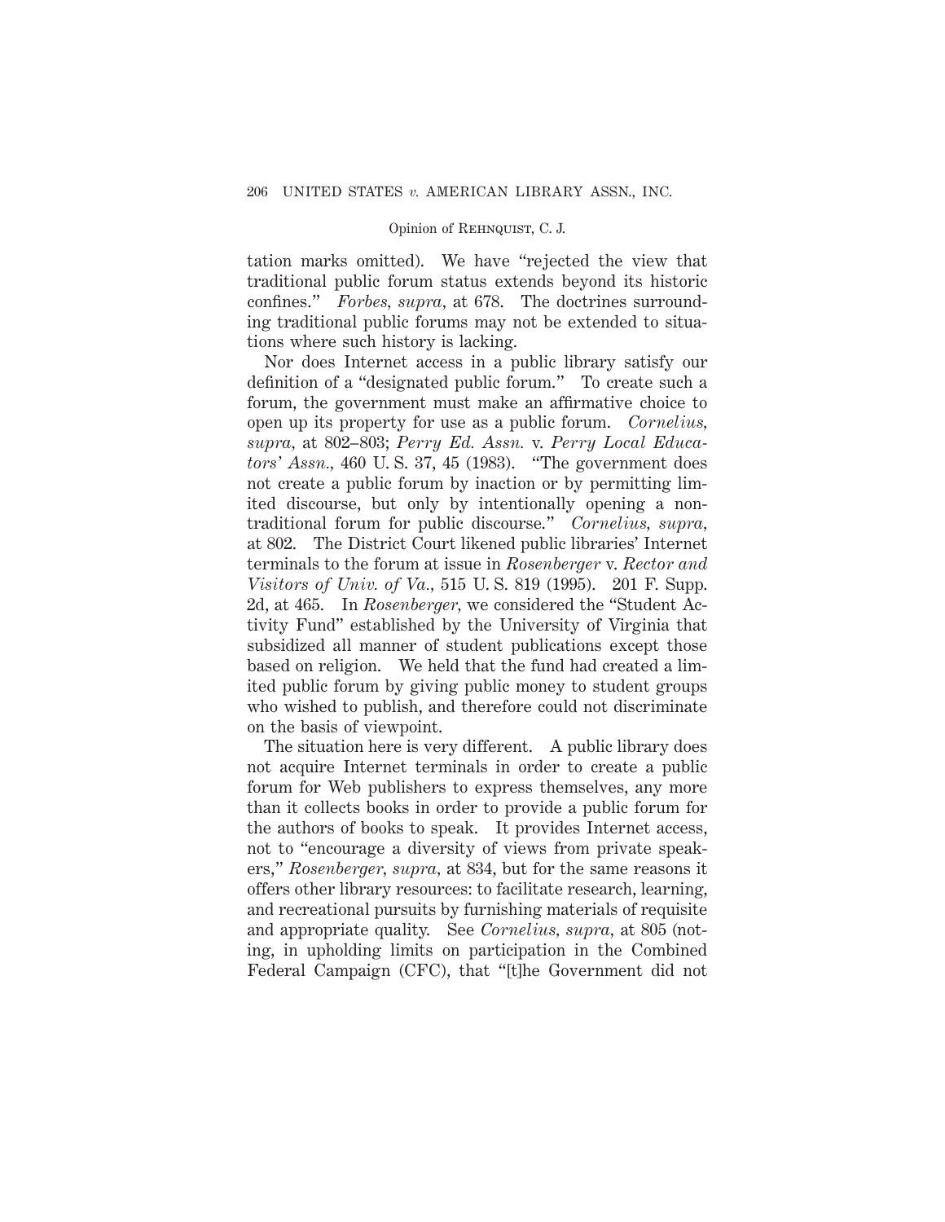tation marks omitted). We have "rejected the view that traditional public forum status extends beyond its historic confines." *Forbes, supra,* at 678. The doctrines surrounding traditional public forums may not be extended to situations where such history is lacking.

Nor does Internet access in a public library satisfy our definition of a "designated public forum." To create such a forum, the government must make an affirmative choice to open up its property for use as a public forum. *Cornelius, supra,* at 802–803; *Perry Ed. Assn.* v. *Perry Local Educators' Assn.,* 460 U. S. 37, 45 (1983). "The government does not create a public forum by inaction or by permitting limited discourse, but only by intentionally opening a nontraditional forum for public discourse." *Cornelius, supra,* at 802. The District Court likened public libraries' Internet terminals to the forum at issue in *Rosenberger* v. *Rector and Visitors of Univ. of Va.,* 515 U. S. 819 (1995). 201 F. Supp. 2d, at 465. In *Rosenberger,* we considered the "Student Activity Fund" established by the University of Virginia that subsidized all manner of student publications except those based on religion. We held that the fund had created a limited public forum by giving public money to student groups who wished to publish, and therefore could not discriminate on the basis of viewpoint.

The situation here is very different. A public library does not acquire Internet terminals in order to create a public forum for Web publishers to express themselves, any more than it collects books in order to provide a public forum for the authors of books to speak. It provides Internet access, not to "encourage a diversity of views from private speakers," *Rosenberger, supra,* at 834, but for the same reasons it offers other library resources: to facilitate research, learning, and recreational pursuits by furnishing materials of requisite and appropriate quality. See *Cornelius, supra,* at 805 (noting, in upholding limits on participation in the Combined Federal Campaign (CFC), that "[t]he Government did not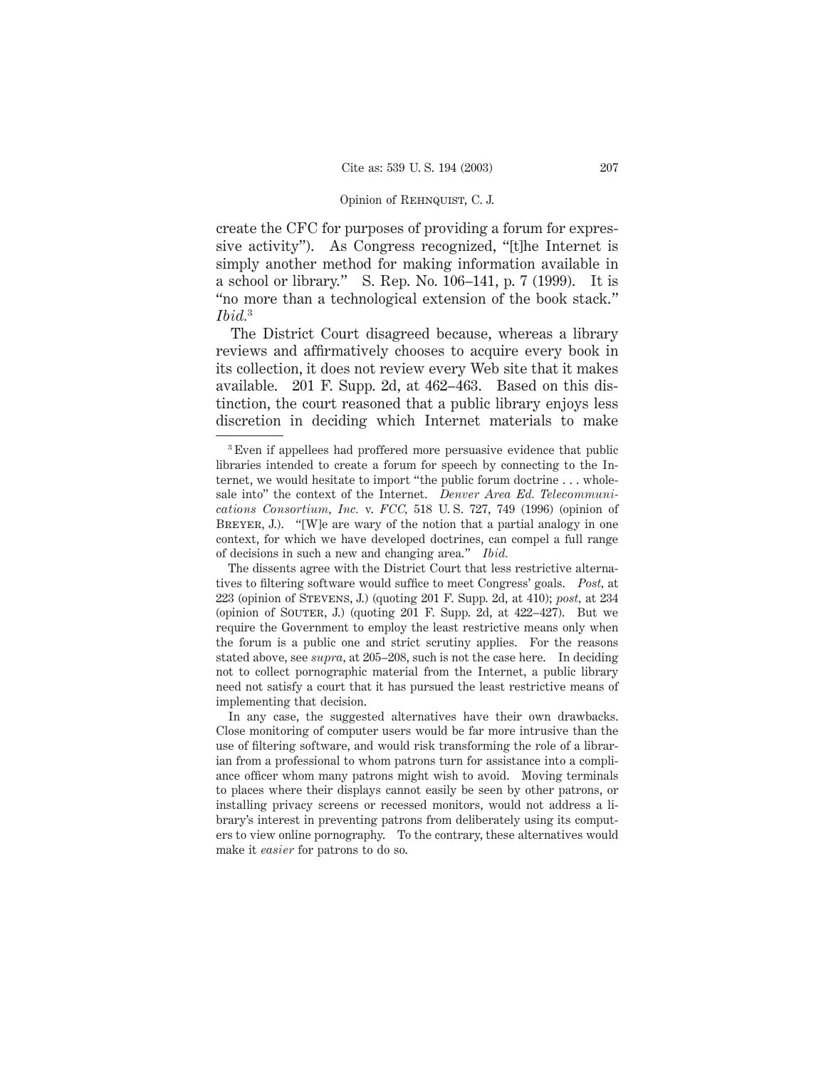create the CFC for purposes of providing a forum for expressive activity"). As Congress recognized, "[t]he Internet is simply another method for making information available in a school or library." S. Rep. No. 106–141, p. 7 (1999). It is "no more than a technological extension of the book stack." *Ibid.*[3]

The District Court disagreed because, whereas a library reviews and affirmatively chooses to acquire every book in its collection, it does not review every Web site that it makes available. 201 F. Supp. 2d, at 462–463. Based on this distinction, the court reasoned that a public library enjoys less discretion in deciding which Internet materials to make

---

[3] Even if appellees had proffered more persuasive evidence that public libraries intended to create a forum for speech by connecting to the Internet, we would hesitate to import "the public forum doctrine . . . wholesale into" the context of the Internet. *Denver Area Ed. Telecommunications Consortium, Inc.* v. *FCC,* 518 U. S. 727, 749 (1996) (opinion of Breyer, J.). "[W]e are wary of the notion that a partial analogy in one context, for which we have developed doctrines, can compel a full range of decisions in such a new and changing area." *Ibid.*

The dissents agree with the District Court that less restrictive alternatives to filtering software would suffice to meet Congress' goals. *Post,* at 223 (opinion of Stevens, J.) (quoting 201 F. Supp. 2d, at 410); *post,* at 234 (opinion of Souter, J.) (quoting 201 F. Supp. 2d, at 422–427). But we require the Government to employ the least restrictive means only when the forum is a public one and strict scrutiny applies. For the reasons stated above, see *supra,* at 205–208, such is not the case here. In deciding not to collect pornographic material from the Internet, a public library need not satisfy a court that it has pursued the least restrictive means of implementing that decision.

In any case, the suggested alternatives have their own drawbacks. Close monitoring of computer users would be far more intrusive than the use of filtering software, and would risk transforming the role of a librarian from a professional to whom patrons turn for assistance into a compliance officer whom many patrons might wish to avoid. Moving terminals to places where their displays cannot easily be seen by other patrons, or installing privacy screens or recessed monitors, would not address a library's interest in preventing patrons from deliberately using its computers to view online pornography. To the contrary, these alternatives would make it *easier* for patrons to do so.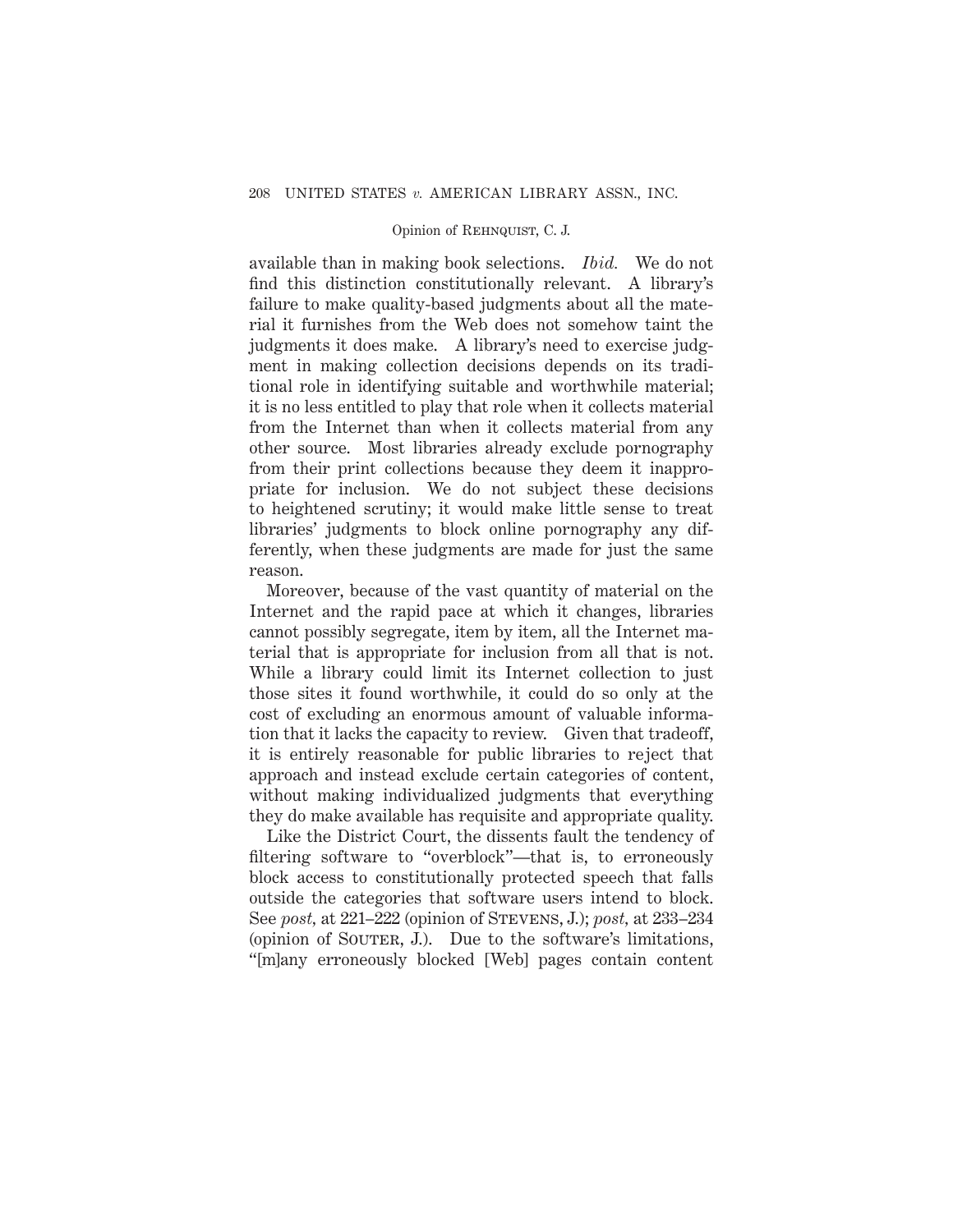available than in making book selections. *Ibid.* We do not find this distinction constitutionally relevant. A library's failure to make quality-based judgments about all the material it furnishes from the Web does not somehow taint the judgments it does make. A library's need to exercise judgment in making collection decisions depends on its traditional role in identifying suitable and worthwhile material; it is no less entitled to play that role when it collects material from the Internet than when it collects material from any other source. Most libraries already exclude pornography from their print collections because they deem it inappropriate for inclusion. We do not subject these decisions to heightened scrutiny; it would make little sense to treat libraries' judgments to block online pornography any differently, when these judgments are made for just the same reason.

Moreover, because of the vast quantity of material on the Internet and the rapid pace at which it changes, libraries cannot possibly segregate, item by item, all the Internet material that is appropriate for inclusion from all that is not. While a library could limit its Internet collection to just those sites it found worthwhile, it could do so only at the cost of excluding an enormous amount of valuable information that it lacks the capacity to review. Given that tradeoff, it is entirely reasonable for public libraries to reject that approach and instead exclude certain categories of content, without making individualized judgments that everything they do make available has requisite and appropriate quality.

Like the District Court, the dissents fault the tendency of filtering software to "overblock"—that is, to erroneously block access to constitutionally protected speech that falls outside the categories that software users intend to block. See *post,* at 221–222 (opinion of STEVENS, J.); *post,* at 233–234 (opinion of SOUTER, J.). Due to the software's limitations, "[m]any erroneously blocked [Web] pages contain content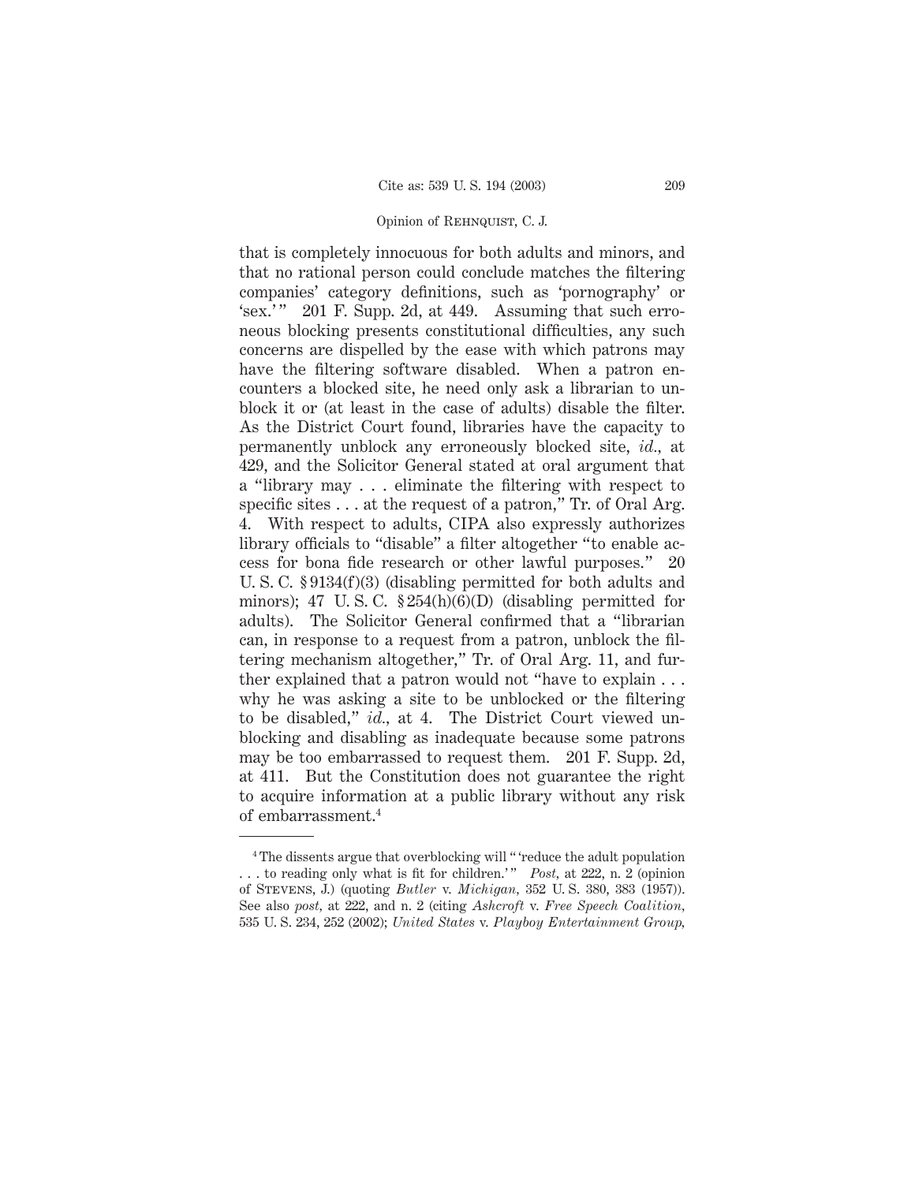that is completely innocuous for both adults and minors, and that no rational person could conclude matches the filtering companies' category definitions, such as 'pornography' or 'sex.'" 201 F. Supp. 2d, at 449. Assuming that such erroneous blocking presents constitutional difficulties, any such concerns are dispelled by the ease with which patrons may have the filtering software disabled. When a patron encounters a blocked site, he need only ask a librarian to unblock it or (at least in the case of adults) disable the filter. As the District Court found, libraries have the capacity to permanently unblock any erroneously blocked site, *id.*, at 429, and the Solicitor General stated at oral argument that a "library may . . . eliminate the filtering with respect to specific sites . . . at the request of a patron," Tr. of Oral Arg. 4. With respect to adults, CIPA also expressly authorizes library officials to "disable" a filter altogether "to enable access for bona fide research or other lawful purposes." 20 U. S. C. § 9134(f)(3) (disabling permitted for both adults and minors); 47 U. S. C. § 254(h)(6)(D) (disabling permitted for adults). The Solicitor General confirmed that a "librarian can, in response to a request from a patron, unblock the filtering mechanism altogether," Tr. of Oral Arg. 11, and further explained that a patron would not "have to explain . . . why he was asking a site to be unblocked or the filtering to be disabled," *id.*, at 4. The District Court viewed unblocking and disabling as inadequate because some patrons may be too embarrassed to request them. 201 F. Supp. 2d, at 411. But the Constitution does not guarantee the right to acquire information at a public library without any risk of embarrassment.[4]

---

[4] The dissents argue that overblocking will "'reduce the adult population . . . to reading only what is fit for children.'" *Post*, at 222, n. 2 (opinion of STEVENS, J.) (quoting *Butler* v. *Michigan*, 352 U. S. 380, 383 (1957)). See also *post*, at 222, and n. 2 (citing *Ashcroft* v. *Free Speech Coalition*, 535 U. S. 234, 252 (2002); *United States* v. *Playboy Entertainment Group*,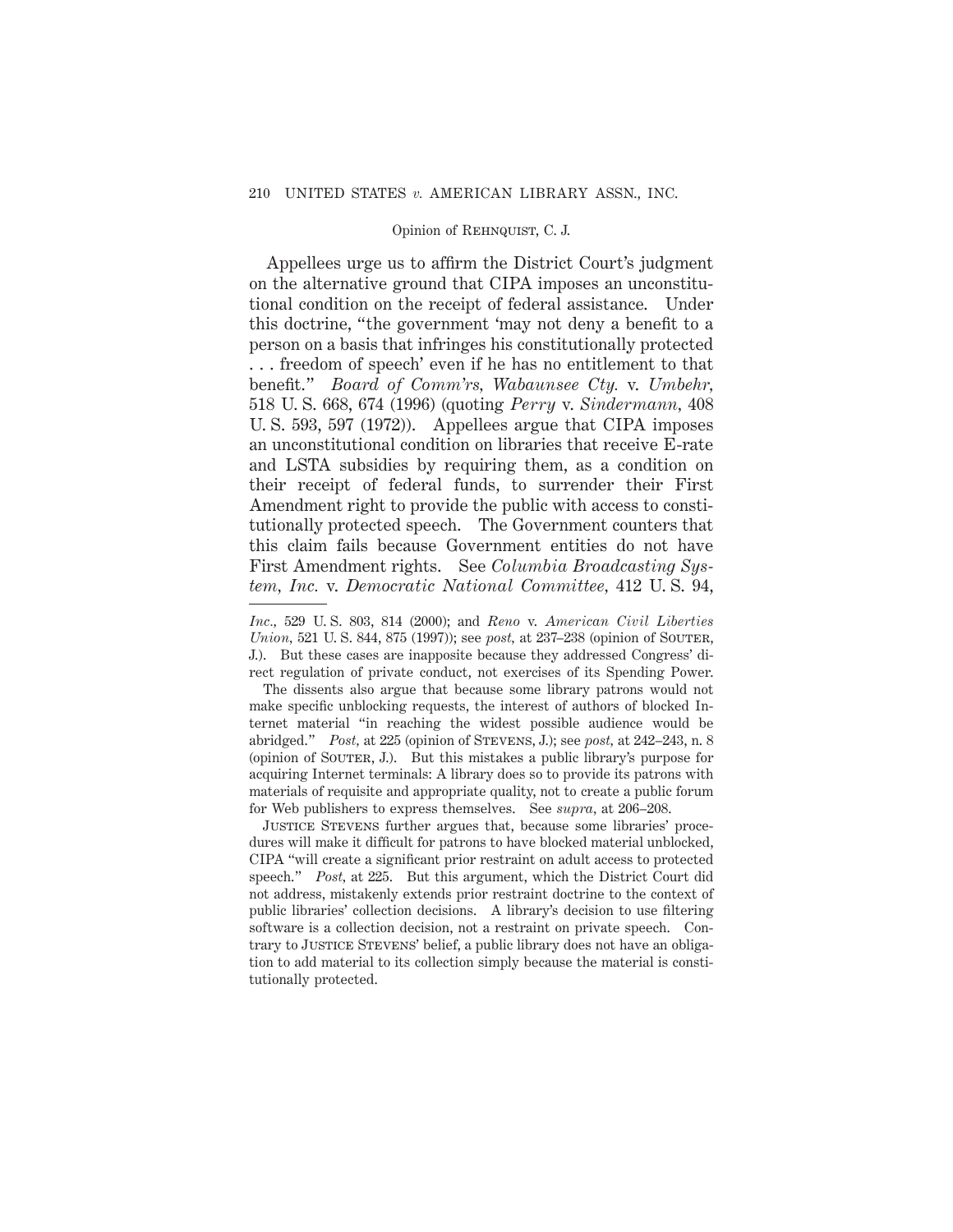Appellees urge us to affirm the District Court's judgment on the alternative ground that CIPA imposes an unconstitutional condition on the receipt of federal assistance. Under this doctrine, "the government 'may not deny a benefit to a person on a basis that infringes his constitutionally protected . . . freedom of speech' even if he has no entitlement to that benefit." *Board of Comm'rs, Wabaunsee Cty.* v. *Umbehr*, 518 U. S. 668, 674 (1996) (quoting *Perry* v. *Sindermann*, 408 U. S. 593, 597 (1972)). Appellees argue that CIPA imposes an unconstitutional condition on libraries that receive E-rate and LSTA subsidies by requiring them, as a condition on their receipt of federal funds, to surrender their First Amendment right to provide the public with access to constitutionally protected speech. The Government counters that this claim fails because Government entities do not have First Amendment rights. See *Columbia Broadcasting System, Inc.* v. *Democratic National Committee*, 412 U. S. 94,

---

*Inc.*, 529 U. S. 803, 814 (2000); and *Reno* v. *American Civil Liberties Union*, 521 U. S. 844, 875 (1997)); see *post*, at 237–238 (opinion of SOUTER, J.). But these cases are inapposite because they addressed Congress' direct regulation of private conduct, not exercises of its Spending Power.

The dissents also argue that because some library patrons would not make specific unblocking requests, the interest of authors of blocked Internet material "in reaching the widest possible audience would be abridged." *Post*, at 225 (opinion of STEVENS, J.); see *post*, at 242–243, n. 8 (opinion of SOUTER, J.). But this mistakes a public library's purpose for acquiring Internet terminals: A library does so to provide its patrons with materials of requisite and appropriate quality, not to create a public forum for Web publishers to express themselves. See *supra*, at 206–208.

JUSTICE STEVENS further argues that, because some libraries' procedures will make it difficult for patrons to have blocked material unblocked, CIPA "will create a significant prior restraint on adult access to protected speech." *Post*, at 225. But this argument, which the District Court did not address, mistakenly extends prior restraint doctrine to the context of public libraries' collection decisions. A library's decision to use filtering software is a collection decision, not a restraint on private speech. Contrary to JUSTICE STEVENS' belief, a public library does not have an obligation to add material to its collection simply because the material is constitutionally protected.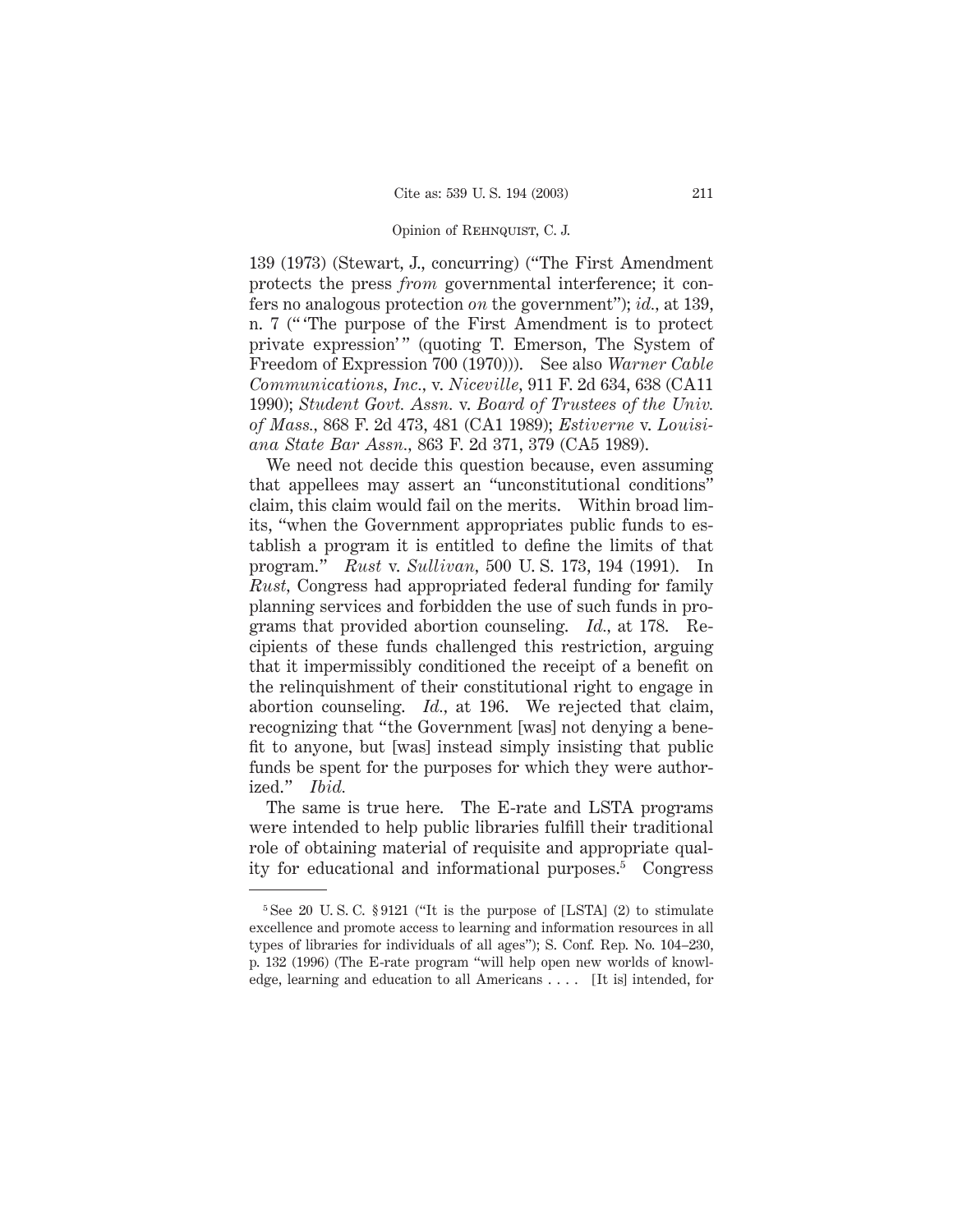139 (1973) (Stewart, J., concurring) ("The First Amendment protects the press *from* governmental interference; it confers no analogous protection *on* the government"); *id.*, at 139, n. 7 (" 'The purpose of the First Amendment is to protect private expression' " (quoting T. Emerson, The System of Freedom of Expression 700 (1970))). See also *Warner Cable Communications, Inc.*, v. *Niceville*, 911 F. 2d 634, 638 (CA11 1990); *Student Govt. Assn.* v. *Board of Trustees of the Univ. of Mass.*, 868 F. 2d 473, 481 (CA1 1989); *Estiverne* v. *Louisiana State Bar Assn.*, 863 F. 2d 371, 379 (CA5 1989).

We need not decide this question because, even assuming that appellees may assert an "unconstitutional conditions" claim, this claim would fail on the merits. Within broad limits, "when the Government appropriates public funds to establish a program it is entitled to define the limits of that program." *Rust* v. *Sullivan*, 500 U. S. 173, 194 (1991). In *Rust*, Congress had appropriated federal funding for family planning services and forbidden the use of such funds in programs that provided abortion counseling. *Id.*, at 178. Recipients of these funds challenged this restriction, arguing that it impermissibly conditioned the receipt of a benefit on the relinquishment of their constitutional right to engage in abortion counseling. *Id.*, at 196. We rejected that claim, recognizing that "the Government [was] not denying a benefit to anyone, but [was] instead simply insisting that public funds be spent for the purposes for which they were authorized." *Ibid.*

The same is true here. The E-rate and LSTA programs were intended to help public libraries fulfill their traditional role of obtaining material of requisite and appropriate quality for educational and informational purposes.[5] Congress

---

[5] See 20 U. S. C. § 9121 ("It is the purpose of [LSTA] (2) to stimulate excellence and promote access to learning and information resources in all types of libraries for individuals of all ages"); S. Conf. Rep. No. 104–230, p. 132 (1996) (The E-rate program "will help open new worlds of knowledge, learning and education to all Americans . . . . [It is] intended, for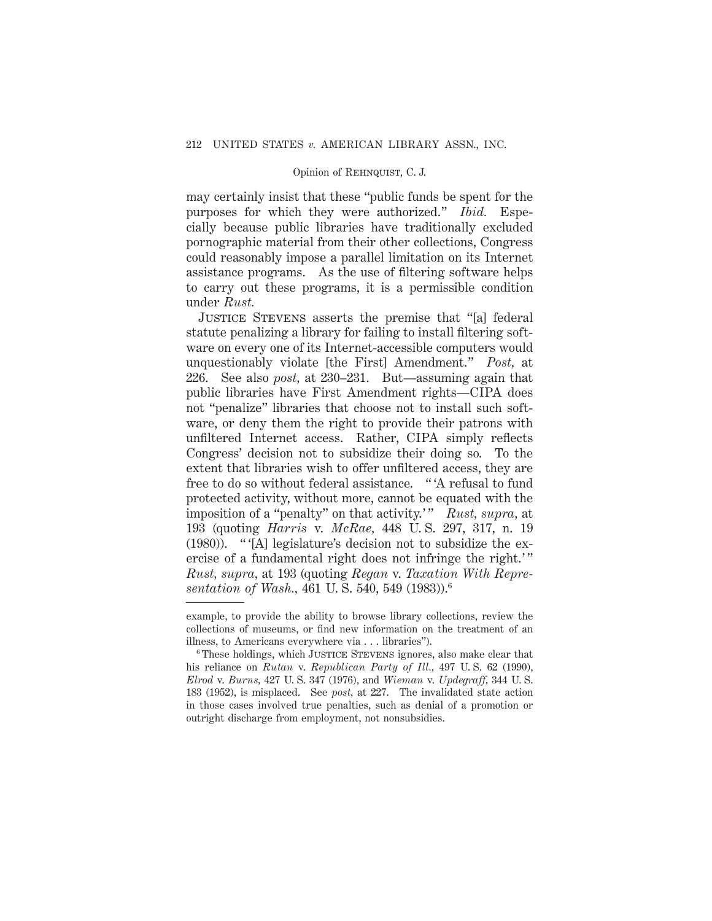may certainly insist that these "public funds be spent for the purposes for which they were authorized." *Ibid.* Especially because public libraries have traditionally excluded pornographic material from their other collections, Congress could reasonably impose a parallel limitation on its Internet assistance programs. As the use of filtering software helps to carry out these programs, it is a permissible condition under *Rust.*

JUSTICE STEVENS asserts the premise that "[a] federal statute penalizing a library for failing to install filtering software on every one of its Internet-accessible computers would unquestionably violate [the First] Amendment." *Post,* at 226. See also *post,* at 230–231. But—assuming again that public libraries have First Amendment rights—CIPA does not "penalize" libraries that choose not to install such software, or deny them the right to provide their patrons with unfiltered Internet access. Rather, CIPA simply reflects Congress' decision not to subsidize their doing so. To the extent that libraries wish to offer unfiltered access, they are free to do so without federal assistance. " 'A refusal to fund protected activity, without more, cannot be equated with the imposition of a "penalty" on that activity.' " *Rust, supra,* at 193 (quoting *Harris* v. *McRae,* 448 U. S. 297, 317, n. 19 (1980)). " '[A] legislature's decision not to subsidize the exercise of a fundamental right does not infringe the right.' " *Rust, supra,* at 193 (quoting *Regan* v. *Taxation With Representation of Wash.,* 461 U. S. 540, 549 (1983)).[6]

---

example, to provide the ability to browse library collections, review the collections of museums, or find new information on the treatment of an illness, to Americans everywhere via . . . libraries").

[6] These holdings, which JUSTICE STEVENS ignores, also make clear that his reliance on *Rutan* v. *Republican Party of Ill.,* 497 U. S. 62 (1990), *Elrod* v. *Burns,* 427 U. S. 347 (1976), and *Wieman* v. *Updegraff,* 344 U. S. 183 (1952), is misplaced. See *post,* at 227. The invalidated state action in those cases involved true penalties, such as denial of a promotion or outright discharge from employment, not nonsubsidies.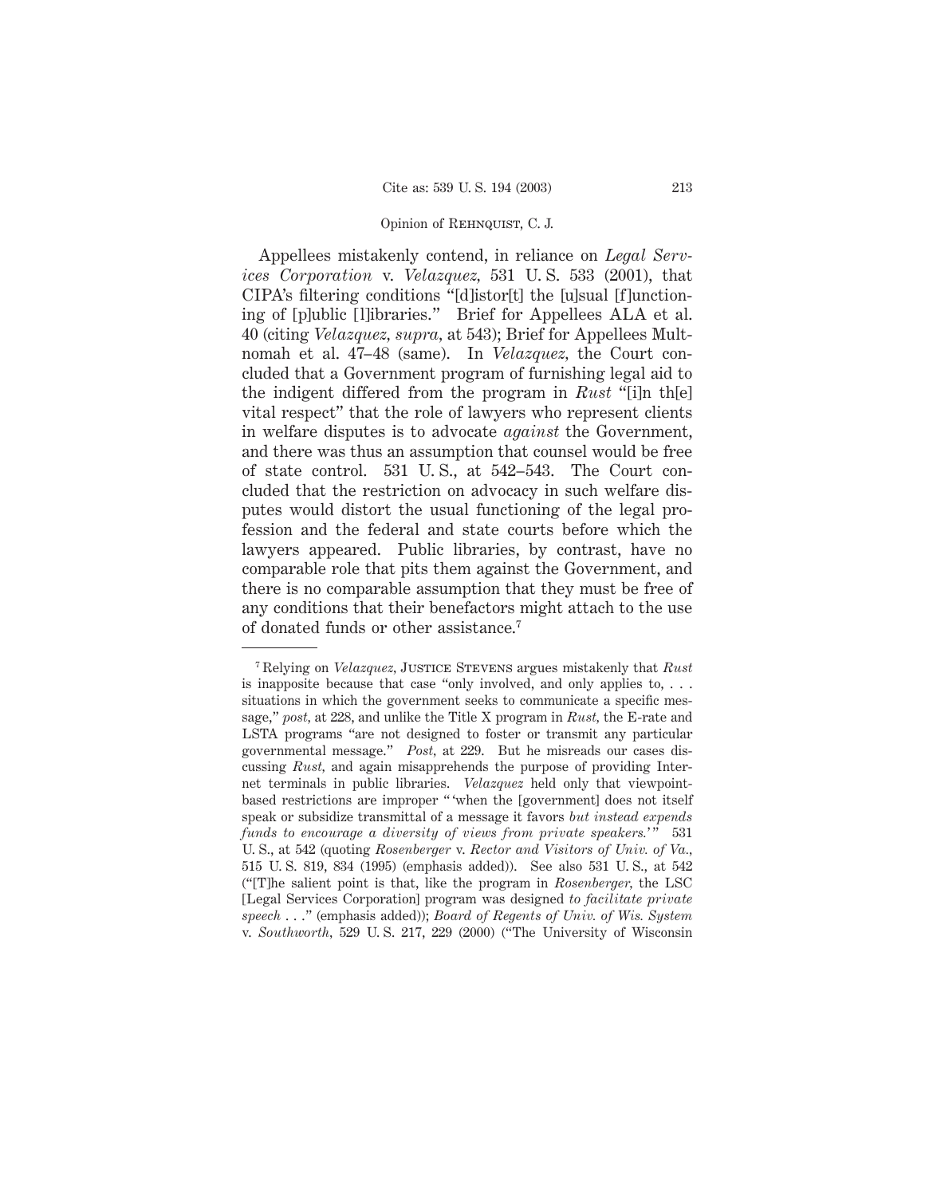Appellees mistakenly contend, in reliance on *Legal Services Corporation* v. *Velazquez*, 531 U. S. 533 (2001), that CIPA's filtering conditions "[d]istor[t] the [u]sual [f]unctioning of [p]ublic [l]ibraries." Brief for Appellees ALA et al. 40 (citing *Velazquez*, *supra*, at 543); Brief for Appellees Multnomah et al. 47–48 (same). In *Velazquez*, the Court concluded that a Government program of furnishing legal aid to the indigent differed from the program in *Rust* "[i]n th[e] vital respect" that the role of lawyers who represent clients in welfare disputes is to advocate *against* the Government, and there was thus an assumption that counsel would be free of state control. 531 U. S., at 542–543. The Court concluded that the restriction on advocacy in such welfare disputes would distort the usual functioning of the legal profession and the federal and state courts before which the lawyers appeared. Public libraries, by contrast, have no comparable role that pits them against the Government, and there is no comparable assumption that they must be free of any conditions that their benefactors might attach to the use of donated funds or other assistance.[7]

---

[7] Relying on *Velazquez*, JUSTICE STEVENS argues mistakenly that *Rust* is inapposite because that case "only involved, and only applies to, . . . situations in which the government seeks to communicate a specific message," *post*, at 228, and unlike the Title X program in *Rust*, the E-rate and LSTA programs "are not designed to foster or transmit any particular governmental message." *Post*, at 229. But he misreads our cases discussing *Rust*, and again misapprehends the purpose of providing Internet terminals in public libraries. *Velazquez* held only that viewpoint-based restrictions are improper " 'when the [government] does not itself speak or subsidize transmittal of a message it favors *but instead expends funds to encourage a diversity of views from private speakers*.' " 531 U. S., at 542 (quoting *Rosenberger* v. *Rector and Visitors of Univ. of Va.*, 515 U. S. 819, 834 (1995) (emphasis added)). See also 531 U. S., at 542 ("[T]he salient point is that, like the program in *Rosenberger*, the LSC [Legal Services Corporation] program was designed *to facilitate private speech* . . ." (emphasis added)); *Board of Regents of Univ. of Wis. System* v. *Southworth*, 529 U. S. 217, 229 (2000) ("The University of Wisconsin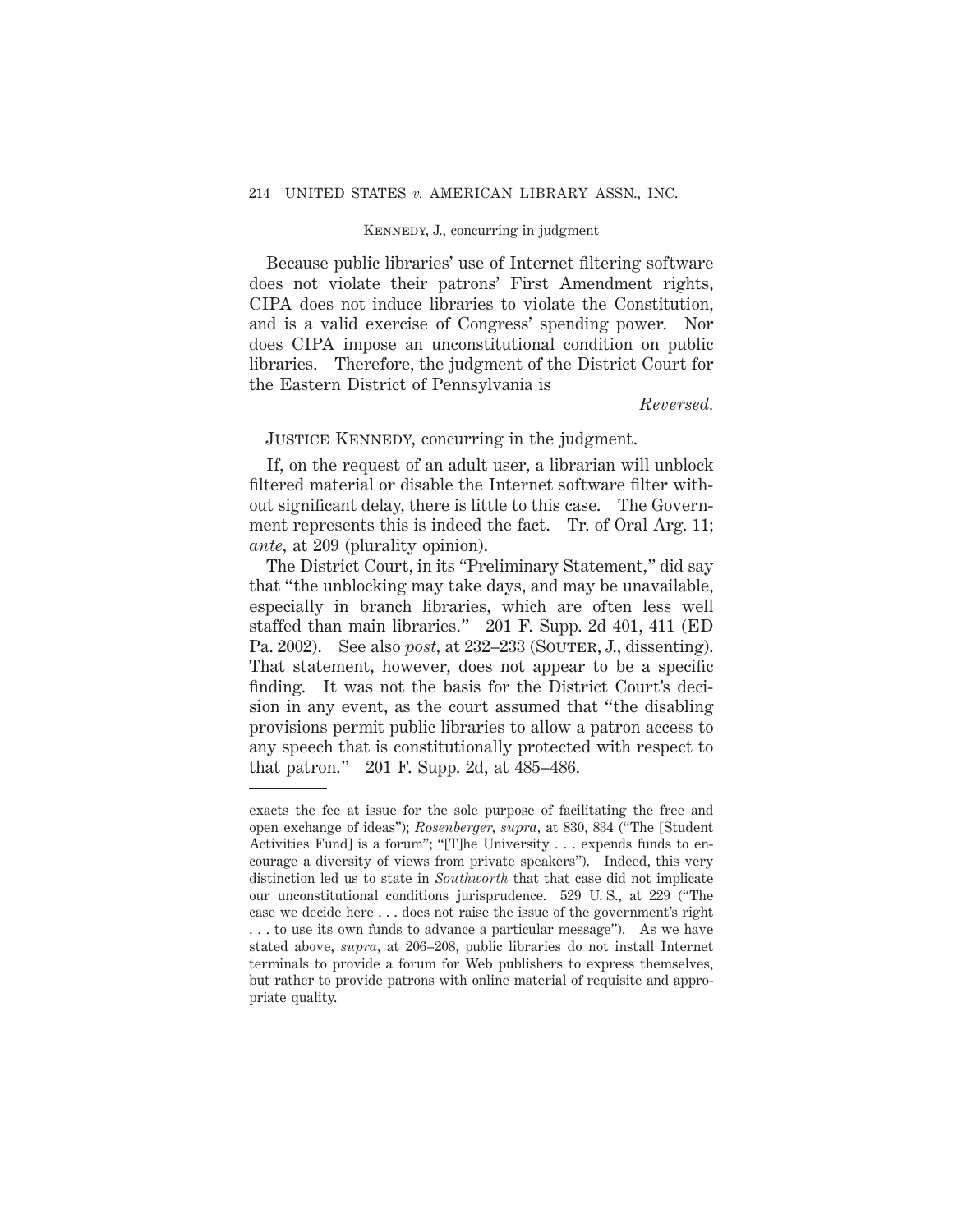Because public libraries' use of Internet filtering software does not violate their patrons' First Amendment rights, CIPA does not induce libraries to violate the Constitution, and is a valid exercise of Congress' spending power. Nor does CIPA impose an unconstitutional condition on public libraries. Therefore, the judgment of the District Court for the Eastern District of Pennsylvania is

*Reversed.*

JUSTICE KENNEDY, concurring in the judgment.

If, on the request of an adult user, a librarian will unblock filtered material or disable the Internet software filter without significant delay, there is little to this case. The Government represents this is indeed the fact. Tr. of Oral Arg. 11; *ante*, at 209 (plurality opinion).

The District Court, in its "Preliminary Statement," did say that "the unblocking may take days, and may be unavailable, especially in branch libraries, which are often less well staffed than main libraries." 201 F. Supp. 2d 401, 411 (ED Pa. 2002). See also *post*, at 232–233 (SOUTER, J., dissenting). That statement, however, does not appear to be a specific finding. It was not the basis for the District Court's decision in any event, as the court assumed that "the disabling provisions permit public libraries to allow a patron access to any speech that is constitutionally protected with respect to that patron." 201 F. Supp. 2d, at 485–486.

---

exacts the fee at issue for the sole purpose of facilitating the free and open exchange of ideas"); *Rosenberger*, *supra*, at 830, 834 ("The [Student Activities Fund] is a forum"; "[T]he University . . . expends funds to encourage a diversity of views from private speakers"). Indeed, this very distinction led us to state in *Southworth* that that case did not implicate our unconstitutional conditions jurisprudence. 529 U. S., at 229 ("The case we decide here . . . does not raise the issue of the government's right . . . to use its own funds to advance a particular message"). As we have stated above, *supra*, at 206–208, public libraries do not install Internet terminals to provide a forum for Web publishers to express themselves, but rather to provide patrons with online material of requisite and appropriate quality.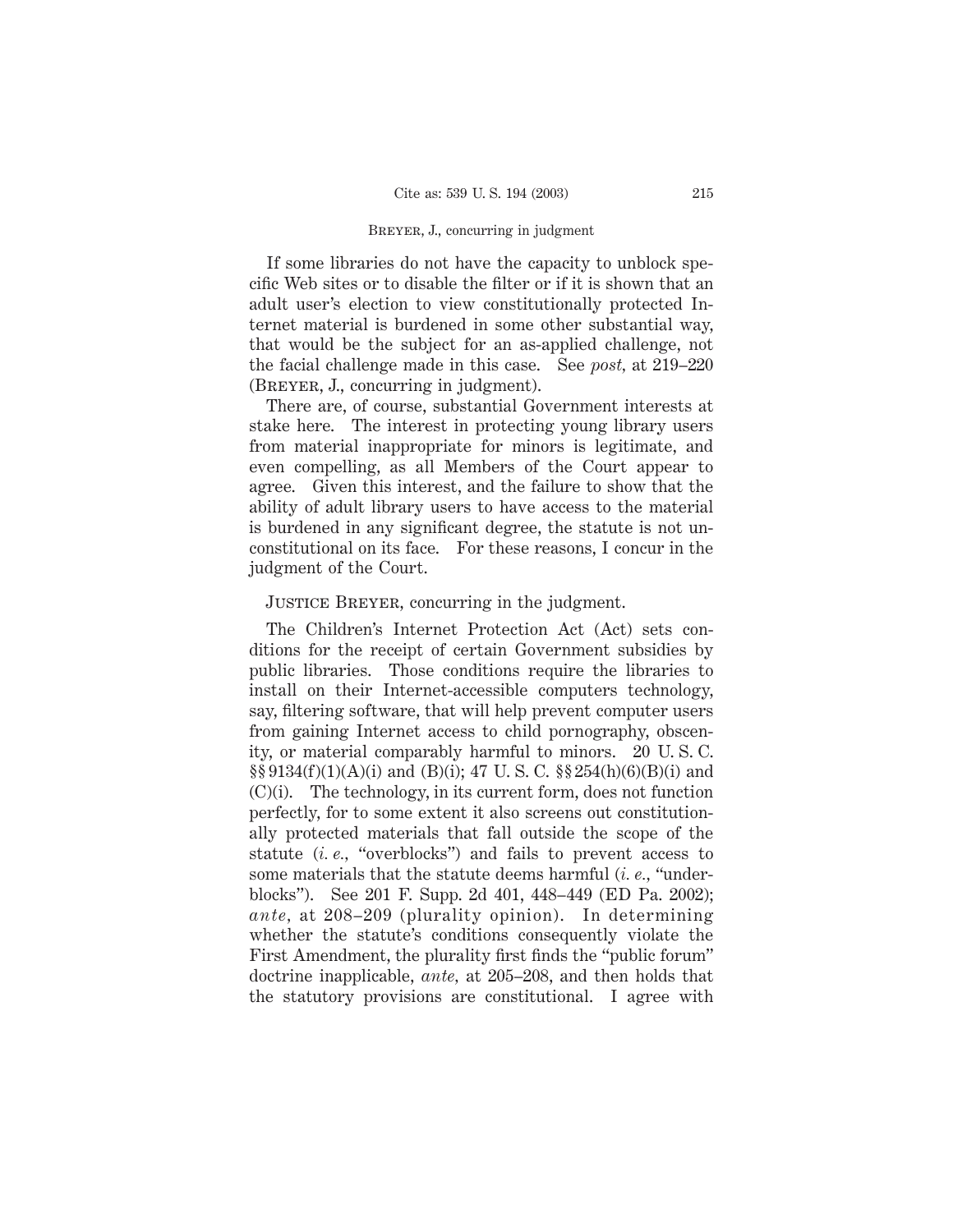If some libraries do not have the capacity to unblock specific Web sites or to disable the filter or if it is shown that an adult user's election to view constitutionally protected Internet material is burdened in some other substantial way, that would be the subject for an as-applied challenge, not the facial challenge made in this case. See *post*, at 219–220 (Breyer, J., concurring in judgment).

There are, of course, substantial Government interests at stake here. The interest in protecting young library users from material inappropriate for minors is legitimate, and even compelling, as all Members of the Court appear to agree. Given this interest, and the failure to show that the ability of adult library users to have access to the material is burdened in any significant degree, the statute is not unconstitutional on its face. For these reasons, I concur in the judgment of the Court.

Justice Breyer, concurring in the judgment.

The Children's Internet Protection Act (Act) sets conditions for the receipt of certain Government subsidies by public libraries. Those conditions require the libraries to install on their Internet-accessible computers technology, say, filtering software, that will help prevent computer users from gaining Internet access to child pornography, obscenity, or material comparably harmful to minors. 20 U. S. C. §§ 9134(f)(1)(A)(i) and (B)(i); 47 U. S. C. §§ 254(h)(6)(B)(i) and (C)(i). The technology, in its current form, does not function perfectly, for to some extent it also screens out constitutionally protected materials that fall outside the scope of the statute (*i. e.*, "overblocks") and fails to prevent access to some materials that the statute deems harmful (*i. e.*, "underblocks"). See 201 F. Supp. 2d 401, 448–449 (ED Pa. 2002); *ante*, at 208–209 (plurality opinion). In determining whether the statute's conditions consequently violate the First Amendment, the plurality first finds the "public forum" doctrine inapplicable, *ante*, at 205–208, and then holds that the statutory provisions are constitutional. I agree with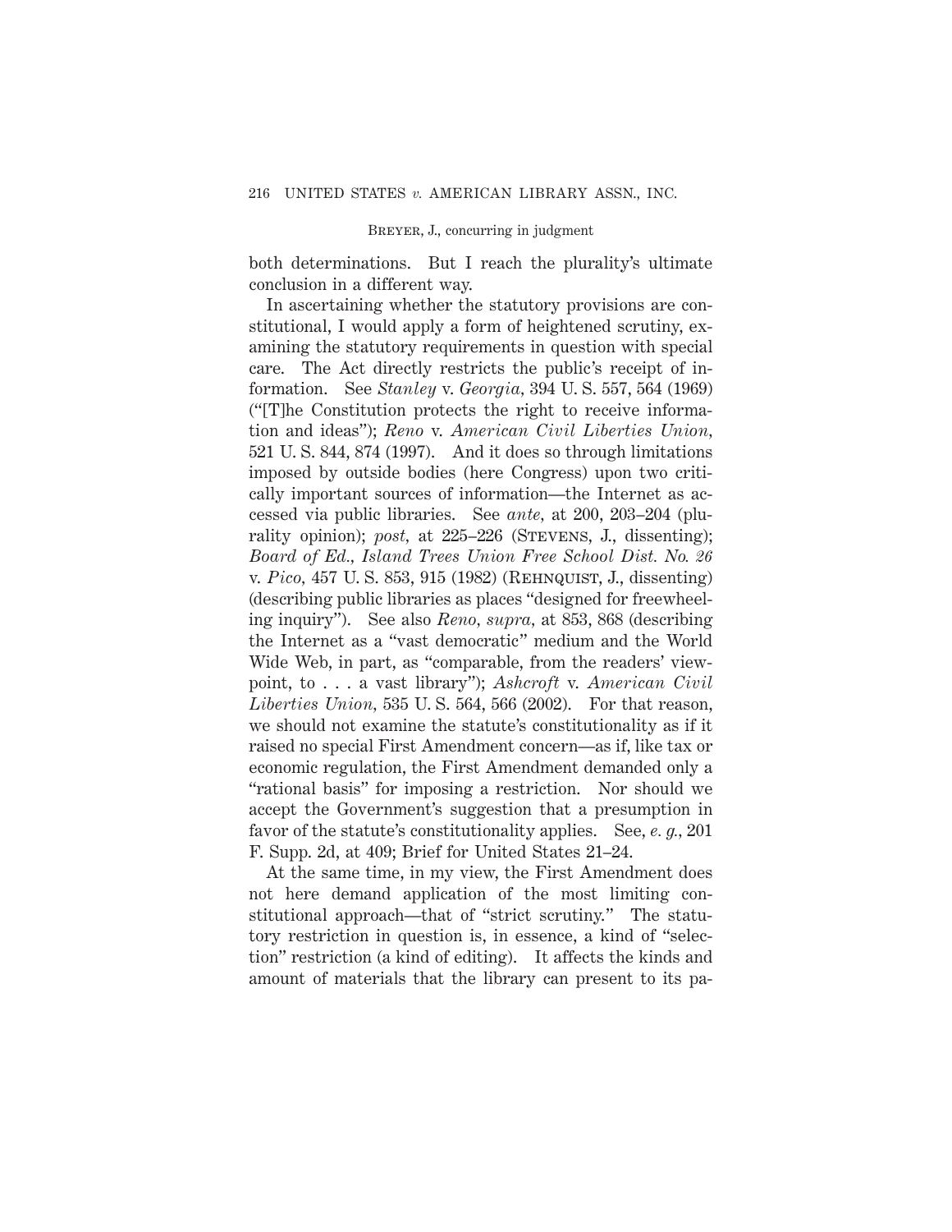both determinations. But I reach the plurality's ultimate conclusion in a different way.

In ascertaining whether the statutory provisions are constitutional, I would apply a form of heightened scrutiny, examining the statutory requirements in question with special care. The Act directly restricts the public's receipt of information. See *Stanley* v. *Georgia*, 394 U. S. 557, 564 (1969) ("[T]he Constitution protects the right to receive information and ideas"); *Reno* v. *American Civil Liberties Union*, 521 U. S. 844, 874 (1997). And it does so through limitations imposed by outside bodies (here Congress) upon two critically important sources of information—the Internet as accessed via public libraries. See *ante*, at 200, 203–204 (plurality opinion); *post*, at 225–226 (STEVENS, J., dissenting); *Board of Ed., Island Trees Union Free School Dist. No. 26* v. *Pico*, 457 U. S. 853, 915 (1982) (REHNQUIST, J., dissenting) (describing public libraries as places "designed for freewheeling inquiry"). See also *Reno*, *supra*, at 853, 868 (describing the Internet as a "vast democratic" medium and the World Wide Web, in part, as "comparable, from the readers' viewpoint, to . . . a vast library"); *Ashcroft* v. *American Civil Liberties Union*, 535 U. S. 564, 566 (2002). For that reason, we should not examine the statute's constitutionality as if it raised no special First Amendment concern—as if, like tax or economic regulation, the First Amendment demanded only a "rational basis" for imposing a restriction. Nor should we accept the Government's suggestion that a presumption in favor of the statute's constitutionality applies. See, *e. g.*, 201 F. Supp. 2d, at 409; Brief for United States 21–24.

At the same time, in my view, the First Amendment does not here demand application of the most limiting constitutional approach—that of "strict scrutiny." The statutory restriction in question is, in essence, a kind of "selection" restriction (a kind of editing). It affects the kinds and amount of materials that the library can present to its pa-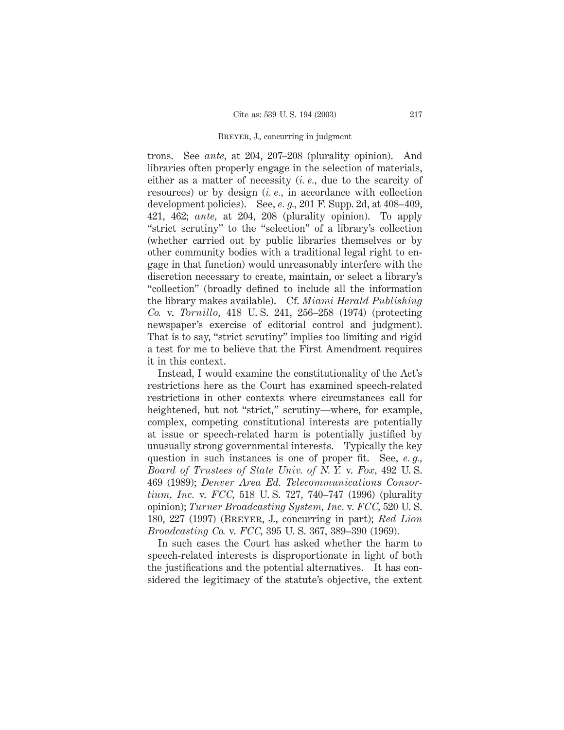trons. See *ante*, at 204, 207–208 (plurality opinion). And libraries often properly engage in the selection of materials, either as a matter of necessity (*i. e.*, due to the scarcity of resources) or by design (*i. e.*, in accordance with collection development policies). See, *e. g.*, 201 F. Supp. 2d, at 408–409, 421, 462; *ante*, at 204, 208 (plurality opinion). To apply "strict scrutiny" to the "selection" of a library's collection (whether carried out by public libraries themselves or by other community bodies with a traditional legal right to engage in that function) would unreasonably interfere with the discretion necessary to create, maintain, or select a library's "collection" (broadly defined to include all the information the library makes available). Cf. *Miami Herald Publishing Co.* v. *Tornillo*, 418 U. S. 241, 256–258 (1974) (protecting newspaper's exercise of editorial control and judgment). That is to say, "strict scrutiny" implies too limiting and rigid a test for me to believe that the First Amendment requires it in this context.

Instead, I would examine the constitutionality of the Act's restrictions here as the Court has examined speech-related restrictions in other contexts where circumstances call for heightened, but not "strict," scrutiny—where, for example, complex, competing constitutional interests are potentially at issue or speech-related harm is potentially justified by unusually strong governmental interests. Typically the key question in such instances is one of proper fit. See, *e. g.*, *Board of Trustees of State Univ. of N. Y.* v. *Fox*, 492 U. S. 469 (1989); *Denver Area Ed. Telecommunications Consortium, Inc.* v. *FCC*, 518 U. S. 727, 740–747 (1996) (plurality opinion); *Turner Broadcasting System, Inc.* v. *FCC*, 520 U. S. 180, 227 (1997) (BREYER, J., concurring in part); *Red Lion Broadcasting Co.* v. *FCC*, 395 U. S. 367, 389–390 (1969).

In such cases the Court has asked whether the harm to speech-related interests is disproportionate in light of both the justifications and the potential alternatives. It has considered the legitimacy of the statute's objective, the extent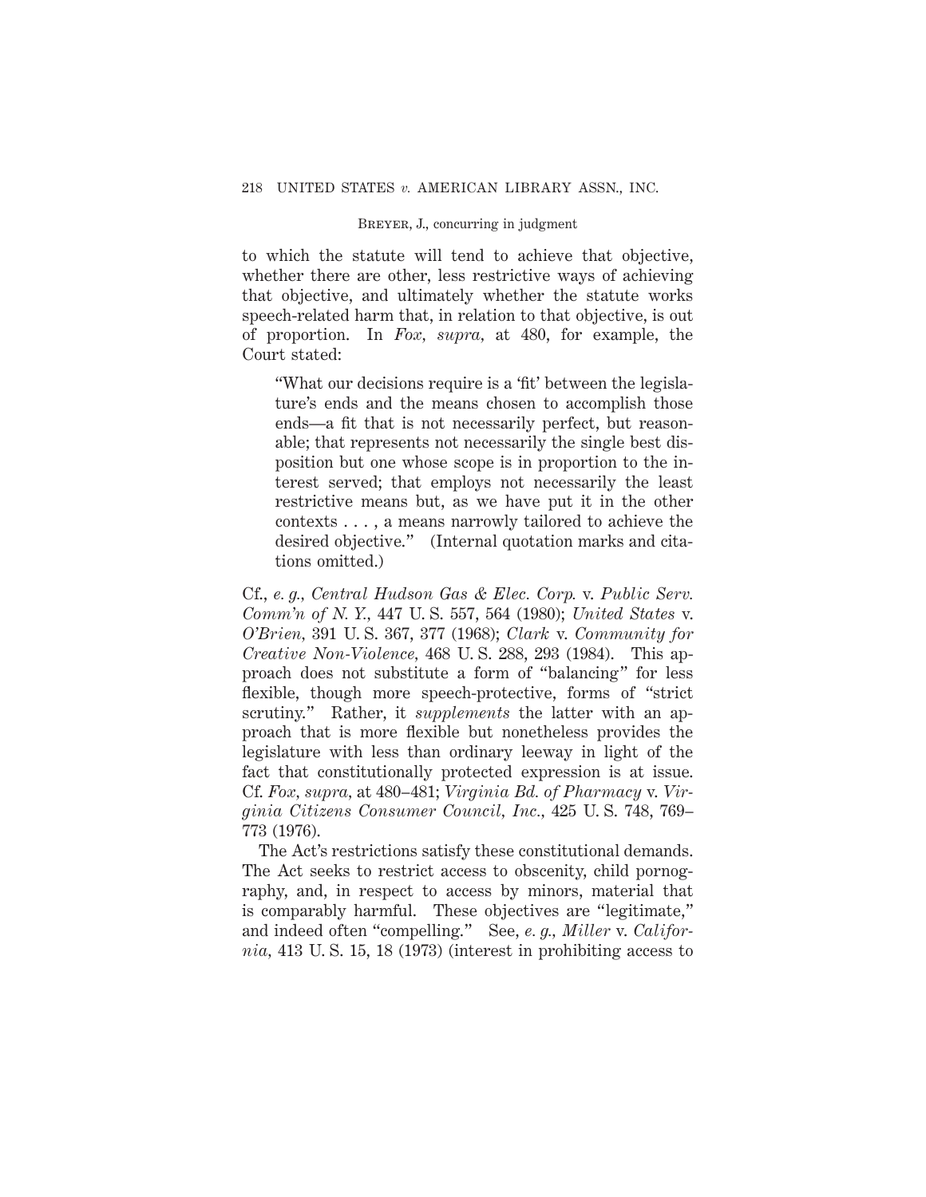to which the statute will tend to achieve that objective, whether there are other, less restrictive ways of achieving that objective, and ultimately whether the statute works speech-related harm that, in relation to that objective, is out of proportion. In *Fox, supra,* at 480, for example, the Court stated:

> "What our decisions require is a 'fit' between the legislature's ends and the means chosen to accomplish those ends—a fit that is not necessarily perfect, but reasonable; that represents not necessarily the single best disposition but one whose scope is in proportion to the interest served; that employs not necessarily the least restrictive means but, as we have put it in the other contexts . . . , a means narrowly tailored to achieve the desired objective." (Internal quotation marks and citations omitted.)

Cf., *e. g., Central Hudson Gas & Elec. Corp.* v. *Public Serv. Comm'n of N. Y.,* 447 U. S. 557, 564 (1980); *United States* v. *O'Brien,* 391 U. S. 367, 377 (1968); *Clark* v. *Community for Creative Non-Violence,* 468 U. S. 288, 293 (1984). This approach does not substitute a form of "balancing" for less flexible, though more speech-protective, forms of "strict scrutiny." Rather, it *supplements* the latter with an approach that is more flexible but nonetheless provides the legislature with less than ordinary leeway in light of the fact that constitutionally protected expression is at issue. Cf. *Fox, supra,* at 480–481; *Virginia Bd. of Pharmacy* v. *Virginia Citizens Consumer Council, Inc.,* 425 U. S. 748, 769–773 (1976).

The Act's restrictions satisfy these constitutional demands. The Act seeks to restrict access to obscenity, child pornography, and, in respect to access by minors, material that is comparably harmful. These objectives are "legitimate," and indeed often "compelling." See, *e. g., Miller* v. *California,* 413 U. S. 15, 18 (1973) (interest in prohibiting access to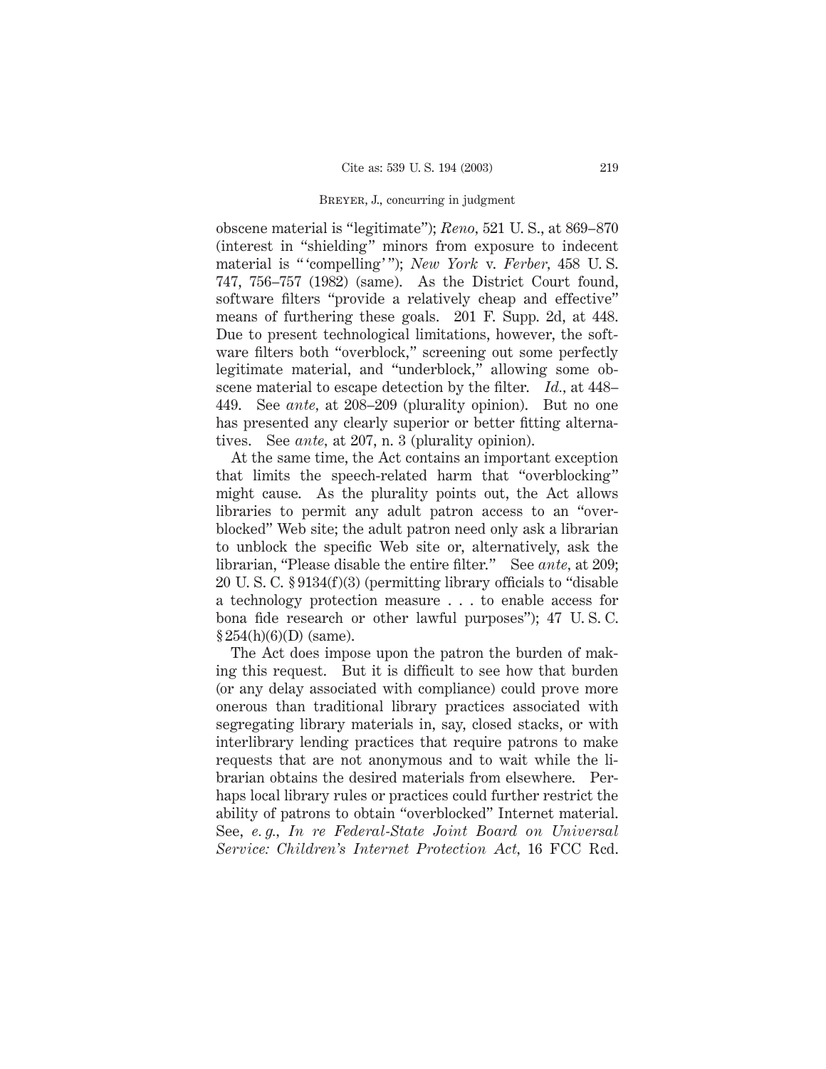obscene material is "legitimate"); *Reno*, 521 U. S., at 869–870 (interest in "shielding" minors from exposure to indecent material is " 'compelling' "); *New York* v. *Ferber*, 458 U. S. 747, 756–757 (1982) (same). As the District Court found, software filters "provide a relatively cheap and effective" means of furthering these goals. 201 F. Supp. 2d, at 448. Due to present technological limitations, however, the software filters both "overblock," screening out some perfectly legitimate material, and "underblock," allowing some obscene material to escape detection by the filter. *Id.*, at 448–449. See *ante*, at 208–209 (plurality opinion). But no one has presented any clearly superior or better fitting alternatives. See *ante*, at 207, n. 3 (plurality opinion).

At the same time, the Act contains an important exception that limits the speech-related harm that "overblocking" might cause. As the plurality points out, the Act allows libraries to permit any adult patron access to an "overblocked" Web site; the adult patron need only ask a librarian to unblock the specific Web site or, alternatively, ask the librarian, "Please disable the entire filter." See *ante*, at 209; 20 U. S. C. § 9134(f)(3) (permitting library officials to "disable a technology protection measure . . . to enable access for bona fide research or other lawful purposes"); 47 U. S. C. § 254(h)(6)(D) (same).

The Act does impose upon the patron the burden of making this request. But it is difficult to see how that burden (or any delay associated with compliance) could prove more onerous than traditional library practices associated with segregating library materials in, say, closed stacks, or with interlibrary lending practices that require patrons to make requests that are not anonymous and to wait while the librarian obtains the desired materials from elsewhere. Perhaps local library rules or practices could further restrict the ability of patrons to obtain "overblocked" Internet material. See, *e. g.*, *In re Federal-State Joint Board on Universal Service: Children's Internet Protection Act*, 16 FCC Rcd.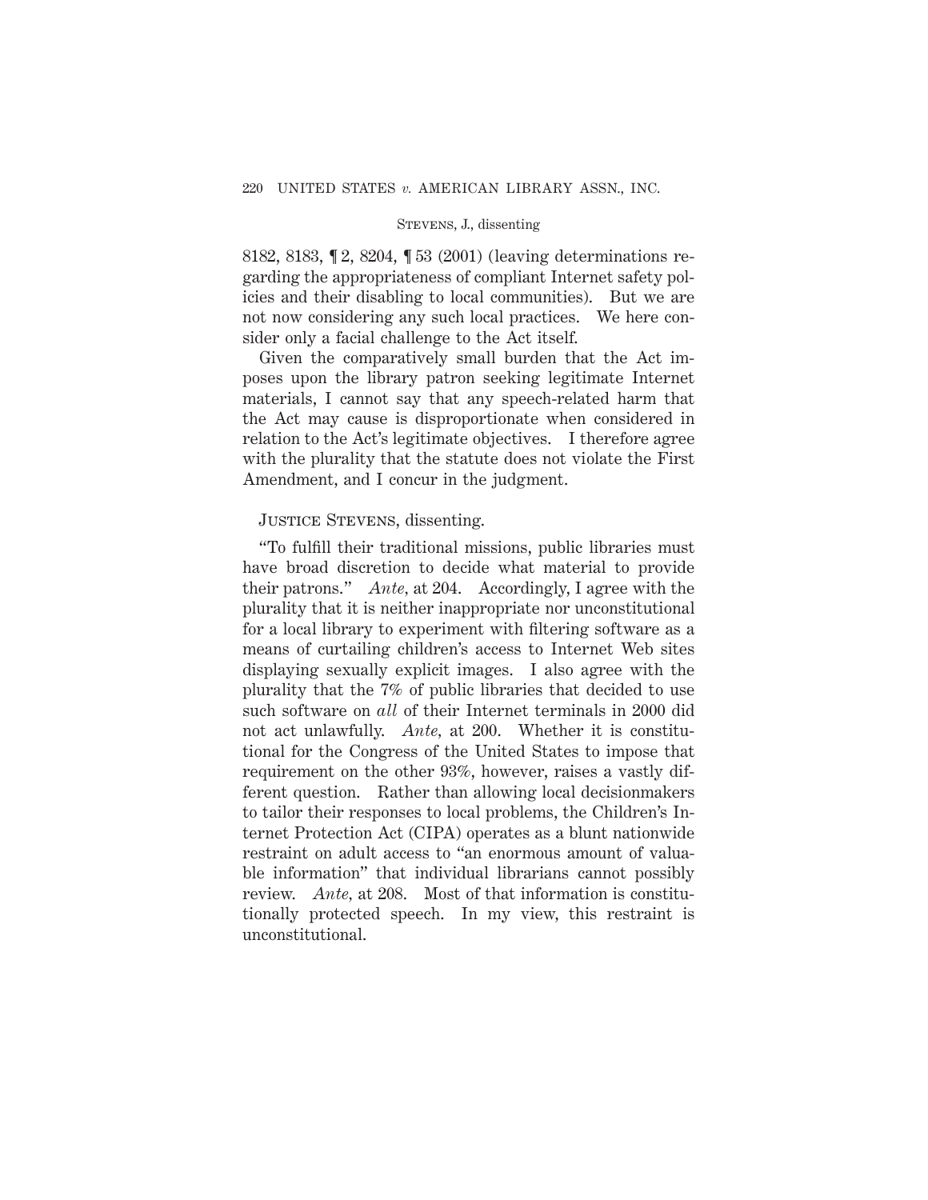8182, 8183, ¶ 2, 8204, ¶ 53 (2001) (leaving determinations regarding the appropriateness of compliant Internet safety policies and their disabling to local communities). But we are not now considering any such local practices. We here consider only a facial challenge to the Act itself.

Given the comparatively small burden that the Act imposes upon the library patron seeking legitimate Internet materials, I cannot say that any speech-related harm that the Act may cause is disproportionate when considered in relation to the Act's legitimate objectives. I therefore agree with the plurality that the statute does not violate the First Amendment, and I concur in the judgment.

JUSTICE STEVENS, dissenting.

"To fulfill their traditional missions, public libraries must have broad discretion to decide what material to provide their patrons." *Ante*, at 204. Accordingly, I agree with the plurality that it is neither inappropriate nor unconstitutional for a local library to experiment with filtering software as a means of curtailing children's access to Internet Web sites displaying sexually explicit images. I also agree with the plurality that the 7% of public libraries that decided to use such software on *all* of their Internet terminals in 2000 did not act unlawfully. *Ante*, at 200. Whether it is constitutional for the Congress of the United States to impose that requirement on the other 93%, however, raises a vastly different question. Rather than allowing local decisionmakers to tailor their responses to local problems, the Children's Internet Protection Act (CIPA) operates as a blunt nationwide restraint on adult access to "an enormous amount of valuable information" that individual librarians cannot possibly review. *Ante*, at 208. Most of that information is constitutionally protected speech. In my view, this restraint is unconstitutional.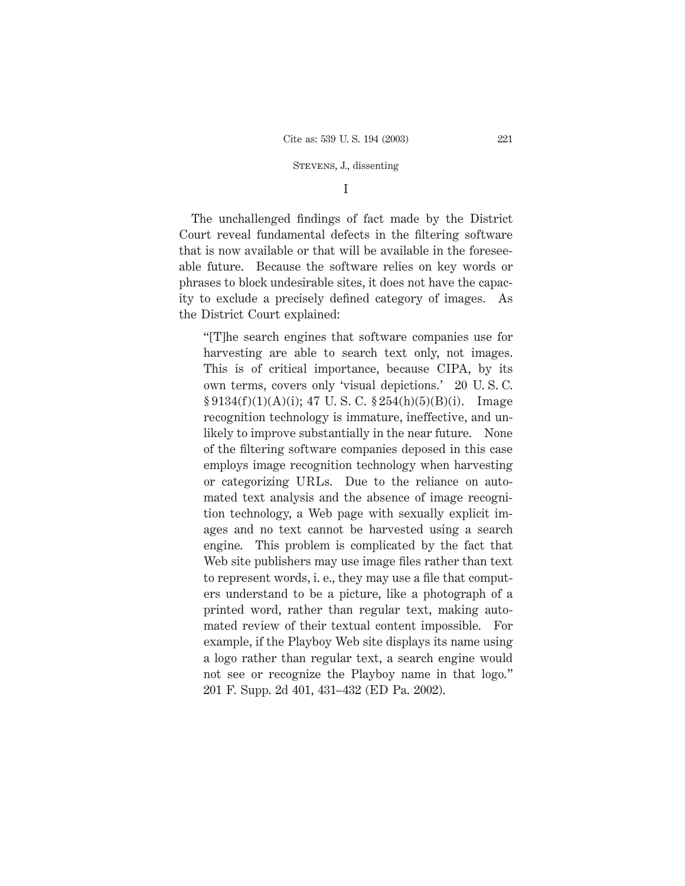# I

The unchallenged findings of fact made by the District Court reveal fundamental defects in the filtering software that is now available or that will be available in the foreseeable future. Because the software relies on key words or phrases to block undesirable sites, it does not have the capacity to exclude a precisely defined category of images. As the District Court explained:

> "[T]he search engines that software companies use for harvesting are able to search text only, not images. This is of critical importance, because CIPA, by its own terms, covers only 'visual depictions.' 20 U. S. C. § 9134(f)(1)(A)(i); 47 U. S. C. § 254(h)(5)(B)(i). Image recognition technology is immature, ineffective, and unlikely to improve substantially in the near future. None of the filtering software companies deposed in this case employs image recognition technology when harvesting or categorizing URLs. Due to the reliance on automated text analysis and the absence of image recognition technology, a Web page with sexually explicit images and no text cannot be harvested using a search engine. This problem is complicated by the fact that Web site publishers may use image files rather than text to represent words, i. e., they may use a file that computers understand to be a picture, like a photograph of a printed word, rather than regular text, making automated review of their textual content impossible. For example, if the Playboy Web site displays its name using a logo rather than regular text, a search engine would not see or recognize the Playboy name in that logo." 201 F. Supp. 2d 401, 431–432 (ED Pa. 2002).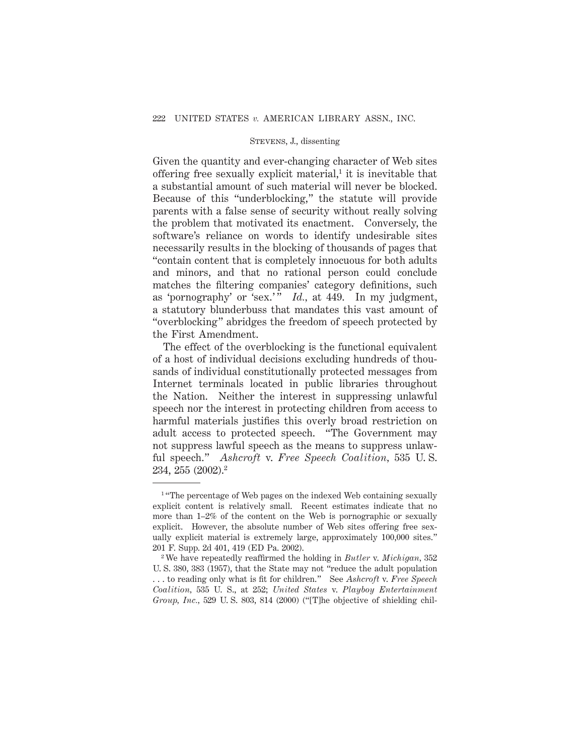Given the quantity and ever-changing character of Web sites offering free sexually explicit material,[1] it is inevitable that a substantial amount of such material will never be blocked. Because of this "underblocking," the statute will provide parents with a false sense of security without really solving the problem that motivated its enactment. Conversely, the software's reliance on words to identify undesirable sites necessarily results in the blocking of thousands of pages that "contain content that is completely innocuous for both adults and minors, and that no rational person could conclude matches the filtering companies' category definitions, such as 'pornography' or 'sex.'" *Id.*, at 449. In my judgment, a statutory blunderbuss that mandates this vast amount of "overblocking" abridges the freedom of speech protected by the First Amendment.

The effect of the overblocking is the functional equivalent of a host of individual decisions excluding hundreds of thousands of individual constitutionally protected messages from Internet terminals located in public libraries throughout the Nation. Neither the interest in suppressing unlawful speech nor the interest in protecting children from access to harmful materials justifies this overly broad restriction on adult access to protected speech. "The Government may not suppress lawful speech as the means to suppress unlawful speech." *Ashcroft* v. *Free Speech Coalition*, 535 U. S. 234, 255 (2002).[2]

---

[1] "The percentage of Web pages on the indexed Web containing sexually explicit content is relatively small. Recent estimates indicate that no more than 1–2% of the content on the Web is pornographic or sexually explicit. However, the absolute number of Web sites offering free sexually explicit material is extremely large, approximately 100,000 sites." 201 F. Supp. 2d 401, 419 (ED Pa. 2002).

[2] We have repeatedly reaffirmed the holding in *Butler* v. *Michigan*, 352 U. S. 380, 383 (1957), that the State may not "reduce the adult population . . . to reading only what is fit for children." See *Ashcroft* v. *Free Speech Coalition*, 535 U. S., at 252; *United States* v. *Playboy Entertainment Group, Inc.*, 529 U. S. 803, 814 (2000) ("[T]he objective of shielding chil-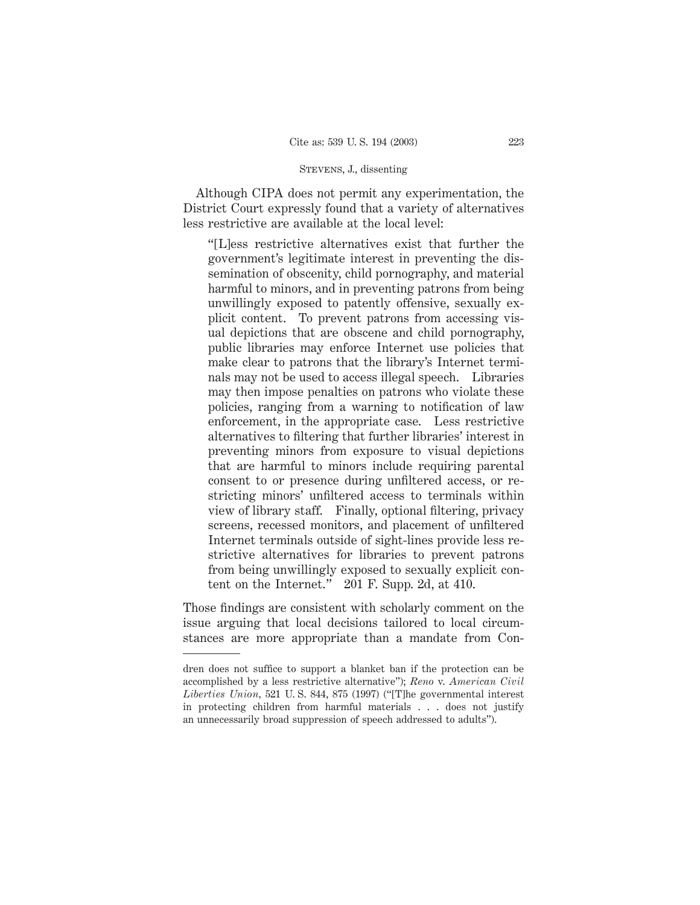Although CIPA does not permit any experimentation, the District Court expressly found that a variety of alternatives less restrictive are available at the local level:

> "[L]ess restrictive alternatives exist that further the government's legitimate interest in preventing the dissemination of obscenity, child pornography, and material harmful to minors, and in preventing patrons from being unwillingly exposed to patently offensive, sexually explicit content. To prevent patrons from accessing visual depictions that are obscene and child pornography, public libraries may enforce Internet use policies that make clear to patrons that the library's Internet terminals may not be used to access illegal speech. Libraries may then impose penalties on patrons who violate these policies, ranging from a warning to notification of law enforcement, in the appropriate case. Less restrictive alternatives to filtering that further libraries' interest in preventing minors from exposure to visual depictions that are harmful to minors include requiring parental consent to or presence during unfiltered access, or restricting minors' unfiltered access to terminals within view of library staff. Finally, optional filtering, privacy screens, recessed monitors, and placement of unfiltered Internet terminals outside of sight-lines provide less restrictive alternatives for libraries to prevent patrons from being unwillingly exposed to sexually explicit content on the Internet." 201 F. Supp. 2d, at 410.

Those findings are consistent with scholarly comment on the issue arguing that local decisions tailored to local circumstances are more appropriate than a mandate from Con-

---

dren does not suffice to support a blanket ban if the protection can be accomplished by a less restrictive alternative"); *Reno* v. *American Civil Liberties Union,* 521 U. S. 844, 875 (1997) ("[T]he governmental interest in protecting children from harmful materials . . . does not justify an unnecessarily broad suppression of speech addressed to adults").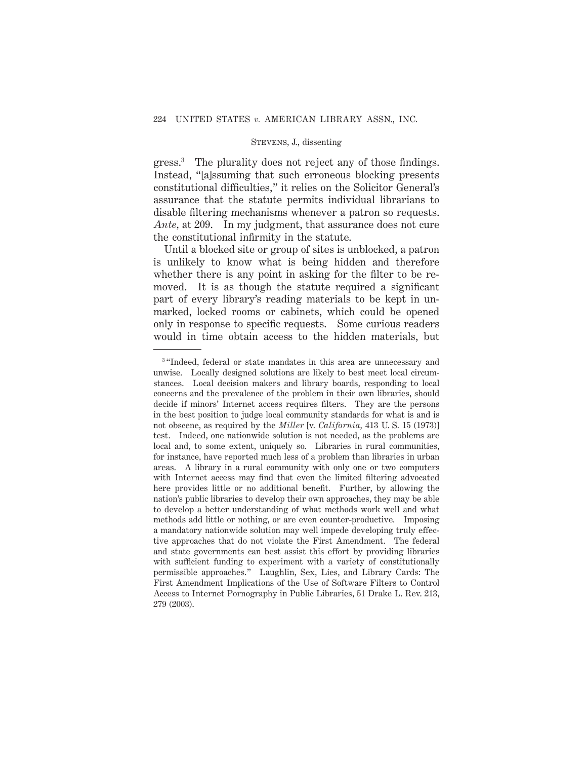gress.[3] The plurality does not reject any of those findings. Instead, "[a]ssuming that such erroneous blocking presents constitutional difficulties," it relies on the Solicitor General's assurance that the statute permits individual librarians to disable filtering mechanisms whenever a patron so requests. *Ante*, at 209. In my judgment, that assurance does not cure the constitutional infirmity in the statute.

Until a blocked site or group of sites is unblocked, a patron is unlikely to know what is being hidden and therefore whether there is any point in asking for the filter to be removed. It is as though the statute required a significant part of every library's reading materials to be kept in unmarked, locked rooms or cabinets, which could be opened only in response to specific requests. Some curious readers would in time obtain access to the hidden materials, but

---

[3] "Indeed, federal or state mandates in this area are unnecessary and unwise. Locally designed solutions are likely to best meet local circumstances. Local decision makers and library boards, responding to local concerns and the prevalence of the problem in their own libraries, should decide if minors' Internet access requires filters. They are the persons in the best position to judge local community standards for what is and is not obscene, as required by the *Miller* [v. *California,* 413 U. S. 15 (1973)] test. Indeed, one nationwide solution is not needed, as the problems are local and, to some extent, uniquely so. Libraries in rural communities, for instance, have reported much less of a problem than libraries in urban areas. A library in a rural community with only one or two computers with Internet access may find that even the limited filtering advocated here provides little or no additional benefit. Further, by allowing the nation's public libraries to develop their own approaches, they may be able to develop a better understanding of what methods work well and what methods add little or nothing, or are even counter-productive. Imposing a mandatory nationwide solution may well impede developing truly effective approaches that do not violate the First Amendment. The federal and state governments can best assist this effort by providing libraries with sufficient funding to experiment with a variety of constitutionally permissible approaches." Laughlin, Sex, Lies, and Library Cards: The First Amendment Implications of the Use of Software Filters to Control Access to Internet Pornography in Public Libraries, 51 Drake L. Rev. 213, 279 (2003).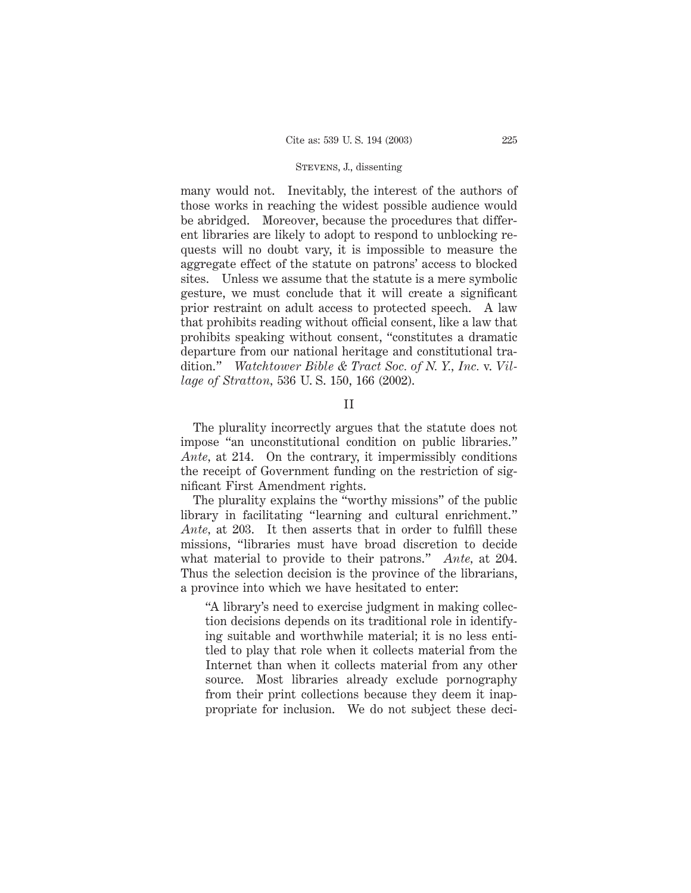many would not. Inevitably, the interest of the authors of those works in reaching the widest possible audience would be abridged. Moreover, because the procedures that different libraries are likely to adopt to respond to unblocking requests will no doubt vary, it is impossible to measure the aggregate effect of the statute on patrons' access to blocked sites. Unless we assume that the statute is a mere symbolic gesture, we must conclude that it will create a significant prior restraint on adult access to protected speech. A law that prohibits reading without official consent, like a law that prohibits speaking without consent, "constitutes a dramatic departure from our national heritage and constitutional tradition." *Watchtower Bible & Tract Soc. of N. Y., Inc.* v. *Village of Stratton*, 536 U. S. 150, 166 (2002).

## II

The plurality incorrectly argues that the statute does not impose "an unconstitutional condition on public libraries." *Ante*, at 214. On the contrary, it impermissibly conditions the receipt of Government funding on the restriction of significant First Amendment rights.

The plurality explains the "worthy missions" of the public library in facilitating "learning and cultural enrichment." *Ante*, at 203. It then asserts that in order to fulfill these missions, "libraries must have broad discretion to decide what material to provide to their patrons." *Ante*, at 204. Thus the selection decision is the province of the librarians, a province into which we have hesitated to enter:

> "A library's need to exercise judgment in making collection decisions depends on its traditional role in identifying suitable and worthwhile material; it is no less entitled to play that role when it collects material from the Internet than when it collects material from any other source. Most libraries already exclude pornography from their print collections because they deem it inappropriate for inclusion. We do not subject these deci-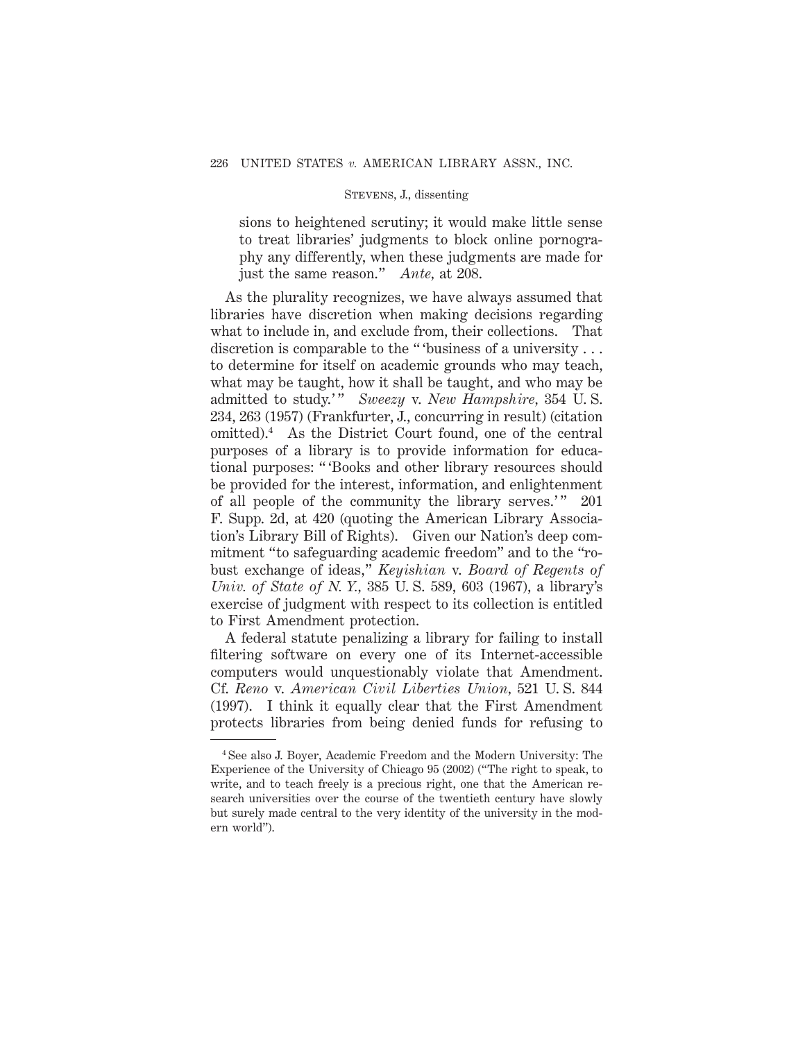> sions to heightened scrutiny; it would make little sense to treat libraries' judgments to block online pornography any differently, when these judgments are made for just the same reason." *Ante,* at 208.

As the plurality recognizes, we have always assumed that libraries have discretion when making decisions regarding what to include in, and exclude from, their collections. That discretion is comparable to the " 'business of a university . . . to determine for itself on academic grounds who may teach, what may be taught, how it shall be taught, and who may be admitted to study.' " *Sweezy* v. *New Hampshire,* 354 U. S. 234, 263 (1957) (Frankfurter, J., concurring in result) (citation omitted).[4] As the District Court found, one of the central purposes of a library is to provide information for educational purposes: " 'Books and other library resources should be provided for the interest, information, and enlightenment of all people of the community the library serves.' " 201 F. Supp. 2d, at 420 (quoting the American Library Association's Library Bill of Rights). Given our Nation's deep commitment "to safeguarding academic freedom" and to the "robust exchange of ideas," *Keyishian* v. *Board of Regents of Univ. of State of N. Y.,* 385 U. S. 589, 603 (1967), a library's exercise of judgment with respect to its collection is entitled to First Amendment protection.

A federal statute penalizing a library for failing to install filtering software on every one of its Internet-accessible computers would unquestionably violate that Amendment. Cf. *Reno* v. *American Civil Liberties Union,* 521 U. S. 844 (1997). I think it equally clear that the First Amendment protects libraries from being denied funds for refusing to

---

[4] See also J. Boyer, Academic Freedom and the Modern University: The Experience of the University of Chicago 95 (2002) ("The right to speak, to write, and to teach freely is a precious right, one that the American research universities over the course of the twentieth century have slowly but surely made central to the very identity of the university in the modern world").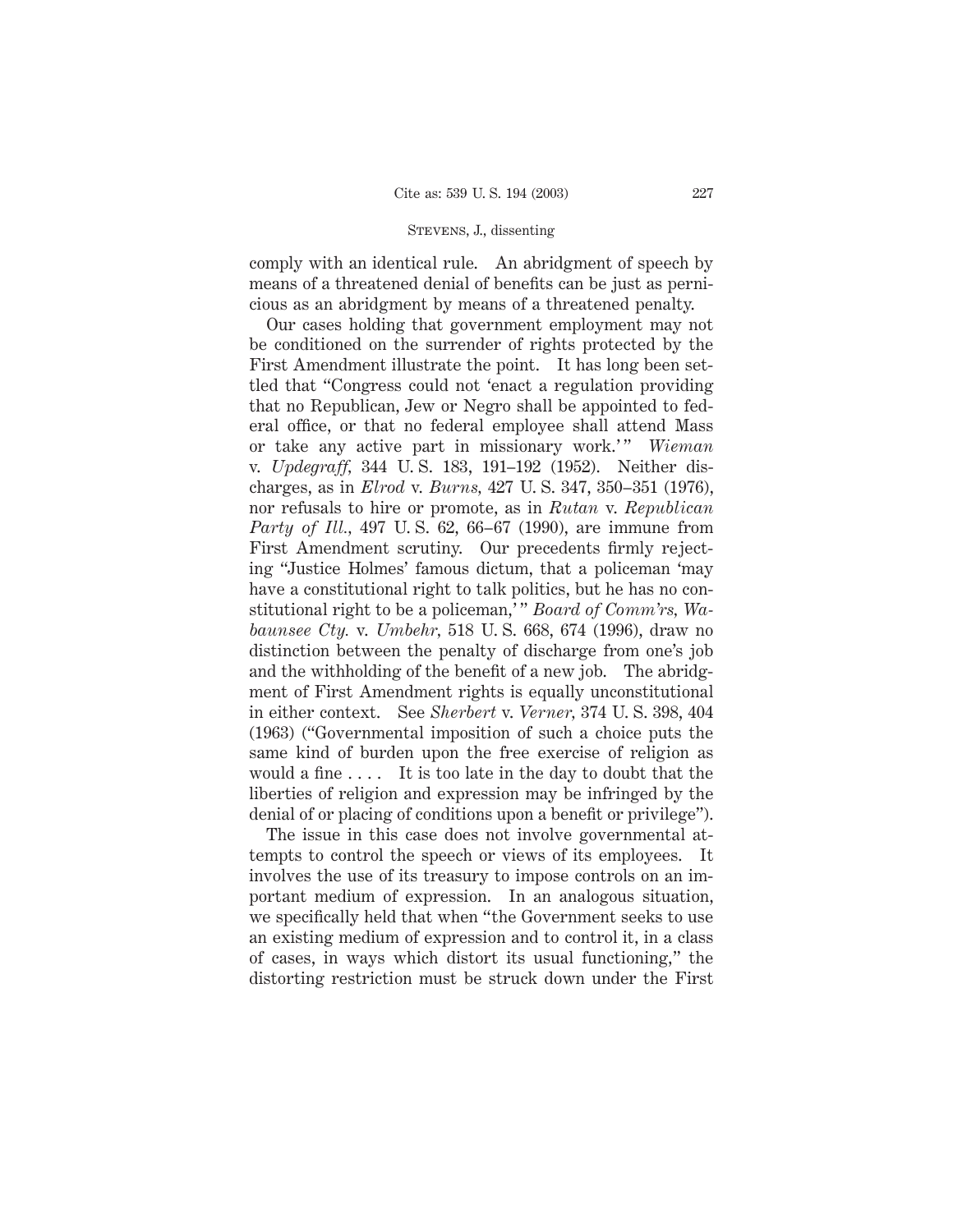comply with an identical rule. An abridgment of speech by means of a threatened denial of benefits can be just as pernicious as an abridgment by means of a threatened penalty.

Our cases holding that government employment may not be conditioned on the surrender of rights protected by the First Amendment illustrate the point. It has long been settled that "Congress could not 'enact a regulation providing that no Republican, Jew or Negro shall be appointed to federal office, or that no federal employee shall attend Mass or take any active part in missionary work.'" *Wieman* v. *Updegraff,* 344 U. S. 183, 191–192 (1952). Neither discharges, as in *Elrod* v. *Burns,* 427 U. S. 347, 350–351 (1976), nor refusals to hire or promote, as in *Rutan* v. *Republican Party of Ill.,* 497 U. S. 62, 66–67 (1990), are immune from First Amendment scrutiny. Our precedents firmly rejecting "Justice Holmes' famous dictum, that a policeman 'may have a constitutional right to talk politics, but he has no constitutional right to be a policeman,'" *Board of Comm'rs, Wabaunsee Cty.* v. *Umbehr,* 518 U. S. 668, 674 (1996), draw no distinction between the penalty of discharge from one's job and the withholding of the benefit of a new job. The abridgment of First Amendment rights is equally unconstitutional in either context. See *Sherbert* v. *Verner,* 374 U. S. 398, 404 (1963) ("Governmental imposition of such a choice puts the same kind of burden upon the free exercise of religion as would a fine . . . . It is too late in the day to doubt that the liberties of religion and expression may be infringed by the denial of or placing of conditions upon a benefit or privilege").

The issue in this case does not involve governmental attempts to control the speech or views of its employees. It involves the use of its treasury to impose controls on an important medium of expression. In an analogous situation, we specifically held that when "the Government seeks to use an existing medium of expression and to control it, in a class of cases, in ways which distort its usual functioning," the distorting restriction must be struck down under the First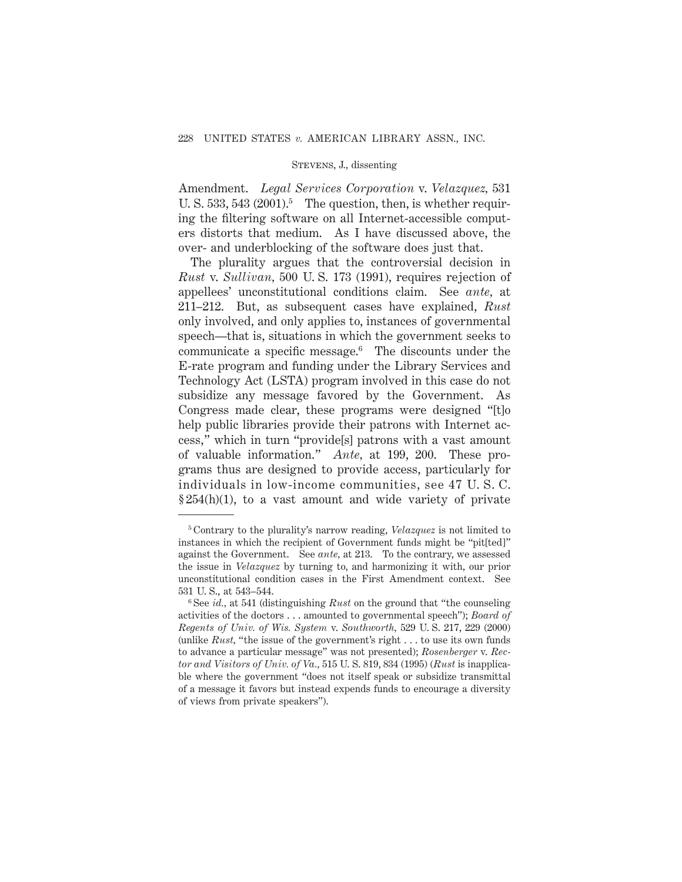Amendment. *Legal Services Corporation* v. *Velazquez,* 531 U. S. 533, 543 (2001).[5] The question, then, is whether requiring the filtering software on all Internet-accessible computers distorts that medium. As I have discussed above, the over- and underblocking of the software does just that.

The plurality argues that the controversial decision in *Rust* v. *Sullivan,* 500 U. S. 173 (1991), requires rejection of appellees' unconstitutional conditions claim. See *ante,* at 211–212. But, as subsequent cases have explained, *Rust* only involved, and only applies to, instances of governmental speech—that is, situations in which the government seeks to communicate a specific message.[6] The discounts under the E-rate program and funding under the Library Services and Technology Act (LSTA) program involved in this case do not subsidize any message favored by the Government. As Congress made clear, these programs were designed "[t]o help public libraries provide their patrons with Internet access," which in turn "provide[s] patrons with a vast amount of valuable information." *Ante,* at 199, 200. These programs thus are designed to provide access, particularly for individuals in low-income communities, see 47 U. S. C. § 254(h)(1), to a vast amount and wide variety of private

---

[5] Contrary to the plurality's narrow reading, *Velazquez* is not limited to instances in which the recipient of Government funds might be "pit[ted]" against the Government. See *ante,* at 213. To the contrary, we assessed the issue in *Velazquez* by turning to, and harmonizing it with, our prior unconstitutional condition cases in the First Amendment context. See 531 U. S., at 543–544.

[6] See *id.,* at 541 (distinguishing *Rust* on the ground that "the counseling activities of the doctors . . . amounted to governmental speech"); *Board of Regents of Univ. of Wis. System* v. *Southworth,* 529 U. S. 217, 229 (2000) (unlike *Rust,* "the issue of the government's right . . . to use its own funds to advance a particular message" was not presented); *Rosenberger* v. *Rector and Visitors of Univ. of Va.,* 515 U. S. 819, 834 (1995) (*Rust* is inapplicable where the government "does not itself speak or subsidize transmittal of a message it favors but instead expends funds to encourage a diversity of views from private speakers").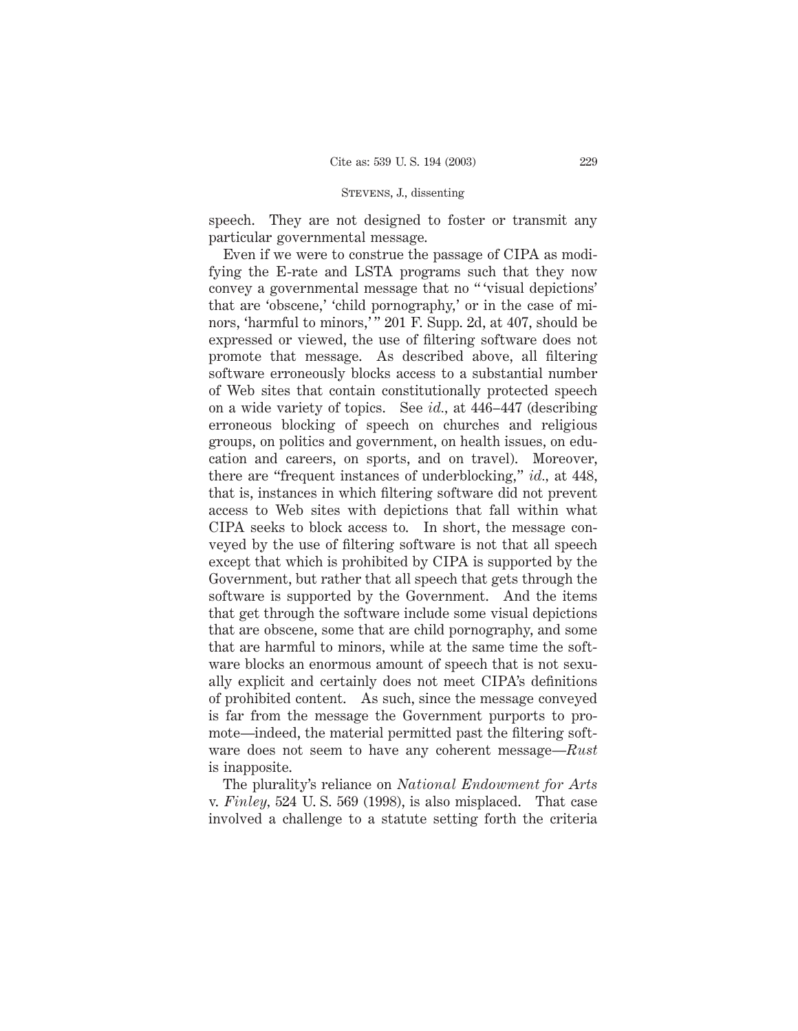speech. They are not designed to foster or transmit any particular governmental message.

Even if we were to construe the passage of CIPA as modifying the E-rate and LSTA programs such that they now convey a governmental message that no " 'visual depictions' that are 'obscene,' 'child pornography,' or in the case of minors, 'harmful to minors,' " 201 F. Supp. 2d, at 407, should be expressed or viewed, the use of filtering software does not promote that message. As described above, all filtering software erroneously blocks access to a substantial number of Web sites that contain constitutionally protected speech on a wide variety of topics. See *id.*, at 446–447 (describing erroneous blocking of speech on churches and religious groups, on politics and government, on health issues, on education and careers, on sports, and on travel). Moreover, there are "frequent instances of underblocking," *id.*, at 448, that is, instances in which filtering software did not prevent access to Web sites with depictions that fall within what CIPA seeks to block access to. In short, the message conveyed by the use of filtering software is not that all speech except that which is prohibited by CIPA is supported by the Government, but rather that all speech that gets through the software is supported by the Government. And the items that get through the software include some visual depictions that are obscene, some that are child pornography, and some that are harmful to minors, while at the same time the software blocks an enormous amount of speech that is not sexually explicit and certainly does not meet CIPA's definitions of prohibited content. As such, since the message conveyed is far from the message the Government purports to promote—indeed, the material permitted past the filtering software does not seem to have any coherent message—*Rust* is inapposite.

The plurality's reliance on *National Endowment for Arts* v. *Finley*, 524 U. S. 569 (1998), is also misplaced. That case involved a challenge to a statute setting forth the criteria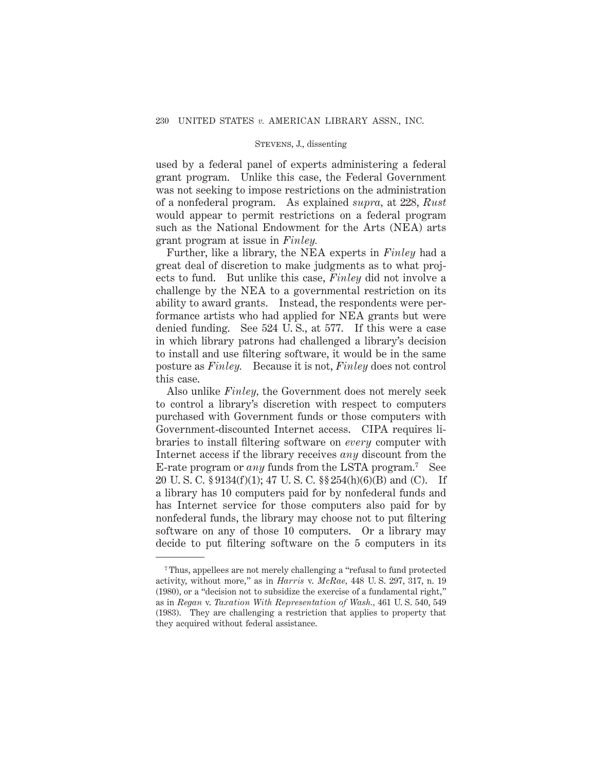used by a federal panel of experts administering a federal grant program. Unlike this case, the Federal Government was not seeking to impose restrictions on the administration of a nonfederal program. As explained *supra*, at 228, *Rust* would appear to permit restrictions on a federal program such as the National Endowment for the Arts (NEA) arts grant program at issue in *Finley*.

Further, like a library, the NEA experts in *Finley* had a great deal of discretion to make judgments as to what projects to fund. But unlike this case, *Finley* did not involve a challenge by the NEA to a governmental restriction on its ability to award grants. Instead, the respondents were performance artists who had applied for NEA grants but were denied funding. See 524 U. S., at 577. If this were a case in which library patrons had challenged a library's decision to install and use filtering software, it would be in the same posture as *Finley*. Because it is not, *Finley* does not control this case.

Also unlike *Finley*, the Government does not merely seek to control a library's discretion with respect to computers purchased with Government funds or those computers with Government-discounted Internet access. CIPA requires libraries to install filtering software on *every* computer with Internet access if the library receives *any* discount from the E-rate program or *any* funds from the LSTA program.[7] See 20 U. S. C. § 9134(f)(1); 47 U. S. C. §§ 254(h)(6)(B) and (C). If a library has 10 computers paid for by nonfederal funds and has Internet service for those computers also paid for by nonfederal funds, the library may choose not to put filtering software on any of those 10 computers. Or a library may decide to put filtering software on the 5 computers in its

---

[7] Thus, appellees are not merely challenging a "refusal to fund protected activity, without more," as in *Harris* v. *McRae*, 448 U. S. 297, 317, n. 19 (1980), or a "decision not to subsidize the exercise of a fundamental right," as in *Regan* v. *Taxation With Representation of Wash.*, 461 U. S. 540, 549 (1983). They are challenging a restriction that applies to property that they acquired without federal assistance.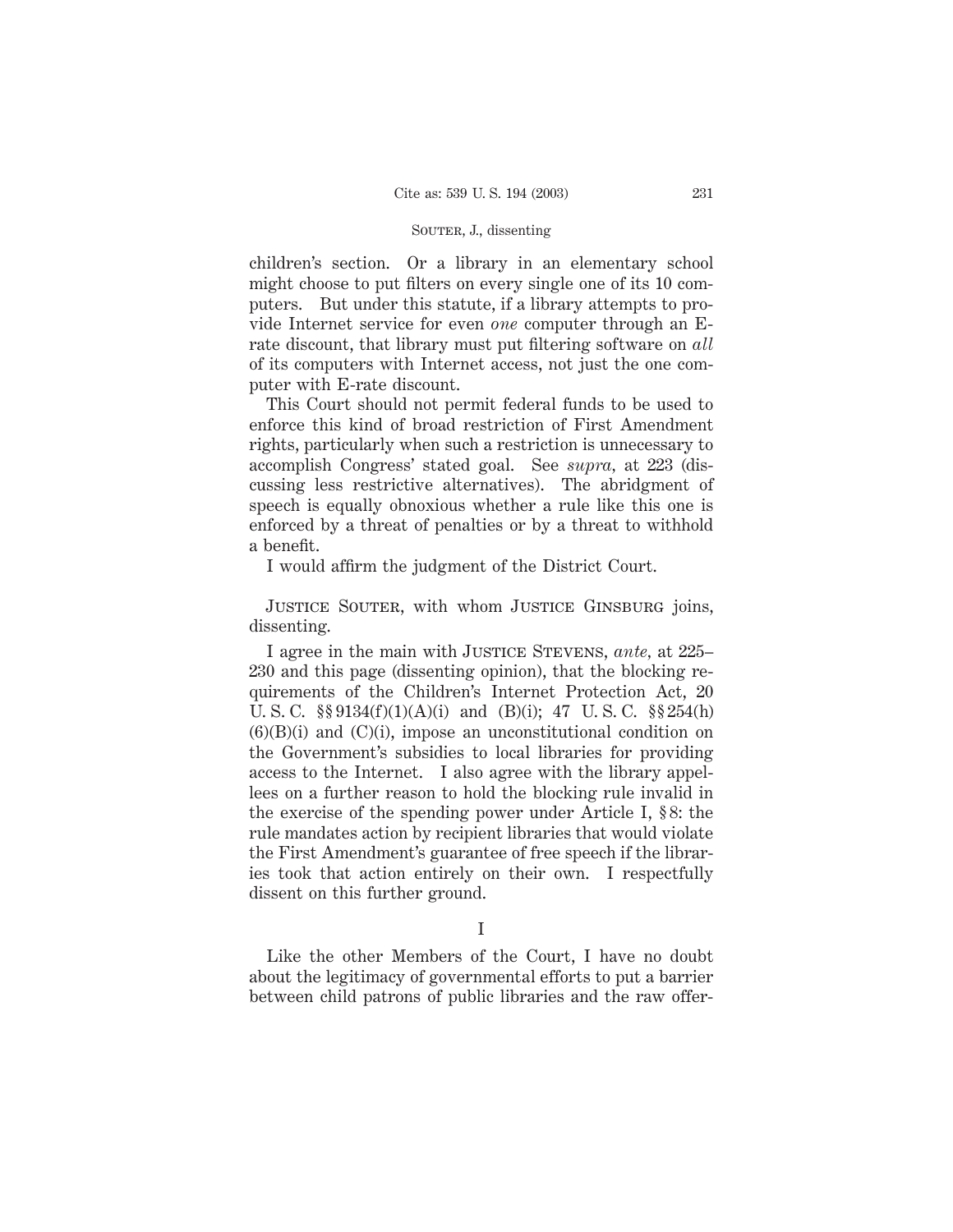children's section. Or a library in an elementary school might choose to put filters on every single one of its 10 computers. But under this statute, if a library attempts to provide Internet service for even *one* computer through an E-rate discount, that library must put filtering software on *all* of its computers with Internet access, not just the one computer with E-rate discount.

This Court should not permit federal funds to be used to enforce this kind of broad restriction of First Amendment rights, particularly when such a restriction is unnecessary to accomplish Congress' stated goal. See *supra,* at 223 (discussing less restrictive alternatives). The abridgment of speech is equally obnoxious whether a rule like this one is enforced by a threat of penalties or by a threat to withhold a benefit.

I would affirm the judgment of the District Court.

Justice Souter, with whom Justice Ginsburg joins, dissenting.

I agree in the main with Justice Stevens, *ante,* at 225–230 and this page (dissenting opinion), that the blocking requirements of the Children's Internet Protection Act, 20 U. S. C. §§ 9134(f)(1)(A)(i) and (B)(i); 47 U. S. C. §§ 254(h)(6)(B)(i) and (C)(i), impose an unconstitutional condition on the Government's subsidies to local libraries for providing access to the Internet. I also agree with the library appellees on a further reason to hold the blocking rule invalid in the exercise of the spending power under Article I, § 8: the rule mandates action by recipient libraries that would violate the First Amendment's guarantee of free speech if the libraries took that action entirely on their own. I respectfully dissent on this further ground.

I

Like the other Members of the Court, I have no doubt about the legitimacy of governmental efforts to put a barrier between child patrons of public libraries and the raw offer-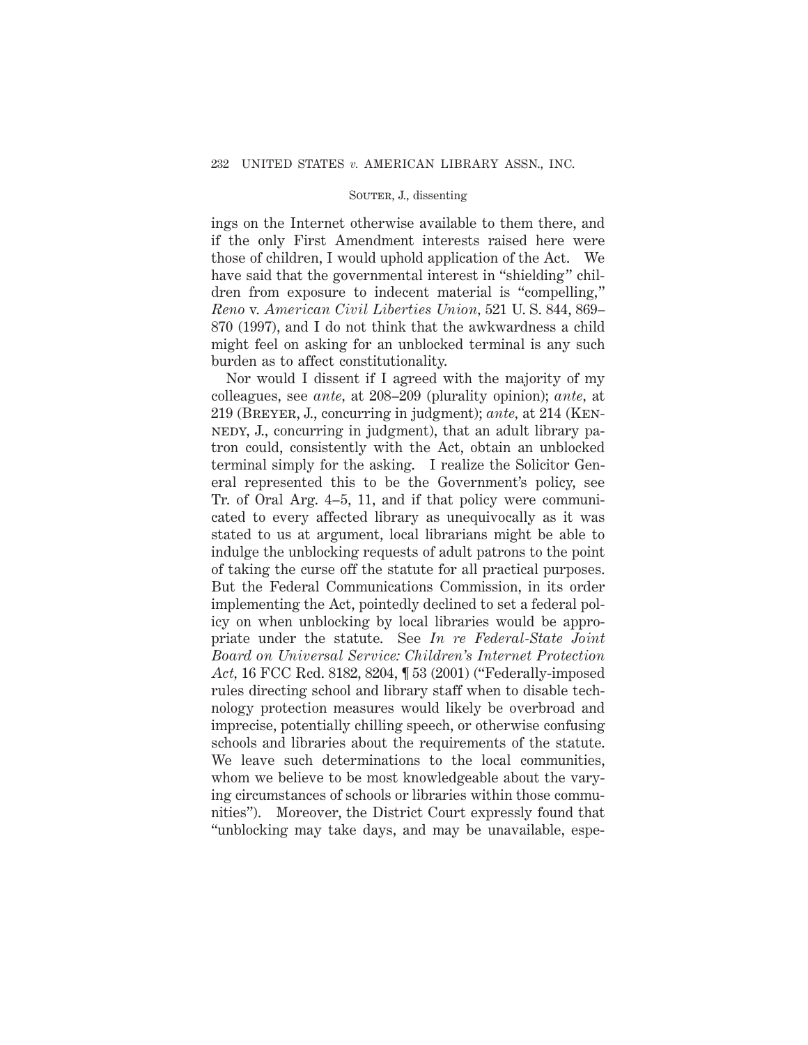ings on the Internet otherwise available to them there, and if the only First Amendment interests raised here were those of children, I would uphold application of the Act. We have said that the governmental interest in "shielding" children from exposure to indecent material is "compelling," *Reno* v. *American Civil Liberties Union*, 521 U. S. 844, 869–870 (1997), and I do not think that the awkwardness a child might feel on asking for an unblocked terminal is any such burden as to affect constitutionality.

Nor would I dissent if I agreed with the majority of my colleagues, see *ante*, at 208–209 (plurality opinion); *ante*, at 219 (Breyer, J., concurring in judgment); *ante*, at 214 (Kennedy, J., concurring in judgment), that an adult library patron could, consistently with the Act, obtain an unblocked terminal simply for the asking. I realize the Solicitor General represented this to be the Government's policy, see Tr. of Oral Arg. 4–5, 11, and if that policy were communicated to every affected library as unequivocally as it was stated to us at argument, local librarians might be able to indulge the unblocking requests of adult patrons to the point of taking the curse off the statute for all practical purposes. But the Federal Communications Commission, in its order implementing the Act, pointedly declined to set a federal policy on when unblocking by local libraries would be appropriate under the statute. See *In re Federal-State Joint Board on Universal Service: Children's Internet Protection Act*, 16 FCC Rcd. 8182, 8204, ¶ 53 (2001) ("Federally-imposed rules directing school and library staff when to disable technology protection measures would likely be overbroad and imprecise, potentially chilling speech, or otherwise confusing schools and libraries about the requirements of the statute. We leave such determinations to the local communities, whom we believe to be most knowledgeable about the varying circumstances of schools or libraries within those communities"). Moreover, the District Court expressly found that "unblocking may take days, and may be unavailable, espe-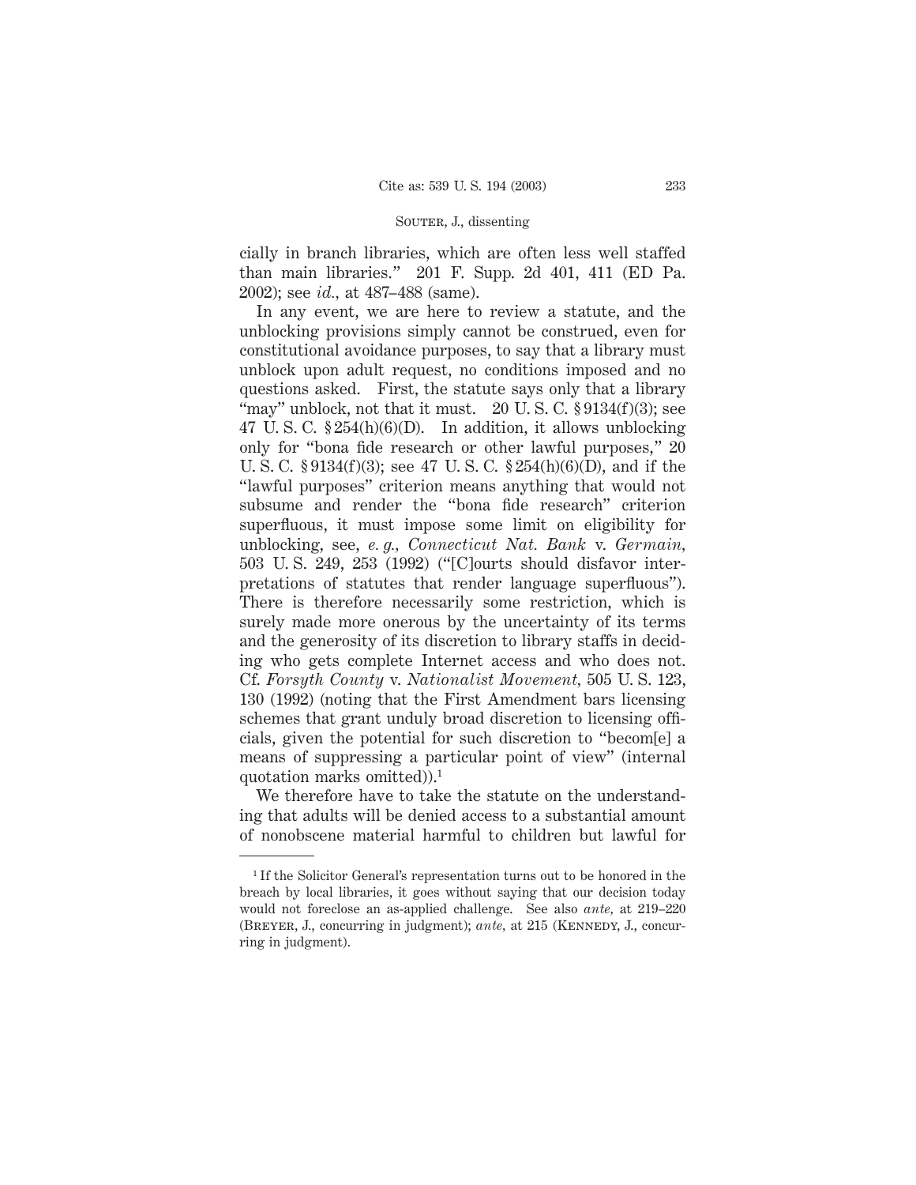cially in branch libraries, which are often less well staffed than main libraries." 201 F. Supp. 2d 401, 411 (ED Pa. 2002); see *id.*, at 487–488 (same).

In any event, we are here to review a statute, and the unblocking provisions simply cannot be construed, even for constitutional avoidance purposes, to say that a library must unblock upon adult request, no conditions imposed and no questions asked. First, the statute says only that a library "may" unblock, not that it must. 20 U. S. C. § 9134(f)(3); see 47 U. S. C. § 254(h)(6)(D). In addition, it allows unblocking only for "bona fide research or other lawful purposes," 20 U. S. C. § 9134(f)(3); see 47 U. S. C. § 254(h)(6)(D), and if the "lawful purposes" criterion means anything that would not subsume and render the "bona fide research" criterion superfluous, it must impose some limit on eligibility for unblocking, see, *e. g.*, *Connecticut Nat. Bank* v. *Germain*, 503 U. S. 249, 253 (1992) ("[C]ourts should disfavor interpretations of statutes that render language superfluous"). There is therefore necessarily some restriction, which is surely made more onerous by the uncertainty of its terms and the generosity of its discretion to library staffs in deciding who gets complete Internet access and who does not. Cf. *Forsyth County* v. *Nationalist Movement*, 505 U. S. 123, 130 (1992) (noting that the First Amendment bars licensing schemes that grant unduly broad discretion to licensing officials, given the potential for such discretion to "becom[e] a means of suppressing a particular point of view" (internal quotation marks omitted)).[1]

We therefore have to take the statute on the understanding that adults will be denied access to a substantial amount of nonobscene material harmful to children but lawful for

---

[1] If the Solicitor General's representation turns out to be honored in the breach by local libraries, it goes without saying that our decision today would not foreclose an as-applied challenge. See also *ante*, at 219–220 (BREYER, J., concurring in judgment); *ante*, at 215 (KENNEDY, J., concurring in judgment).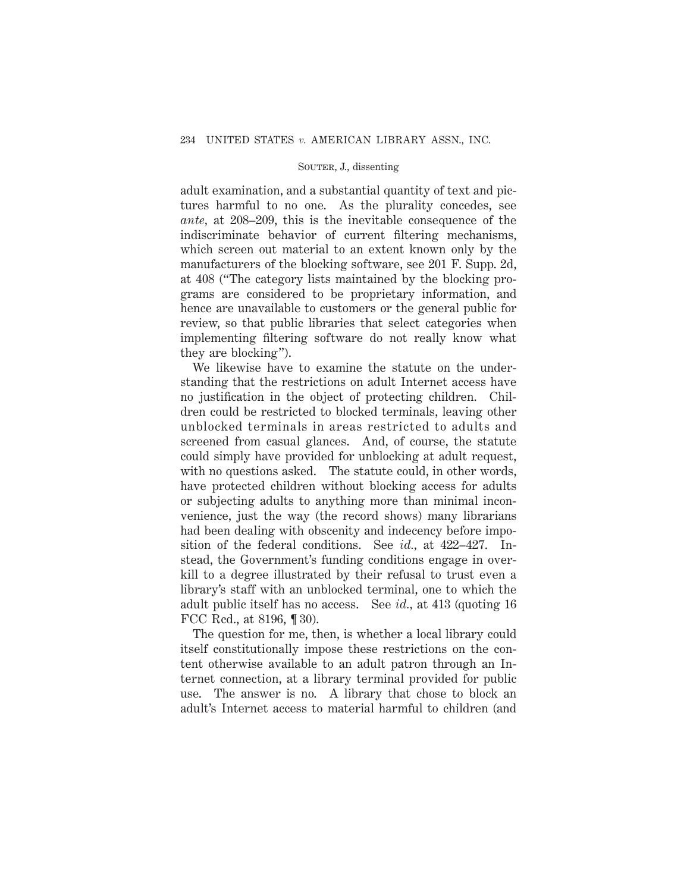adult examination, and a substantial quantity of text and pictures harmful to no one. As the plurality concedes, see *ante*, at 208–209, this is the inevitable consequence of the indiscriminate behavior of current filtering mechanisms, which screen out material to an extent known only by the manufacturers of the blocking software, see 201 F. Supp. 2d, at 408 ("The category lists maintained by the blocking programs are considered to be proprietary information, and hence are unavailable to customers or the general public for review, so that public libraries that select categories when implementing filtering software do not really know what they are blocking").

We likewise have to examine the statute on the understanding that the restrictions on adult Internet access have no justification in the object of protecting children. Children could be restricted to blocked terminals, leaving other unblocked terminals in areas restricted to adults and screened from casual glances. And, of course, the statute could simply have provided for unblocking at adult request, with no questions asked. The statute could, in other words, have protected children without blocking access for adults or subjecting adults to anything more than minimal inconvenience, just the way (the record shows) many librarians had been dealing with obscenity and indecency before imposition of the federal conditions. See *id.*, at 422–427. Instead, the Government's funding conditions engage in overkill to a degree illustrated by their refusal to trust even a library's staff with an unblocked terminal, one to which the adult public itself has no access. See *id.*, at 413 (quoting 16 FCC Rcd., at 8196, ¶ 30).

The question for me, then, is whether a local library could itself constitutionally impose these restrictions on the content otherwise available to an adult patron through an Internet connection, at a library terminal provided for public use. The answer is no. A library that chose to block an adult's Internet access to material harmful to children (and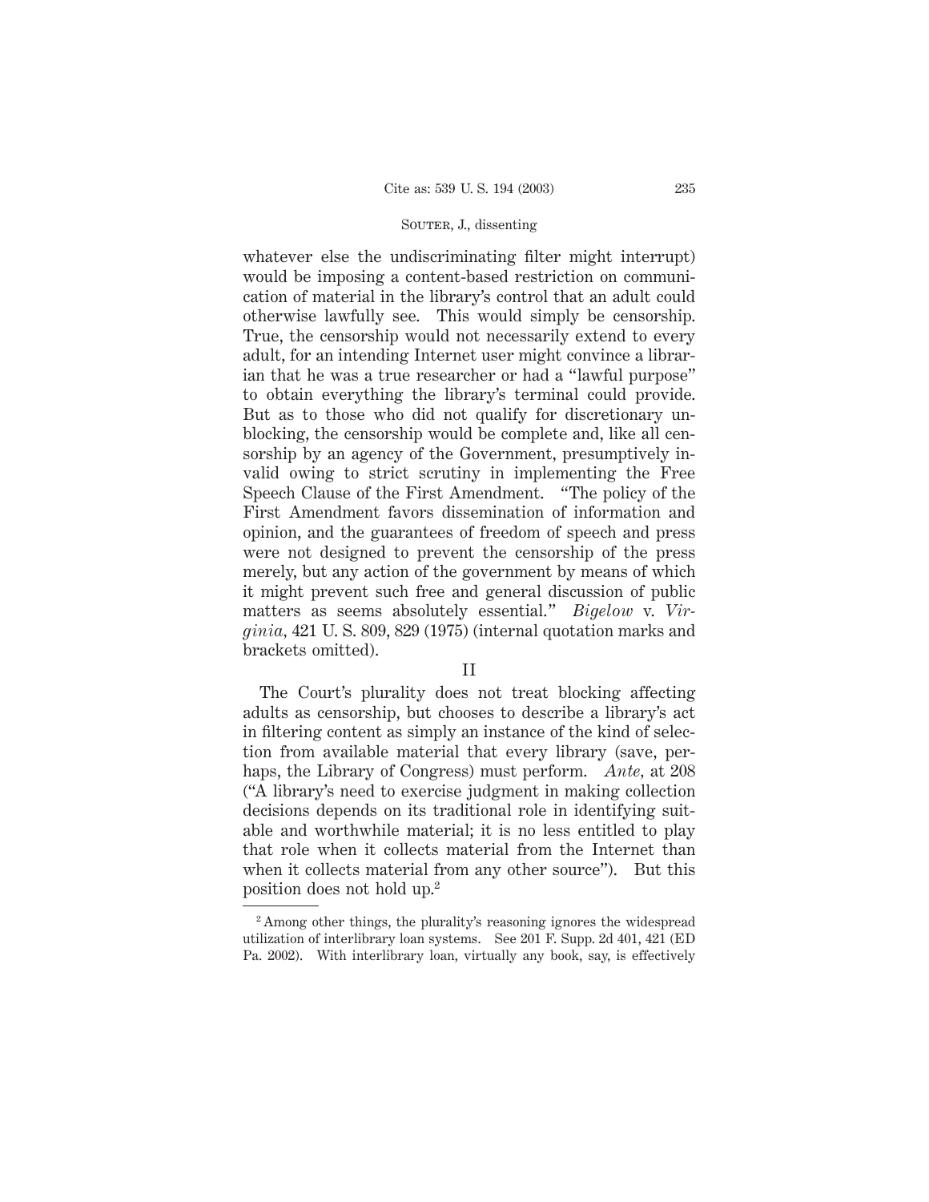whatever else the undiscriminating filter might interrupt) would be imposing a content-based restriction on communication of material in the library's control that an adult could otherwise lawfully see. This would simply be censorship. True, the censorship would not necessarily extend to every adult, for an intending Internet user might convince a librarian that he was a true researcher or had a "lawful purpose" to obtain everything the library's terminal could provide. But as to those who did not qualify for discretionary unblocking, the censorship would be complete and, like all censorship by an agency of the Government, presumptively invalid owing to strict scrutiny in implementing the Free Speech Clause of the First Amendment. "The policy of the First Amendment favors dissemination of information and opinion, and the guarantees of freedom of speech and press were not designed to prevent the censorship of the press merely, but any action of the government by means of which it might prevent such free and general discussion of public matters as seems absolutely essential." *Bigelow* v. *Virginia*, 421 U. S. 809, 829 (1975) (internal quotation marks and brackets omitted).

## II

The Court's plurality does not treat blocking affecting adults as censorship, but chooses to describe a library's act in filtering content as simply an instance of the kind of selection from available material that every library (save, perhaps, the Library of Congress) must perform. *Ante*, at 208 ("A library's need to exercise judgment in making collection decisions depends on its traditional role in identifying suitable and worthwhile material; it is no less entitled to play that role when it collects material from the Internet than when it collects material from any other source"). But this position does not hold up.[2]

---

[2] Among other things, the plurality's reasoning ignores the widespread utilization of interlibrary loan systems. See 201 F. Supp. 2d 401, 421 (ED Pa. 2002). With interlibrary loan, virtually any book, say, is effectively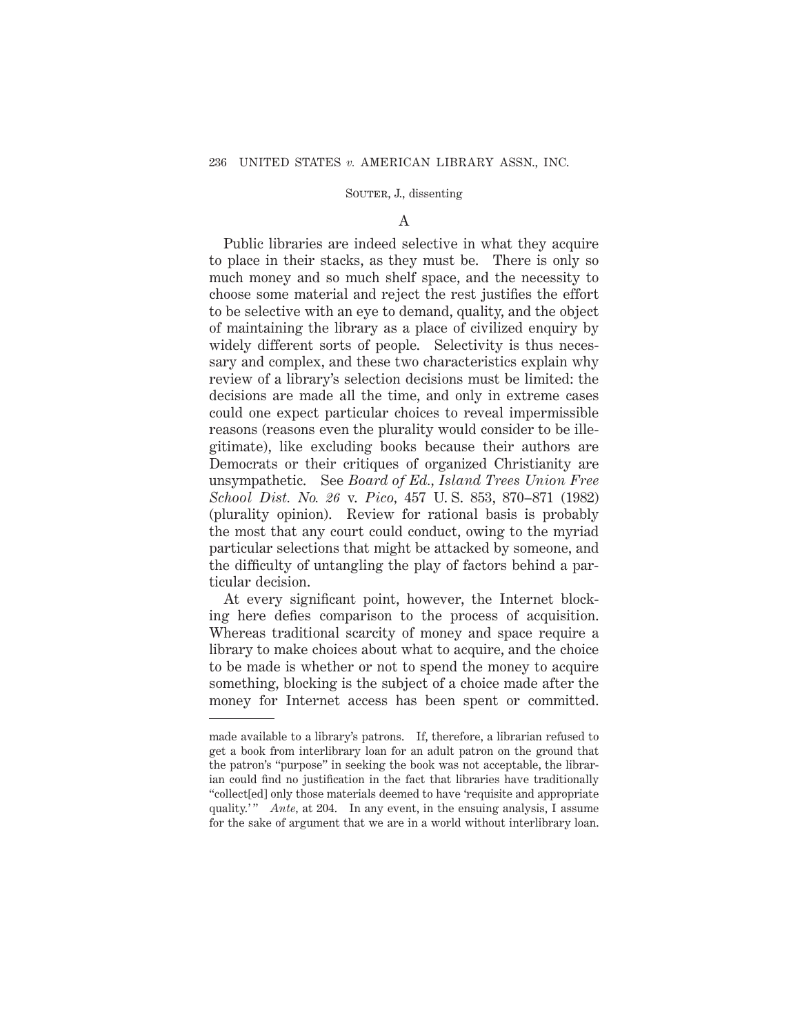### A

Public libraries are indeed selective in what they acquire to place in their stacks, as they must be. There is only so much money and so much shelf space, and the necessity to choose some material and reject the rest justifies the effort to be selective with an eye to demand, quality, and the object of maintaining the library as a place of civilized enquiry by widely different sorts of people. Selectivity is thus necessary and complex, and these two characteristics explain why review of a library's selection decisions must be limited: the decisions are made all the time, and only in extreme cases could one expect particular choices to reveal impermissible reasons (reasons even the plurality would consider to be illegitimate), like excluding books because their authors are Democrats or their critiques of organized Christianity are unsympathetic. See *Board of Ed., Island Trees Union Free School Dist. No. 26* v. *Pico*, 457 U. S. 853, 870–871 (1982) (plurality opinion). Review for rational basis is probably the most that any court could conduct, owing to the myriad particular selections that might be attacked by someone, and the difficulty of untangling the play of factors behind a particular decision.

At every significant point, however, the Internet blocking here defies comparison to the process of acquisition. Whereas traditional scarcity of money and space require a library to make choices about what to acquire, and the choice to be made is whether or not to spend the money to acquire something, blocking is the subject of a choice made after the money for Internet access has been spent or committed.

---

made available to a library's patrons. If, therefore, a librarian refused to get a book from interlibrary loan for an adult patron on the ground that the patron's "purpose" in seeking the book was not acceptable, the librarian could find no justification in the fact that libraries have traditionally "collect[ed] only those materials deemed to have 'requisite and appropriate quality.'" *Ante*, at 204. In any event, in the ensuing analysis, I assume for the sake of argument that we are in a world without interlibrary loan.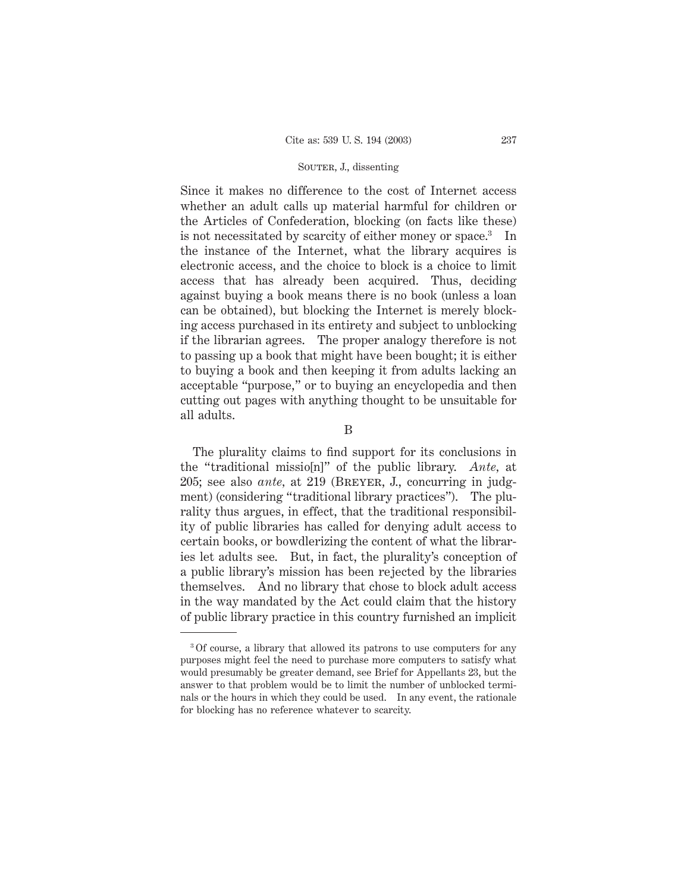Since it makes no difference to the cost of Internet access whether an adult calls up material harmful for children or the Articles of Confederation, blocking (on facts like these) is not necessitated by scarcity of either money or space.[3] In the instance of the Internet, what the library acquires is electronic access, and the choice to block is a choice to limit access that has already been acquired. Thus, deciding against buying a book means there is no book (unless a loan can be obtained), but blocking the Internet is merely blocking access purchased in its entirety and subject to unblocking if the librarian agrees. The proper analogy therefore is not to passing up a book that might have been bought; it is either to buying a book and then keeping it from adults lacking an acceptable "purpose," or to buying an encyclopedia and then cutting out pages with anything thought to be unsuitable for all adults.

B

The plurality claims to find support for its conclusions in the "traditional missio[n]" of the public library. *Ante*, at 205; see also *ante*, at 219 (Breyer, J., concurring in judgment) (considering "traditional library practices"). The plurality thus argues, in effect, that the traditional responsibility of public libraries has called for denying adult access to certain books, or bowdlerizing the content of what the libraries let adults see. But, in fact, the plurality's conception of a public library's mission has been rejected by the libraries themselves. And no library that chose to block adult access in the way mandated by the Act could claim that the history of public library practice in this country furnished an implicit

---

[3] Of course, a library that allowed its patrons to use computers for any purposes might feel the need to purchase more computers to satisfy what would presumably be greater demand, see Brief for Appellants 23, but the answer to that problem would be to limit the number of unblocked terminals or the hours in which they could be used. In any event, the rationale for blocking has no reference whatever to scarcity.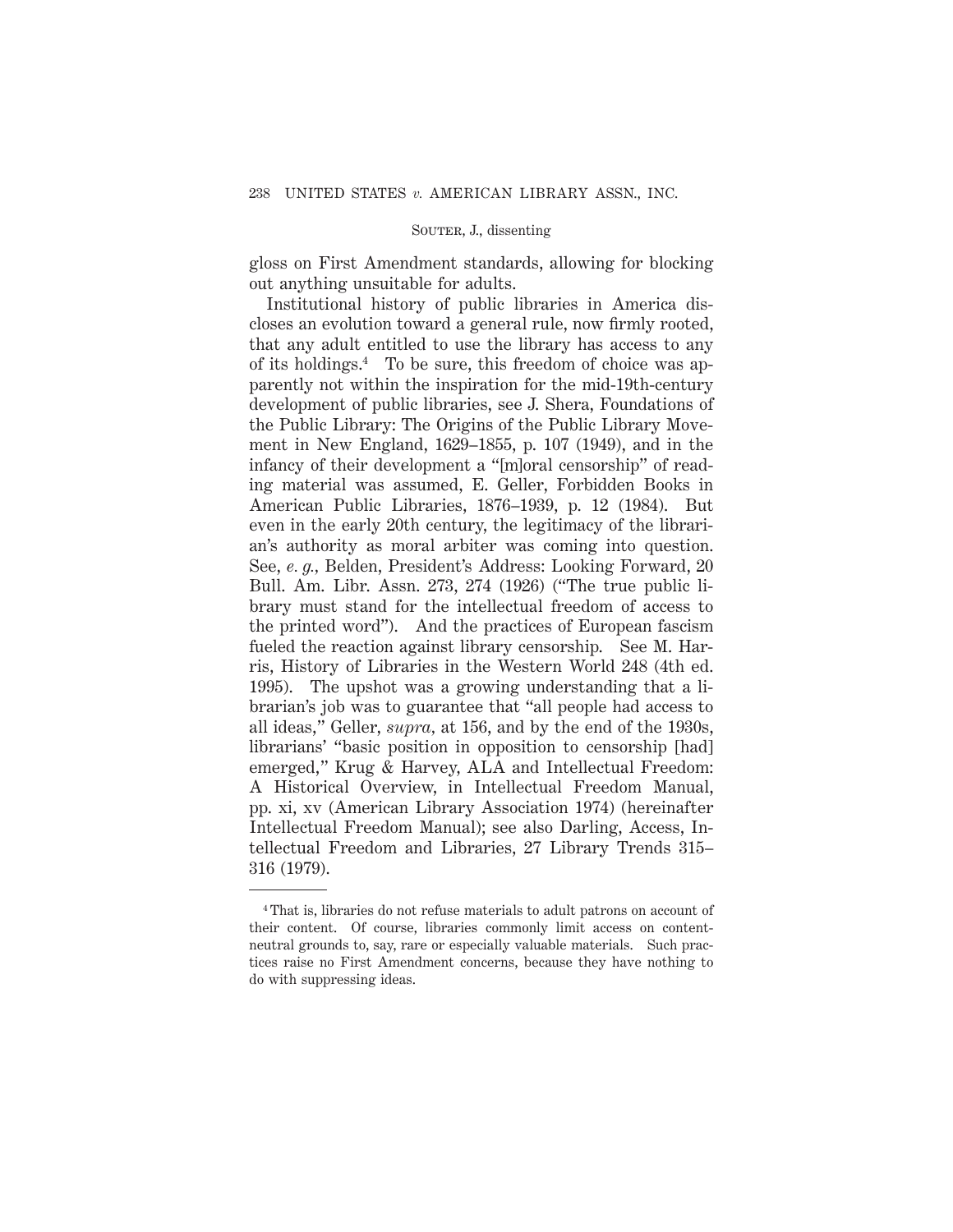gloss on First Amendment standards, allowing for blocking out anything unsuitable for adults.

Institutional history of public libraries in America discloses an evolution toward a general rule, now firmly rooted, that any adult entitled to use the library has access to any of its holdings.[4] To be sure, this freedom of choice was apparently not within the inspiration for the mid-19th-century development of public libraries, see J. Shera, Foundations of the Public Library: The Origins of the Public Library Movement in New England, 1629–1855, p. 107 (1949), and in the infancy of their development a "[m]oral censorship" of reading material was assumed, E. Geller, Forbidden Books in American Public Libraries, 1876–1939, p. 12 (1984). But even in the early 20th century, the legitimacy of the librarian's authority as moral arbiter was coming into question. See, *e. g.*, Belden, President's Address: Looking Forward, 20 Bull. Am. Libr. Assn. 273, 274 (1926) ("The true public library must stand for the intellectual freedom of access to the printed word"). And the practices of European fascism fueled the reaction against library censorship. See M. Harris, History of Libraries in the Western World 248 (4th ed. 1995). The upshot was a growing understanding that a librarian's job was to guarantee that "all people had access to all ideas," Geller, *supra*, at 156, and by the end of the 1930s, librarians' "basic position in opposition to censorship [had] emerged," Krug & Harvey, ALA and Intellectual Freedom: A Historical Overview, in Intellectual Freedom Manual, pp. xi, xv (American Library Association 1974) (hereinafter Intellectual Freedom Manual); see also Darling, Access, Intellectual Freedom and Libraries, 27 Library Trends 315–316 (1979).

---

[4] That is, libraries do not refuse materials to adult patrons on account of their content. Of course, libraries commonly limit access on content-neutral grounds to, say, rare or especially valuable materials. Such practices raise no First Amendment concerns, because they have nothing to do with suppressing ideas.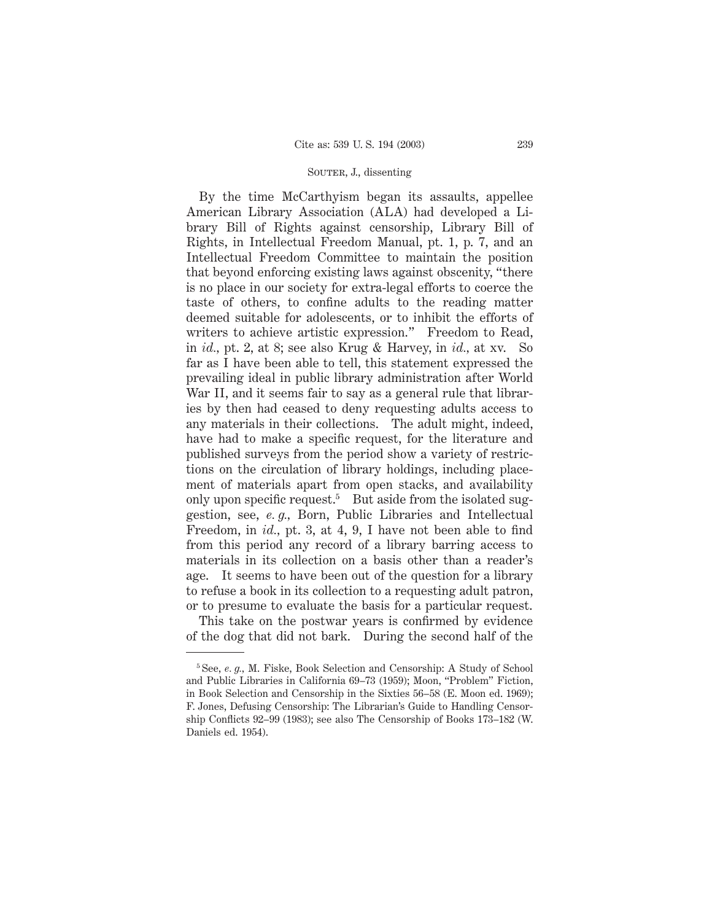By the time McCarthyism began its assaults, appellee American Library Association (ALA) had developed a Library Bill of Rights against censorship, Library Bill of Rights, in Intellectual Freedom Manual, pt. 1, p. 7, and an Intellectual Freedom Committee to maintain the position that beyond enforcing existing laws against obscenity, "there is no place in our society for extra-legal efforts to coerce the taste of others, to confine adults to the reading matter deemed suitable for adolescents, or to inhibit the efforts of writers to achieve artistic expression." Freedom to Read, in *id.*, pt. 2, at 8; see also Krug & Harvey, in *id.*, at xv. So far as I have been able to tell, this statement expressed the prevailing ideal in public library administration after World War II, and it seems fair to say as a general rule that libraries by then had ceased to deny requesting adults access to any materials in their collections. The adult might, indeed, have had to make a specific request, for the literature and published surveys from the period show a variety of restrictions on the circulation of library holdings, including placement of materials apart from open stacks, and availability only upon specific request.[5] But aside from the isolated suggestion, see, *e. g.*, Born, Public Libraries and Intellectual Freedom, in *id.*, pt. 3, at 4, 9, I have not been able to find from this period any record of a library barring access to materials in its collection on a basis other than a reader's age. It seems to have been out of the question for a library to refuse a book in its collection to a requesting adult patron, or to presume to evaluate the basis for a particular request.

This take on the postwar years is confirmed by evidence of the dog that did not bark. During the second half of the

---

[5] See, *e. g.*, M. Fiske, Book Selection and Censorship: A Study of School and Public Libraries in California 69–73 (1959); Moon, "Problem" Fiction, in Book Selection and Censorship in the Sixties 56–58 (E. Moon ed. 1969); F. Jones, Defusing Censorship: The Librarian's Guide to Handling Censorship Conflicts 92–99 (1983); see also The Censorship of Books 173–182 (W. Daniels ed. 1954).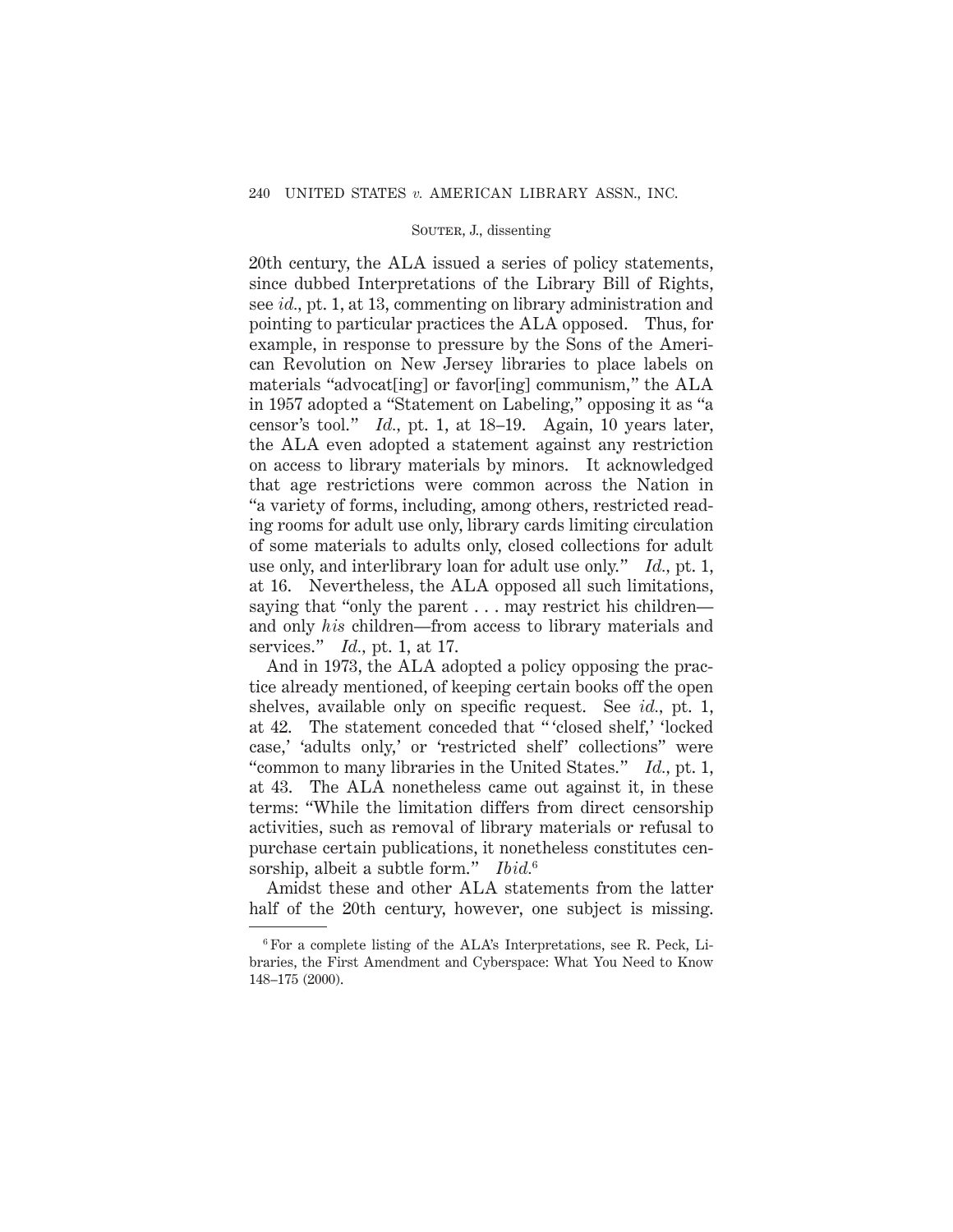20th century, the ALA issued a series of policy statements, since dubbed Interpretations of the Library Bill of Rights, see *id.*, pt. 1, at 13, commenting on library administration and pointing to particular practices the ALA opposed. Thus, for example, in response to pressure by the Sons of the American Revolution on New Jersey libraries to place labels on materials "advocat[ing] or favor[ing] communism," the ALA in 1957 adopted a "Statement on Labeling," opposing it as "a censor's tool." *Id.*, pt. 1, at 18–19. Again, 10 years later, the ALA even adopted a statement against any restriction on access to library materials by minors. It acknowledged that age restrictions were common across the Nation in "a variety of forms, including, among others, restricted reading rooms for adult use only, library cards limiting circulation of some materials to adults only, closed collections for adult use only, and interlibrary loan for adult use only." *Id.*, pt. 1, at 16. Nevertheless, the ALA opposed all such limitations, saying that "only the parent . . . may restrict his children—and only *his* children—from access to library materials and services." *Id.*, pt. 1, at 17.

And in 1973, the ALA adopted a policy opposing the practice already mentioned, of keeping certain books off the open shelves, available only on specific request. See *id.*, pt. 1, at 42. The statement conceded that " 'closed shelf,' 'locked case,' 'adults only,' or 'restricted shelf' collections" were "common to many libraries in the United States." *Id.*, pt. 1, at 43. The ALA nonetheless came out against it, in these terms: "While the limitation differs from direct censorship activities, such as removal of library materials or refusal to purchase certain publications, it nonetheless constitutes censorship, albeit a subtle form." *Ibid.*[6]

Amidst these and other ALA statements from the latter half of the 20th century, however, one subject is missing.

---

[6] For a complete listing of the ALA's Interpretations, see R. Peck, Libraries, the First Amendment and Cyberspace: What You Need to Know 148–175 (2000).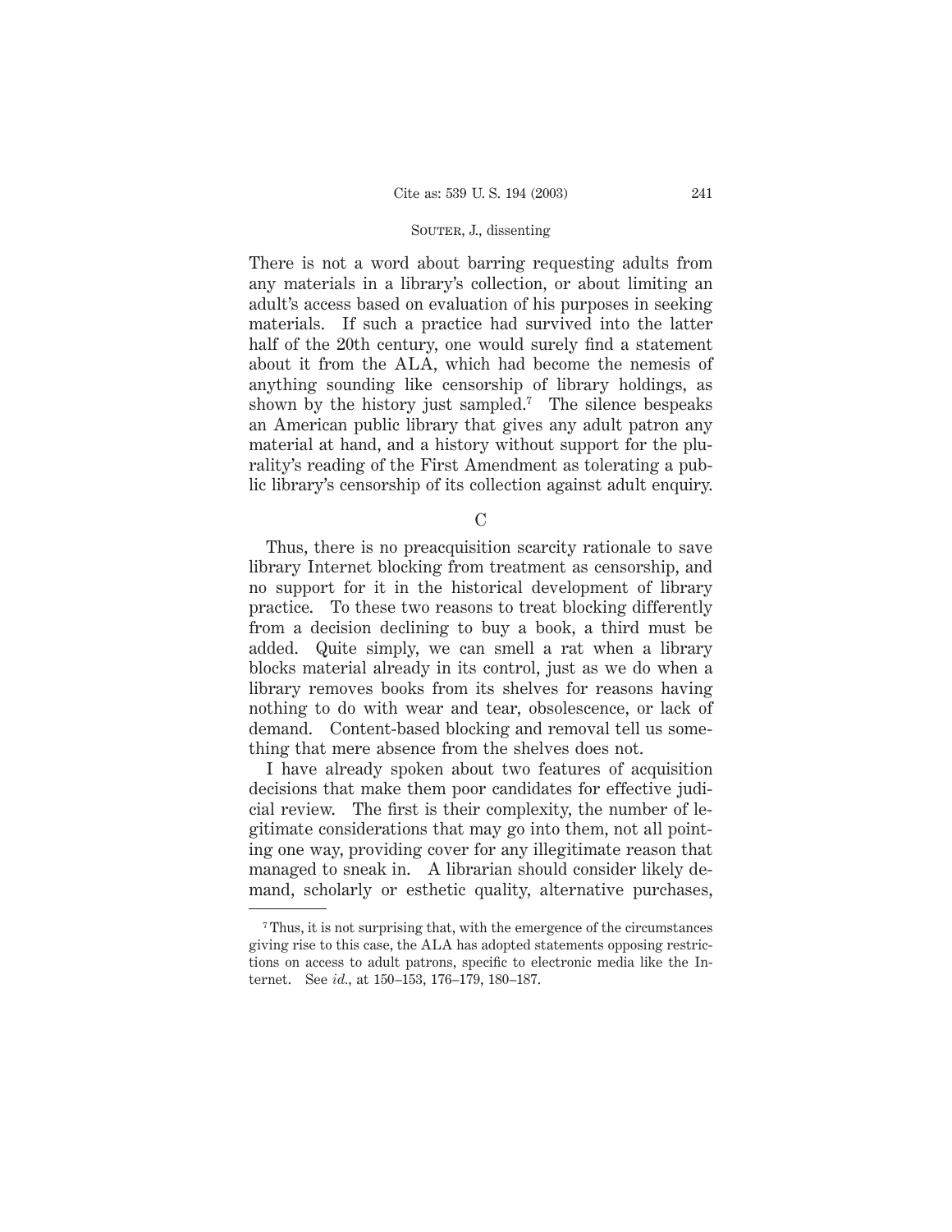There is not a word about barring requesting adults from any materials in a library's collection, or about limiting an adult's access based on evaluation of his purposes in seeking materials. If such a practice had survived into the latter half of the 20th century, one would surely find a statement about it from the ALA, which had become the nemesis of anything sounding like censorship of library holdings, as shown by the history just sampled.[7] The silence bespeaks an American public library that gives any adult patron any material at hand, and a history without support for the plurality's reading of the First Amendment as tolerating a public library's censorship of its collection against adult enquiry.

## C

Thus, there is no preacquisition scarcity rationale to save library Internet blocking from treatment as censorship, and no support for it in the historical development of library practice. To these two reasons to treat blocking differently from a decision declining to buy a book, a third must be added. Quite simply, we can smell a rat when a library blocks material already in its control, just as we do when a library removes books from its shelves for reasons having nothing to do with wear and tear, obsolescence, or lack of demand. Content-based blocking and removal tell us something that mere absence from the shelves does not.

I have already spoken about two features of acquisition decisions that make them poor candidates for effective judicial review. The first is their complexity, the number of legitimate considerations that may go into them, not all pointing one way, providing cover for any illegitimate reason that managed to sneak in. A librarian should consider likely demand, scholarly or esthetic quality, alternative purchases,

---

[7] Thus, it is not surprising that, with the emergence of the circumstances giving rise to this case, the ALA has adopted statements opposing restrictions on access to adult patrons, specific to electronic media like the Internet. See *id.*, at 150–153, 176–179, 180–187.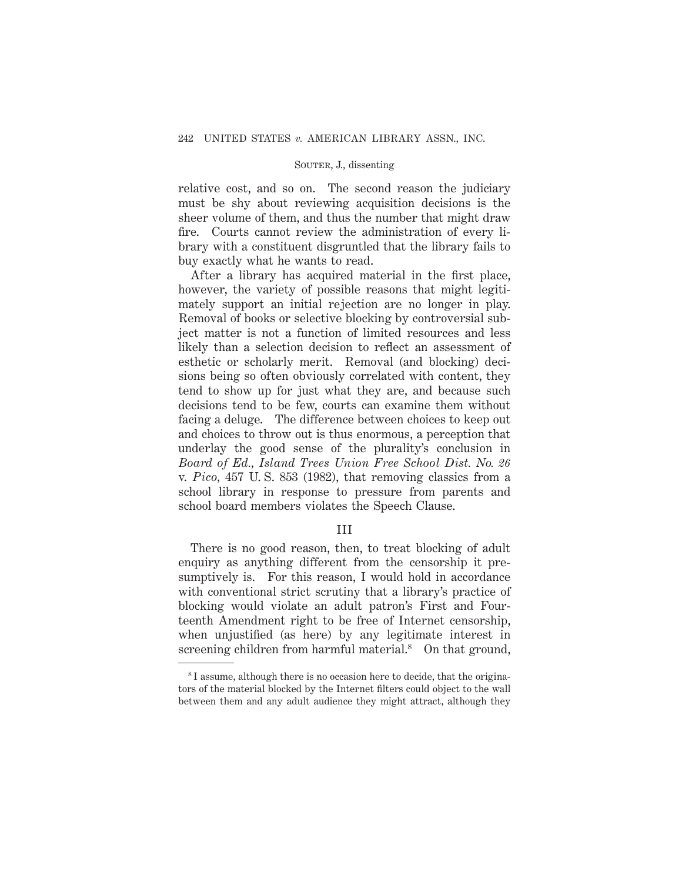relative cost, and so on. The second reason the judiciary must be shy about reviewing acquisition decisions is the sheer volume of them, and thus the number that might draw fire. Courts cannot review the administration of every library with a constituent disgruntled that the library fails to buy exactly what he wants to read.

After a library has acquired material in the first place, however, the variety of possible reasons that might legitimately support an initial rejection are no longer in play. Removal of books or selective blocking by controversial subject matter is not a function of limited resources and less likely than a selection decision to reflect an assessment of esthetic or scholarly merit. Removal (and blocking) decisions being so often obviously correlated with content, they tend to show up for just what they are, and because such decisions tend to be few, courts can examine them without facing a deluge. The difference between choices to keep out and choices to throw out is thus enormous, a perception that underlay the good sense of the plurality's conclusion in *Board of Ed., Island Trees Union Free School Dist. No. 26* v. *Pico*, 457 U. S. 853 (1982), that removing classics from a school library in response to pressure from parents and school board members violates the Speech Clause.

III

There is no good reason, then, to treat blocking of adult enquiry as anything different from the censorship it presumptively is. For this reason, I would hold in accordance with conventional strict scrutiny that a library's practice of blocking would violate an adult patron's First and Fourteenth Amendment right to be free of Internet censorship, when unjustified (as here) by any legitimate interest in screening children from harmful material.[8] On that ground,

[8] I assume, although there is no occasion here to decide, that the originators of the material blocked by the Internet filters could object to the wall between them and any adult audience they might attract, although they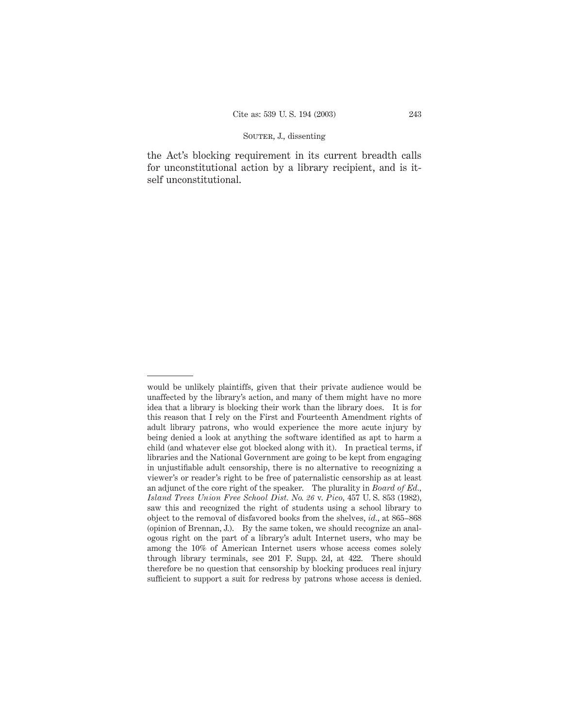the Act's blocking requirement in its current breadth calls for unconstitutional action by a library recipient, and is itself unconstitutional.

---

would be unlikely plaintiffs, given that their private audience would be unaffected by the library's action, and many of them might have no more idea that a library is blocking their work than the library does. It is for this reason that I rely on the First and Fourteenth Amendment rights of adult library patrons, who would experience the more acute injury by being denied a look at anything the software identified as apt to harm a child (and whatever else got blocked along with it). In practical terms, if libraries and the National Government are going to be kept from engaging in unjustifiable adult censorship, there is no alternative to recognizing a viewer's or reader's right to be free of paternalistic censorship as at least an adjunct of the core right of the speaker. The plurality in *Board of Ed., Island Trees Union Free School Dist. No. 26* v. *Pico*, 457 U. S. 853 (1982), saw this and recognized the right of students using a school library to object to the removal of disfavored books from the shelves, *id.*, at 865–868 (opinion of Brennan, J.). By the same token, we should recognize an analogous right on the part of a library's adult Internet users, who may be among the 10% of American Internet users whose access comes solely through library terminals, see 201 F. Supp. 2d, at 422. There should therefore be no question that censorship by blocking produces real injury sufficient to support a suit for redress by patrons whose access is denied.